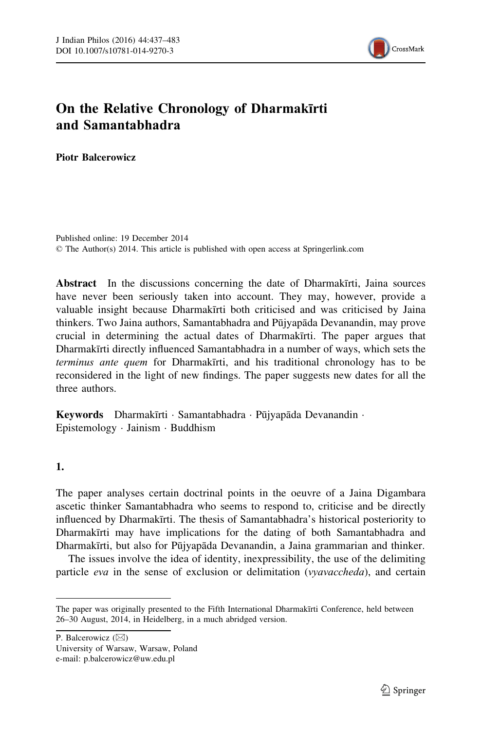# On the Relative Chronology of Dharmakīrti and Samantabhadra

**Piotr Balcerowicz**

Published online: 19 December 2014
© The Author(s) 2014. This article is published with open access at Springerlink.com

**Abstract** In the discussions concerning the date of Dharmakīrti, Jaina sources have never been seriously taken into account. They may, however, provide a valuable insight because Dharmakīrti both criticised and was criticised by Jaina thinkers. Two Jaina authors, Samantabhadra and Pūjyapāda Devanandin, may prove crucial in determining the actual dates of Dharmakīrti. The paper argues that Dharmakīrti directly influenced Samantabhadra in a number of ways, which sets the *terminus ante quem* for Dharmakīrti, and his traditional chronology has to be reconsidered in the light of new findings. The paper suggests new dates for all the three authors.

**Keywords** Dharmakīrti · Samantabhadra · Pūjyapāda Devanandin · Epistemology · Jainism · Buddhism

## 1.

The paper analyses certain doctrinal points in the oeuvre of a Jaina Digambara ascetic thinker Samantabhadra who seems to respond to, criticise and be directly influenced by Dharmakīrti. The thesis of Samantabhadra's historical posteriority to Dharmakīrti may have implications for the dating of both Samantabhadra and Dharmakīrti, but also for Pūjyapāda Devanandin, a Jaina grammarian and thinker.

The issues involve the idea of identity, inexpressibility, the use of the delimiting particle *eva* in the sense of exclusion or delimitation (*vyavaccheda*), and certain

---

The paper was originally presented to the Fifth International Dharmakīrti Conference, held between 26–30 August, 2014, in Heidelberg, in a much abridged version.

P. Balcerowicz (✉)
University of Warsaw, Warsaw, Poland
e-mail: p.balcerowicz@uw.edu.pl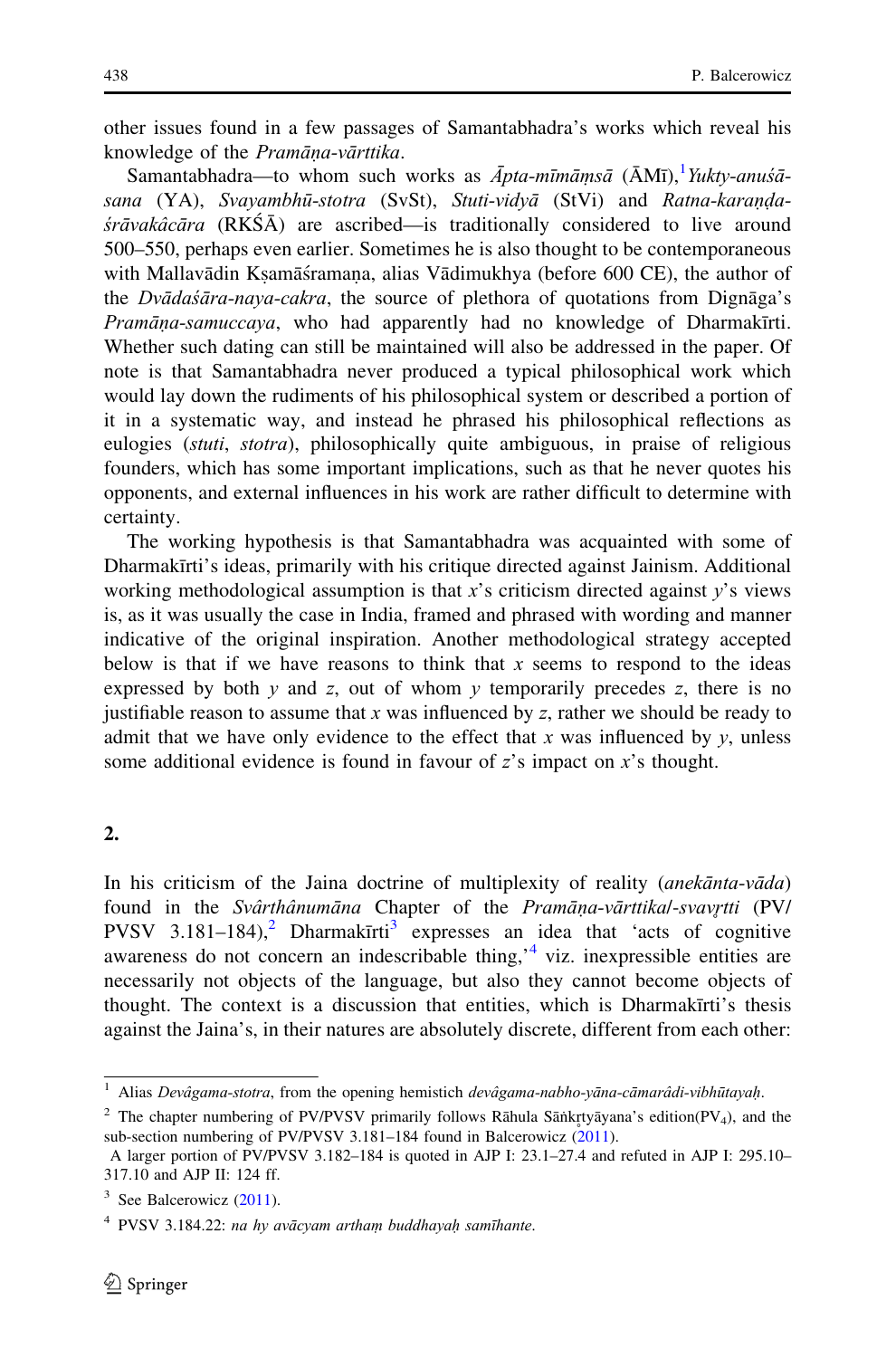other issues found in a few passages of Samantabhadra's works which reveal his knowledge of the *Pramāṇa-vārttika*.

Samantabhadra—to whom such works as *Āpta-mīmāṃsā* (ĀMī),[1] *Yukty-anuśāsana* (YA), *Svayambhū-stotra* (SvSt), *Stuti-vidyā* (StVi) and *Ratna-karaṇḍa-śrāvakâcāra* (RKŚĀ) are ascribed—is traditionally considered to live around 500–550, perhaps even earlier. Sometimes he is also thought to be contemporaneous with Mallavādin Kṣamāśramaṇa, alias Vādimukhya (before 600 CE), the author of the *Dvādaśāra-naya-cakra*, the source of plethora of quotations from Dignāga's *Pramāṇa-samuccaya*, who had apparently had no knowledge of Dharmakīrti. Whether such dating can still be maintained will also be addressed in the paper. Of note is that Samantabhadra never produced a typical philosophical work which would lay down the rudiments of his philosophical system or described a portion of it in a systematic way, and instead he phrased his philosophical reflections as eulogies (*stuti*, *stotra*), philosophically quite ambiguous, in praise of religious founders, which has some important implications, such as that he never quotes his opponents, and external influences in his work are rather difficult to determine with certainty.

The working hypothesis is that Samantabhadra was acquainted with some of Dharmakīrti's ideas, primarily with his critique directed against Jainism. Additional working methodological assumption is that *x*'s criticism directed against *y*'s views is, as it was usually the case in India, framed and phrased with wording and manner indicative of the original inspiration. Another methodological strategy accepted below is that if we have reasons to think that *x* seems to respond to the ideas expressed by both *y* and *z*, out of whom *y* temporarily precedes *z*, there is no justifiable reason to assume that *x* was influenced by *z*, rather we should be ready to admit that we have only evidence to the effect that *x* was influenced by *y*, unless some additional evidence is found in favour of *z*'s impact on *x*'s thought.

## 2.

In his criticism of the Jaina doctrine of multiplexity of reality (*anekānta-vāda*) found in the *Svârthânumāna* Chapter of the *Pramāṇa-vārttika*/-*svavṛtti* (PV/PVSV 3.181–184),[2] Dharmakīrti[3] expresses an idea that 'acts of cognitive awareness do not concern an indescribable thing,'[4] viz. inexpressible entities are necessarily not objects of the language, but also they cannot become objects of thought. The context is a discussion that entities, which is Dharmakīrti's thesis against the Jaina's, in their natures are absolutely discrete, different from each other:

---

[1] Alias *Devâgama-stotra*, from the opening hemistich *devâgama-nabho-yāna-cāmarâdi-vibhūtayaḥ*.

[2] The chapter numbering of PV/PVSV primarily follows Rāhula Sāṅkṛtyāyana's edition(PV₄), and the sub-section numbering of PV/PVSV 3.181–184 found in Balcerowicz (2011).

A larger portion of PV/PVSV 3.182–184 is quoted in AJP I: 23.1–27.4 and refuted in AJP I: 295.10–317.10 and AJP II: 124 ff.

[3] See Balcerowicz (2011).

[4] PVSV 3.184.22: *na hy avācyam arthaṃ buddhayaḥ samīhante*.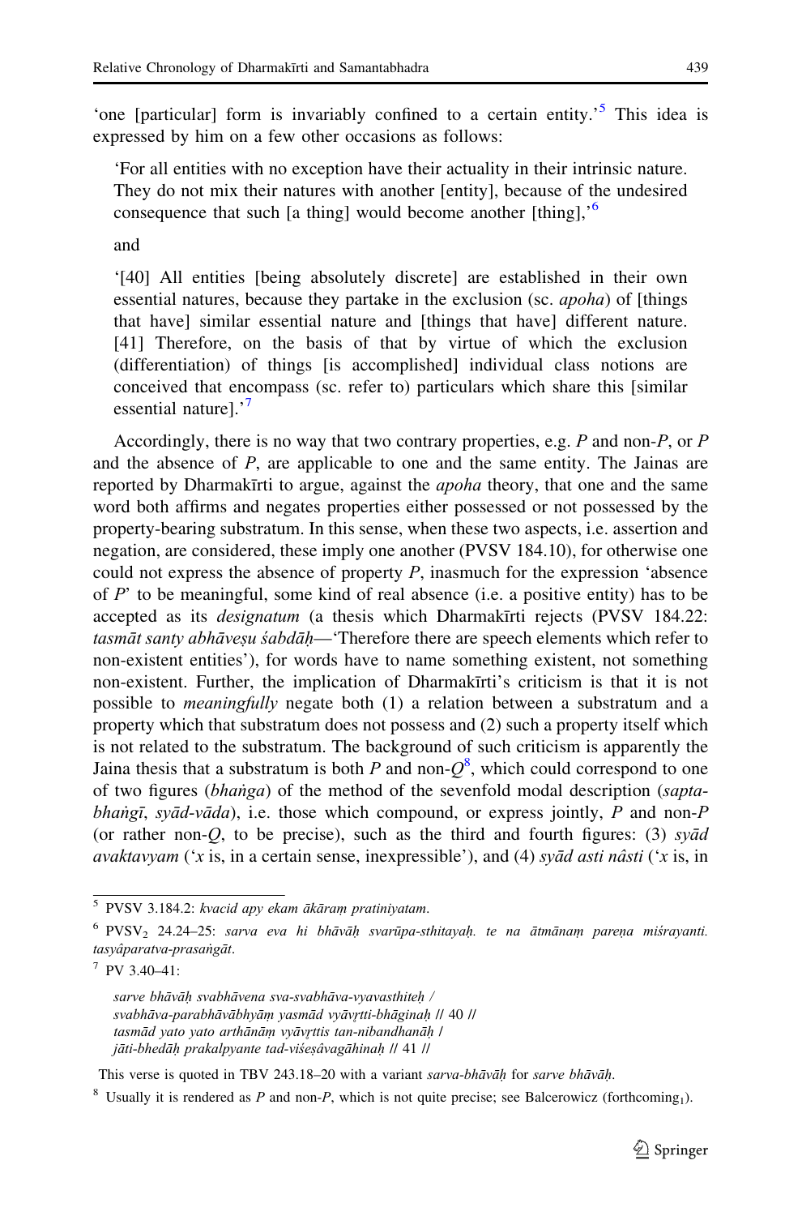'one [particular] form is invariably confined to a certain entity.'[5] This idea is expressed by him on a few other occasions as follows:

> 'For all entities with no exception have their actuality in their intrinsic nature. They do not mix their natures with another [entity], because of the undesired consequence that such [a thing] would become another [thing],'[6]
>
> and
>
> '[40] All entities [being absolutely discrete] are established in their own essential natures, because they partake in the exclusion (sc. *apoha*) of [things that have] similar essential nature and [things that have] different nature. [41] Therefore, on the basis of that by virtue of which the exclusion (differentiation) of things [is accomplished] individual class notions are conceived that encompass (sc. refer to) particulars which share this [similar essential nature].'[7]

Accordingly, there is no way that two contrary properties, e.g. $P$ and non-$P$, or $P$ and the absence of $P$, are applicable to one and the same entity. The Jainas are reported by Dharmakīrti to argue, against the *apoha* theory, that one and the same word both affirms and negates properties either possessed or not possessed by the property-bearing substratum. In this sense, when these two aspects, i.e. assertion and negation, are considered, these imply one another (PVSV 184.10), for otherwise one could not express the absence of property $P$, inasmuch for the expression 'absence of $P$' to be meaningful, some kind of real absence (i.e. a positive entity) has to be accepted as its *designatum* (a thesis which Dharmakīrti rejects (PVSV 184.22: *tasmāt santy abhāveṣu śabdāḥ*—'Therefore there are speech elements which refer to non-existent entities'), for words have to name something existent, not something non-existent. Further, the implication of Dharmakīrti's criticism is that it is not possible to *meaningfully* negate both (1) a relation between a substratum and a property which that substratum does not possess and (2) such a property itself which is not related to the substratum. The background of such criticism is apparently the Jaina thesis that a substratum is both $P$ and non-$Q$[8], which could correspond to one of two figures (*bhaṅga*) of the method of the sevenfold modal description (*sapta-bhaṅgī*, *syād-vāda*), i.e. those which compound, or express jointly, $P$ and non-$P$ (or rather non-$Q$, to be precise), such as the third and fourth figures: (3) *syād avaktavyam* ('$x$ is, in a certain sense, inexpressible'), and (4) *syād asti nâsti* ('$x$ is, in

---

[5] PVSV 3.184.2: *kvacid apy ekam ākāraṃ pratiniyatam*.

[6] $\text{PVSV}_2$ 24.24–25: *sarva eva hi bhāvāḥ svarūpa-sthitayaḥ. te na ātmānaṃ pareṇa miśrayanti. tasyâparatva-prasaṅgāt*.

[7] PV 3.40–41:

*sarve bhāvāḥ svabhāvena sva-svabhāva-vyavasthiteḥ /*
*svabhāva-parabhāvābhyāṃ yasmād vyāvṛtti-bhāginaḥ // 40 //*
*tasmād yato yato arthānāṃ vyāvṛttis tan-nibandhanāḥ /*
*jāti-bhedāḥ prakalpyante tad-viśeṣâvagāhinaḥ // 41 //*

This verse is quoted in TBV 243.18–20 with a variant *sarva-bhāvāḥ* for *sarve bhāvāḥ*.

[8] Usually it is rendered as $P$ and non-$P$, which is not quite precise; see Balcerowicz (forthcoming$_1$).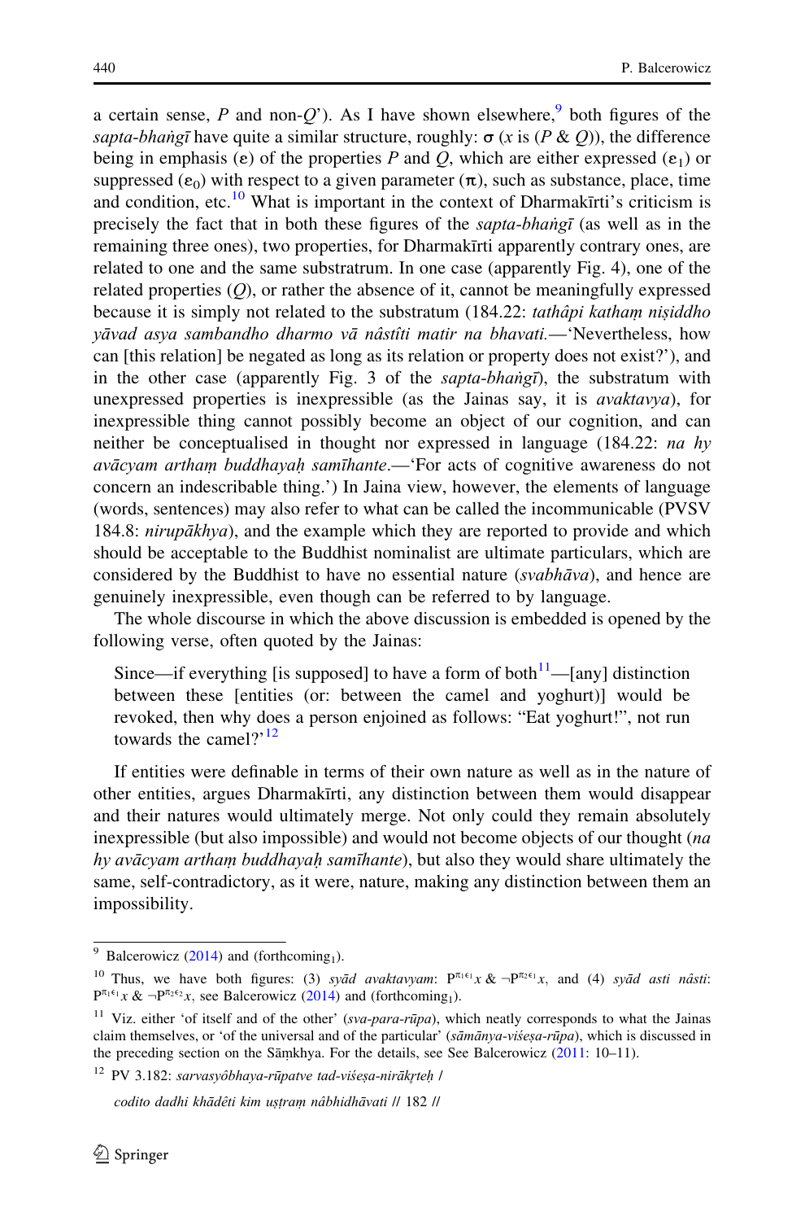a certain sense, *P* and non-*Q*'). As I have shown elsewhere,[9] both figures of the *sapta-bhaṅgī* have quite a similar structure, roughly: $\sigma$ (*x* is (*P* & *Q*)), the difference being in emphasis ($\varepsilon$) of the properties *P* and *Q*, which are either expressed ($\varepsilon_1$) or suppressed ($\varepsilon_0$) with respect to a given parameter ($\pi$), such as substance, place, time and condition, etc.[10] What is important in the context of Dharmakīrti's criticism is precisely the fact that in both these figures of the *sapta-bhaṅgī* (as well as in the remaining three ones), two properties, for Dharmakīrti apparently contrary ones, are related to one and the same substratum. In one case (apparently Fig. 4), one of the related properties (*Q*), or rather the absence of it, cannot be meaningfully expressed because it is simply not related to the substratum (184.22: *tathâpi kathaṃ niṣiddho yāvad asya sambandho dharmo vā nâstîti matir na bhavati.*—'Nevertheless, how can [this relation] be negated as long as its relation or property does not exist?'), and in the other case (apparently Fig. 3 of the *sapta-bhaṅgī*), the substratum with unexpressed properties is inexpressible (as the Jainas say, it is *avaktavya*), for inexpressible thing cannot possibly become an object of our cognition, and can neither be conceptualised in thought nor expressed in language (184.22: *na hy avācyam arthaṃ buddhayaḥ samīhante.*—'For acts of cognitive awareness do not concern an indescribable thing.') In Jaina view, however, the elements of language (words, sentences) may also refer to what can be called the incommunicable (PVSV 184.8: *nirupākhya*), and the example which they are reported to provide and which should be acceptable to the Buddhist nominalist are ultimate particulars, which are considered by the Buddhist to have no essential nature (*svabhāva*), and hence are genuinely inexpressible, even though can be referred to by language.

The whole discourse in which the above discussion is embedded is opened by the following verse, often quoted by the Jainas:

> Since—if everything [is supposed] to have a form of both[11]—[any] distinction between these [entities (or: between the camel and yoghurt)] would be revoked, then why does a person enjoined as follows: "Eat yoghurt!", not run towards the camel?'[12]

If entities were definable in terms of their own nature as well as in the nature of other entities, argues Dharmakīrti, any distinction between them would disappear and their natures would ultimately merge. Not only could they remain absolutely inexpressible (but also impossible) and would not become objects of our thought (*na hy avācyam arthaṃ buddhayaḥ samīhante*), but also they would share ultimately the same, self-contradictory, as it were, nature, making any distinction between them an impossibility.

---

[9] Balcerowicz (2014) and (forthcoming$_1$).

[10] Thus, we have both figures: (3) *syād avaktavyam*: $P^{\pi_1\varepsilon_1}x$ & $\neg P^{\pi_2\varepsilon_1}x$, and (4) *syād asti nâsti*: $P^{\pi_1\varepsilon_1}x$ & $\neg P^{\pi_2\varepsilon_2}x$, see Balcerowicz (2014) and (forthcoming$_1$).

[11] Viz. either 'of itself and of the other' (*sva-para-rūpa*), which neatly corresponds to what the Jainas claim themselves, or 'of the universal and of the particular' (*sāmānya-viśeṣa-rūpa*), which is discussed in the preceding section on the Sāṃkhya. For the details, see See Balcerowicz (2011: 10–11).

[12] PV 3.182: *sarvasyôbhaya-rūpatve tad-viśeṣa-nirākṛteḥ* /

*codito dadhi khādêti kim uṣṭraṃ nâbhidhāvati* // 182 //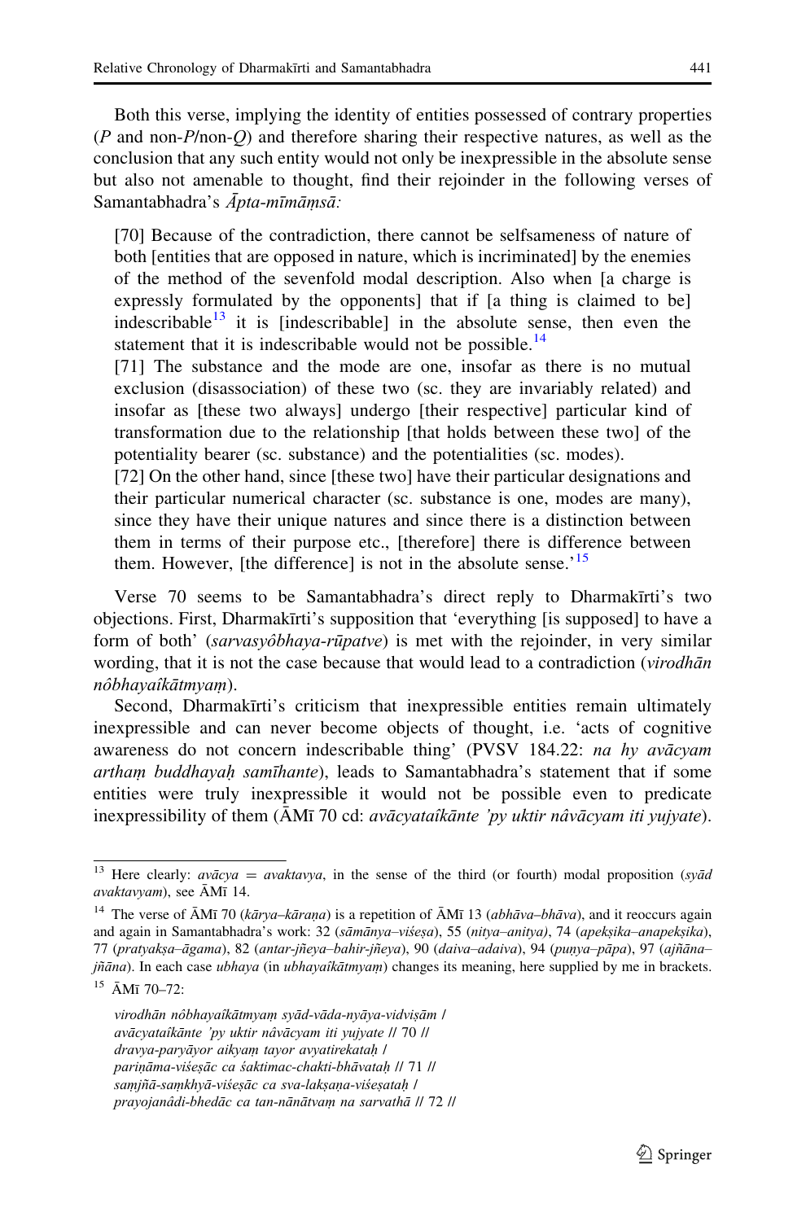Both this verse, implying the identity of entities possessed of contrary properties ($P$ and non-$P$/non-$Q$) and therefore sharing their respective natures, as well as the conclusion that any such entity would not only be inexpressible in the absolute sense but also not amenable to thought, find their rejoinder in the following verses of Samantabhadra's *Āpta-mīmāṃsā:*

> [70] Because of the contradiction, there cannot be selfsameness of nature of both [entities that are opposed in nature, which is incriminated] by the enemies of the method of the sevenfold modal description. Also when [a charge is expressly formulated by the opponents] that if [a thing is claimed to be] indescribable[13] it is [indescribable] in the absolute sense, then even the statement that it is indescribable would not be possible.[14]
>
> [71] The substance and the mode are one, insofar as there is no mutual exclusion (disassociation) of these two (sc. they are invariably related) and insofar as [these two always] undergo [their respective] particular kind of transformation due to the relationship [that holds between these two] of the potentiality bearer (sc. substance) and the potentialities (sc. modes).
>
> [72] On the other hand, since [these two] have their particular designations and their particular numerical character (sc. substance is one, modes are many), since they have their unique natures and since there is a distinction between them in terms of their purpose etc., [therefore] there is difference between them. However, [the difference] is not in the absolute sense.'[15]

Verse 70 seems to be Samantabhadra's direct reply to Dharmakīrti's two objections. First, Dharmakīrti's supposition that 'everything [is supposed] to have a form of both' (*sarvasyôbhaya-rūpatve*) is met with the rejoinder, in very similar wording, that it is not the case because that would lead to a contradiction (*virodhān nôbhayaîkātmyaṃ*).

Second, Dharmakīrti's criticism that inexpressible entities remain ultimately inexpressible and can never become objects of thought, i.e. 'acts of cognitive awareness do not concern indescribable thing' (PVSV 184.22: *na hy avācyam arthaṃ buddhayaḥ samīhante*), leads to Samantabhadra's statement that if some entities were truly inexpressible it would not be possible even to predicate inexpressibility of them (ĀMī 70 cd: *avācyataîkānte 'py uktir nâvācyam iti yujyate*).

---

[13] Here clearly: *avācya* = *avaktavya*, in the sense of the third (or fourth) modal proposition (*syād avaktavyam*), see ĀMī 14.

[14] The verse of ĀMī 70 (*kārya–kāraṇa*) is a repetition of ĀMī 13 (*abhāva–bhāva*), and it reoccurs again and again in Samantabhadra's work: 32 (*sāmānya–viśeṣa*), 55 (*nitya–anitya*), 74 (*apekṣika–anapekṣika*), 77 (*pratyakṣa–āgama*), 82 (*antar-jñeya–bahir-jñeya*), 90 (*daiva–adaiva*), 94 (*puṇya–pāpa*), 97 (*ajñāna–jñāna*). In each case *ubhaya* (in *ubhayaîkātmyaṃ*) changes its meaning, here supplied by me in brackets.

[15] ĀMī 70–72:

*virodhān nôbhayaîkātmyaṃ syād-vāda-nyāya-vidviṣām /*
*avācyataîkānte 'py uktir nâvācyam iti yujyate // 70 //*
*dravya-paryāyor aikyaṃ tayor avyatirekataḥ /*
*pariṇāma-viśeṣāc ca śaktimac-chakti-bhāvataḥ // 71 //*
*saṃjñā-saṃkhyā-viśeṣāc ca sva-lakṣaṇa-viśeṣataḥ /*
*prayojanâdi-bhedāc ca tan-nānātvaṃ na sarvathā // 72 //*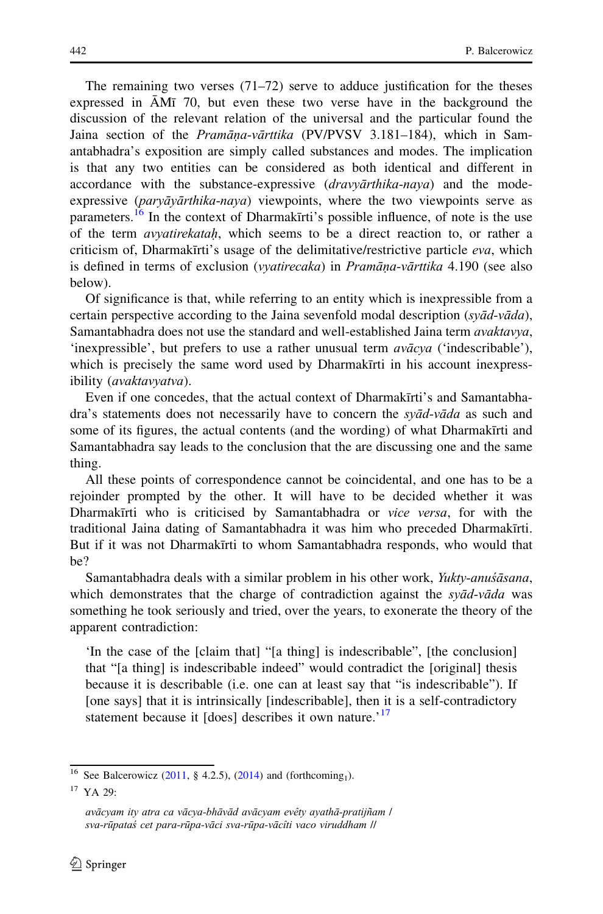The remaining two verses (71–72) serve to adduce justification for the theses expressed in ĀMī 70, but even these two verse have in the background the discussion of the relevant relation of the universal and the particular found the Jaina section of the *Pramāṇa-vārttika* (PV/PVSV 3.181–184), which in Samantabhadra's exposition are simply called substances and modes. The implication is that any two entities can be considered as both identical and different in accordance with the substance-expressive (*dravyārthika-naya*) and the mode-expressive (*paryāyārthika-naya*) viewpoints, where the two viewpoints serve as parameters.[16] In the context of Dharmakīrti's possible influence, of note is the use of the term *avyatirekataḥ*, which seems to be a direct reaction to, or rather a criticism of, Dharmakīrti's usage of the delimitative/restrictive particle *eva*, which is defined in terms of exclusion (*vyatirecaka*) in *Pramāṇa-vārttika* 4.190 (see also below).

Of significance is that, while referring to an entity which is inexpressible from a certain perspective according to the Jaina sevenfold modal description (*syād-vāda*), Samantabhadra does not use the standard and well-established Jaina term *avaktavya*, 'inexpressible', but prefers to use a rather unusual term *avācya* ('indescribable'), which is precisely the same word used by Dharmakīrti in his account inexpressibility (*avaktavyatva*).

Even if one concedes, that the actual context of Dharmakīrti's and Samantabhadra's statements does not necessarily have to concern the *syād-vāda* as such and some of its figures, the actual contents (and the wording) of what Dharmakīrti and Samantabhadra say leads to the conclusion that the are discussing one and the same thing.

All these points of correspondence cannot be coincidental, and one has to be a rejoinder prompted by the other. It will have to be decided whether it was Dharmakīrti who is criticised by Samantabhadra or *vice versa*, for with the traditional Jaina dating of Samantabhadra it was him who preceded Dharmakīrti. But if it was not Dharmakīrti to whom Samantabhadra responds, who would that be?

Samantabhadra deals with a similar problem in his other work, *Yukty-anuśāsana*, which demonstrates that the charge of contradiction against the *syād-vāda* was something he took seriously and tried, over the years, to exonerate the theory of the apparent contradiction:

> 'In the case of the [claim that] "[a thing] is indescribable", [the conclusion] that "[a thing] is indescribable indeed" would contradict the [original] thesis because it is describable (i.e. one can at least say that "is indescribable"). If [one says] that it is intrinsically [indescribable], then it is a self-contradictory statement because it [does] describes it own nature.'[17]

---

[16] See Balcerowicz (2011, § 4.2.5), (2014) and (forthcoming$_1$).

[17] YA 29:

*avācyam ity atra ca vācya-bhāvād avācyam evêty ayathā-pratijñam /*
*sva-rūpataś cet para-rūpa-vāci sva-rūpa-vācîti vaco viruddham //*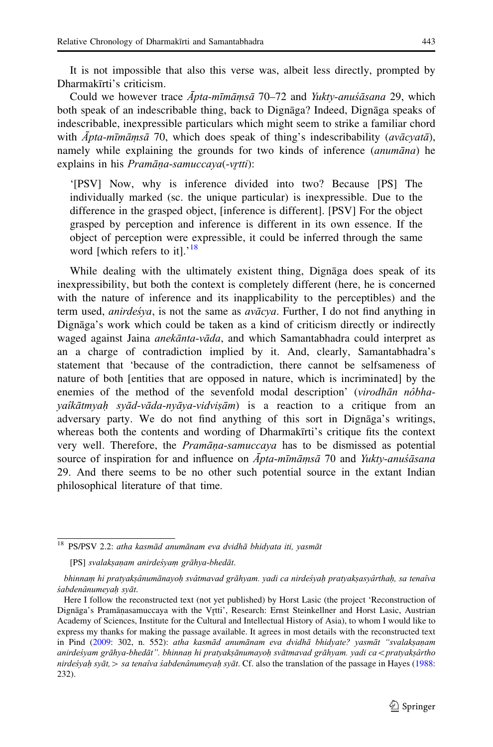It is not impossible that also this verse was, albeit less directly, prompted by Dharmakīrti's criticism.

Could we however trace *Āpta-mīmāṃsā* 70–72 and *Yukty-anuśāsana* 29, which both speak of an indescribable thing, back to Dignāga? Indeed, Dignāga speaks of indescribable, inexpressible particulars which might seem to strike a familiar chord with *Āpta-mīmāṃsā* 70, which does speak of thing's indescribability (*avācyatā*), namely while explaining the grounds for two kinds of inference (*anumāna*) he explains in his *Pramāṇa-samuccaya*(*-vṛtti*):

> '[PSV] Now, why is inference divided into two? Because [PS] The individually marked (sc. the unique particular) is inexpressible. Due to the difference in the grasped object, [inference is different]. [PSV] For the object grasped by perception and inference is different in its own essence. If the object of perception were expressible, it could be inferred through the same word [which refers to it].'[18]

While dealing with the ultimately existent thing, Dignāga does speak of its inexpressibility, but both the context is completely different (here, he is concerned with the nature of inference and its inapplicability to the perceptibles) and the term used, *anirdeśya*, is not the same as *avācya*. Further, I do not find anything in Dignāga's work which could be taken as a kind of criticism directly or indirectly waged against Jaina *anekānta-vāda*, and which Samantabhadra could interpret as an a charge of contradiction implied by it. And, clearly, Samantabhadra's statement that 'because of the contradiction, there cannot be selfsameness of nature of both [entities that are opposed in nature, which is incriminated] by the enemies of the method of the sevenfold modal description' (*virodhān nôbha-yaîkātmyaḥ syād-vāda-nyāya-vidviṣām*) is a reaction to a critique from an adversary party. We do not find anything of this sort in Dignāga's writings, whereas both the contents and wording of Dharmakīrti's critique fits the context very well. Therefore, the *Pramāṇa-samuccaya* has to be dismissed as potential source of inspiration for and influence on *Āpta-mīmāṃsā* 70 and *Yukty-anuśāsana* 29. And there seems to be no other such potential source in the extant Indian philosophical literature of that time.

---

[18] PS/PSV 2.2: *atha kasmād anumānam eva dvidhā bhidyata iti, yasmāt*

[PS] *svalakṣaṇam anirdeśyaṃ grāhya-bhedāt.*

*bhinnaṃ hi pratyakṣânumānayoḥ svâtmavad grāhyam. yadi ca nirdeśyaḥ pratyakṣasyârthaḥ, sa tenaîva śabdenânumeyaḥ syāt.*

Here I follow the reconstructed text (not yet published) by Horst Lasic (the project 'Reconstruction of Dignāga's Pramāṇasamuccaya with the Vṛtti', Research: Ernst Steinkellner and Horst Lasic, Austrian Academy of Sciences, Institute for the Cultural and Intellectual History of Asia), to whom I would like to express my thanks for making the passage available. It agrees in most details with the reconstructed text in Pind (2009: 302, n. 552): *atha kasmād anumānam eva dvidhā bhidyate? yasmāt "svalakṣaṇam anirdeśyam grāhya-bhedāt". bhinnaṃ hi pratyakṣānumayoḥ svātmavad grāhyam. yadi ca <pratyakṣârtho nirdeśyaḥ syāt,> sa tenaîva śabdenânumeyaḥ syāt.* Cf. also the translation of the passage in Hayes (1988: 232).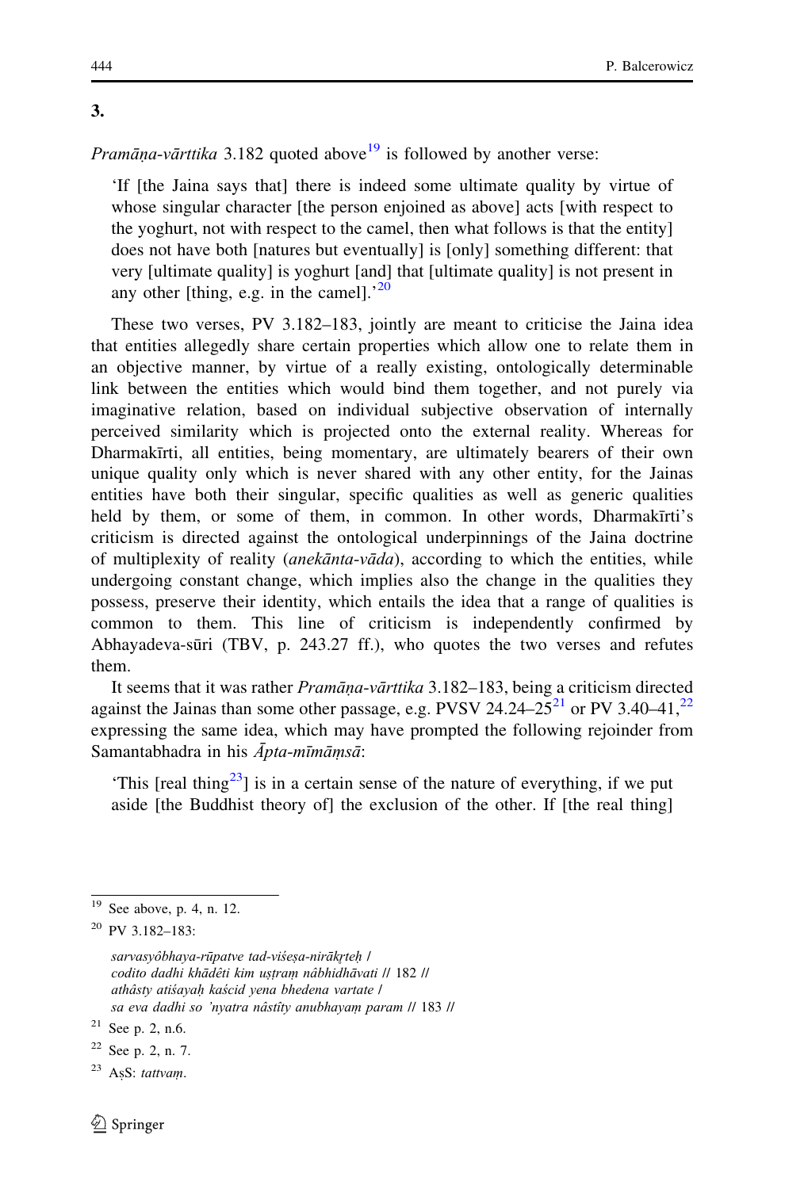### 3.

*Pramāṇa-vārttika* 3.182 quoted above[19] is followed by another verse:

> 'If [the Jaina says that] there is indeed some ultimate quality by virtue of whose singular character [the person enjoined as above] acts [with respect to the yoghurt, not with respect to the camel, then what follows is that the entity] does not have both [natures but eventually] is [only] something different: that very [ultimate quality] is yoghurt [and] that [ultimate quality] is not present in any other [thing, e.g. in the camel].'[20]

These two verses, PV 3.182–183, jointly are meant to criticise the Jaina idea that entities allegedly share certain properties which allow one to relate them in an objective manner, by virtue of a really existing, ontologically determinable link between the entities which would bind them together, and not purely via imaginative relation, based on individual subjective observation of internally perceived similarity which is projected onto the external reality. Whereas for Dharmakīrti, all entities, being momentary, are ultimately bearers of their own unique quality only which is never shared with any other entity, for the Jainas entities have both their singular, specific qualities as well as generic qualities held by them, or some of them, in common. In other words, Dharmakīrti's criticism is directed against the ontological underpinnings of the Jaina doctrine of multiplexity of reality (*anekānta-vāda*), according to which the entities, while undergoing constant change, which implies also the change in the qualities they possess, preserve their identity, which entails the idea that a range of qualities is common to them. This line of criticism is independently confirmed by Abhayadeva-sūri (TBV, p. 243.27 ff.), who quotes the two verses and refutes them.

It seems that it was rather *Pramāṇa-vārttika* 3.182–183, being a criticism directed against the Jainas than some other passage, e.g. PVSV 24.24–25[21] or PV 3.40–41,[22] expressing the same idea, which may have prompted the following rejoinder from Samantabhadra in his *Āpta-mīmāṃsā*:

> 'This [real thing[23]] is in a certain sense of the nature of everything, if we put aside [the Buddhist theory of] the exclusion of the other. If [the real thing]

---

[19] See above, p. 4, n. 12.

[20] PV 3.182–183:

*sarvasyôbhaya-rūpatve tad-viśeṣa-nirākṛteḥ /*
*codito dadhi khādêti kim uṣṭraṃ nâbhidhāvati // 182 //*
*athâsty atiśayaḥ kaścid yena bhedena vartate /*
*sa eva dadhi so 'nyatra nâstîty anubhayaṃ param // 183 //*

[21] See p. 2, n.6.

[22] See p. 2, n. 7.

[23] AṣS: *tattvaṃ*.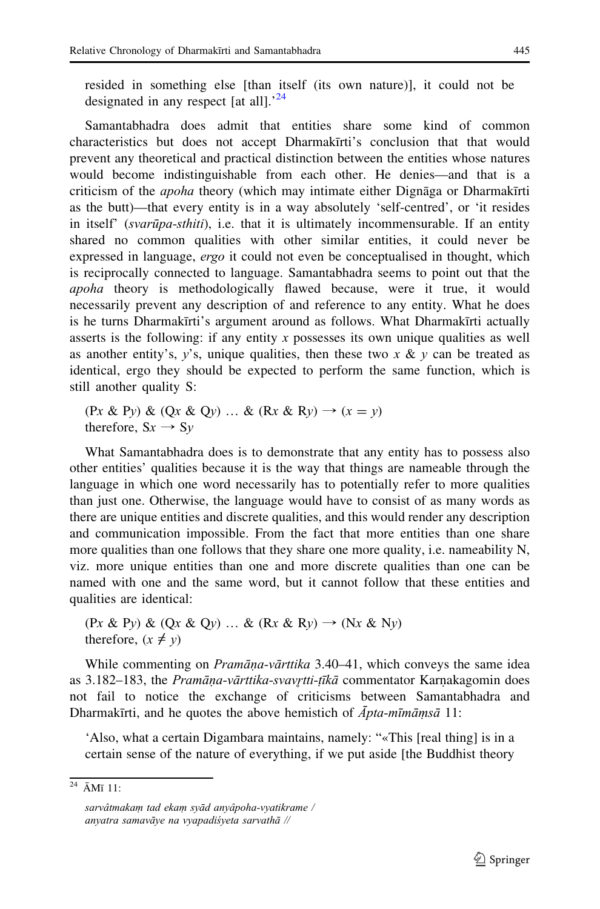resided in something else [than itself (its own nature)], it could not be designated in any respect [at all].'[24]

Samantabhadra does admit that entities share some kind of common characteristics but does not accept Dharmakīrti's conclusion that that would prevent any theoretical and practical distinction between the entities whose natures would become indistinguishable from each other. He denies—and that is a criticism of the *apoha* theory (which may intimate either Dignāga or Dharmakīrti as the butt)—that every entity is in a way absolutely 'self-centred', or 'it resides in itself' (*svarūpa-sthiti*), i.e. that it is ultimately incommensurable. If an entity shared no common qualities with other similar entities, it could never be expressed in language, *ergo* it could not even be conceptualised in thought, which is reciprocally connected to language. Samantabhadra seems to point out that the *apoha* theory is methodologically flawed because, were it true, it would necessarily prevent any description of and reference to any entity. What he does is he turns Dharmakīrti's argument around as follows. What Dharmakīrti actually asserts is the following: if any entity $x$ possesses its own unique qualities as well as another entity's, $y$'s, unique qualities, then these two $x$ & $y$ can be treated as identical, ergo they should be expected to perform the same function, which is still another quality S:

$(Px \,\&\, Py) \,\&\, (Qx \,\&\, Qy) \ldots \,\&\, (Rx \,\&\, Ry) \rightarrow (x = y)$
therefore, $Sx \rightarrow Sy$

What Samantabhadra does is to demonstrate that any entity has to possess also other entities' qualities because it is the way that things are nameable through the language in which one word necessarily has to potentially refer to more qualities than just one. Otherwise, the language would have to consist of as many words as there are unique entities and discrete qualities, and this would render any description and communication impossible. From the fact that more entities than one share more qualities than one follows that they share one more quality, i.e. nameability N, viz. more unique entities than one and more discrete qualities than one can be named with one and the same word, but it cannot follow that these entities and qualities are identical:

$(Px \,\&\, Py) \,\&\, (Qx \,\&\, Qy) \ldots \,\&\, (Rx \,\&\, Ry) \rightarrow (Nx \,\&\, Ny)$
therefore, $(x \neq y)$

While commenting on *Pramāṇa-vārttika* 3.40–41, which conveys the same idea as 3.182–183, the *Pramāṇa-vārttika-svavṛtti-ṭīkā* commentator Karṇakagomin does not fail to notice the exchange of criticisms between Samantabhadra and Dharmakīrti, and he quotes the above hemistich of *Āpta-mīmāṃsā* 11:

'Also, what a certain Digambara maintains, namely: "«This [real thing] is in a certain sense of the nature of everything, if we put aside [the Buddhist theory

---

[24] ĀMī 11:

*sarvâtmakaṃ tad ekaṃ syād anyâpoha-vyatikrame /*
*anyatra samavāye na vyapadiśyeta sarvathā //*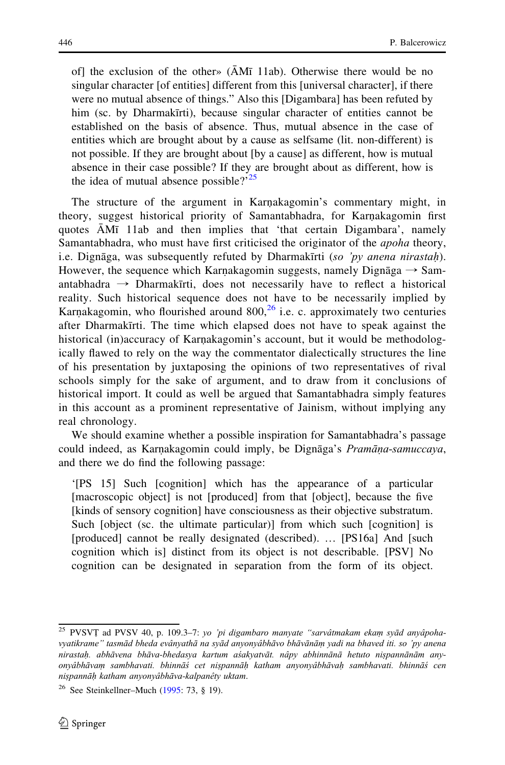of] the exclusion of the other» (ĀMī 11ab). Otherwise there would be no singular character [of entities] different from this [universal character], if there were no mutual absence of things." Also this [Digambara] has been refuted by him (sc. by Dharmakīrti), because singular character of entities cannot be established on the basis of absence. Thus, mutual absence in the case of entities which are brought about by a cause as selfsame (lit. non-different) is not possible. If they are brought about [by a cause] as different, how is mutual absence in their case possible? If they are brought about as different, how is the idea of mutual absence possible?'[25]

The structure of the argument in Karṇakagomin's commentary might, in theory, suggest historical priority of Samantabhadra, for Karṇakagomin first quotes ĀMī 11ab and then implies that 'that certain Digambara', namely Samantabhadra, who must have first criticised the originator of the *apoha* theory, i.e. Dignāga, was subsequently refuted by Dharmakīrti (*so 'py anena nirastaḥ*). However, the sequence which Karṇakagomin suggests, namely Dignāga → Samantabhadra → Dharmakīrti, does not necessarily have to reflect a historical reality. Such historical sequence does not have to be necessarily implied by Karṇakagomin, who flourished around 800,[26] i.e. c. approximately two centuries after Dharmakīrti. The time which elapsed does not have to speak against the historical (in)accuracy of Karṇakagomin's account, but it would be methodologically flawed to rely on the way the commentator dialectically structures the line of his presentation by juxtaposing the opinions of two representatives of rival schools simply for the sake of argument, and to draw from it conclusions of historical import. It could as well be argued that Samantabhadra simply features in this account as a prominent representative of Jainism, without implying any real chronology.

We should examine whether a possible inspiration for Samantabhadra's passage could indeed, as Karṇakagomin could imply, be Dignāga's *Pramāṇa-samuccaya*, and there we do find the following passage:

> '[PS 15] Such [cognition] which has the appearance of a particular [macroscopic object] is not [produced] from that [object], because the five [kinds of sensory cognition] have consciousness as their objective substratum. Such [object (sc. the ultimate particular)] from which such [cognition] is [produced] cannot be really designated (described). … [PS16a] And [such cognition which is] distinct from its object is not describable. [PSV] No cognition can be designated in separation from the form of its object.

---

[25] PVSVṬ ad PVSV 40, p. 109.3–7: *yo 'pi digambaro manyate "sarvâtmakam ekaṃ syād anyâpoha-vyatikrame" tasmād bheda evânyathā na syād anyonyâbhāvo bhāvānāṃ yadi na bhaved iti. so 'py anena nirastaḥ. abhāvena bhāva-bhedasya kartum aśakyatvāt. nâpy abhinnānā hetuto niṣpannānām any-onyâbhāvaṃ sambhavati. bhinnāś cet niṣpannāḥ katham anyonyâbhāvaḥ sambhavati. bhinnāś cen niṣpannāḥ katham anyonyâbhāva-kalpanêty uktam.*

[26] See Steinkellner–Much (1995: 73, § 19).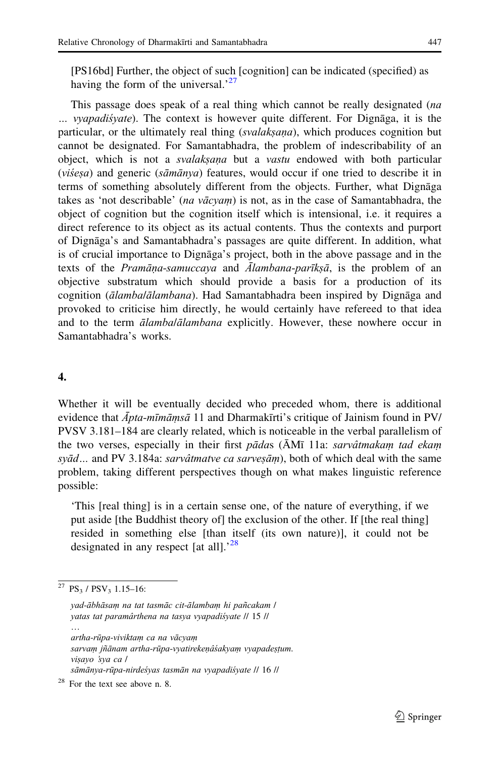[PS16bd] Further, the object of such [cognition] can be indicated (specified) as having the form of the universal.'[27]

This passage does speak of a real thing which cannot be really designated (*na … vyapadiśyate*). The context is however quite different. For Dignāga, it is the particular, or the ultimately real thing (*svalakṣaṇa*), which produces cognition but cannot be designated. For Samantabhadra, the problem of indescribability of an object, which is not a *svalakṣaṇa* but a *vastu* endowed with both particular (*viśeṣa*) and generic (*sāmānya*) features, would occur if one tried to describe it in terms of something absolutely different from the objects. Further, what Dignāga takes as 'not describable' (*na vācyaṃ*) is not, as in the case of Samantabhadra, the object of cognition but the cognition itself which is intensional, i.e. it requires a direct reference to its object as its actual contents. Thus the contexts and purport of Dignāga's and Samantabhadra's passages are quite different. In addition, what is of crucial importance to Dignāga's project, both in the above passage and in the texts of the *Pramāṇa-samuccaya* and *Ālambana-parīkṣā*, is the problem of an objective substratum which should provide a basis for a production of its cognition (*ālamba/ālambana*). Had Samantabhadra been inspired by Dignāga and provoked to criticise him directly, he would certainly have refereed to that idea and to the term *ālamba/ālambana* explicitly. However, these nowhere occur in Samantabhadra's works.

## 4.

Whether it will be eventually decided who preceded whom, there is additional evidence that *Āpta-mīmāṃsā* 11 and Dharmakīrti's critique of Jainism found in PV/PVSV 3.181–184 are clearly related, which is noticeable in the verbal parallelism of the two verses, especially in their first *pāda*s (ĀMī 11a: *sarvâtmakaṃ tad ekaṃ syād*… and PV 3.184a: *sarvâtmatve ca sarveṣām*), both of which deal with the same problem, taking different perspectives though on what makes linguistic reference possible:

> 'This [real thing] is in a certain sense one, of the nature of everything, if we put aside [the Buddhist theory of] the exclusion of the other. If [the real thing] resided in something else [than itself (its own nature)], it could not be designated in any respect [at all].'[28]

---

[27] $PS_3$ / $PSV_3$ 1.15–16:

*yad-ābhāsaṃ na tat tasmāc cit-ālambaṃ hi pañcakam /*
*yatas tat paramârthena na tasya vyapadiśyate // 15 //*
…
*artha-rūpa-viviktaṃ ca na vācyaṃ*
*sarvaṃ jñānam artha-rūpa-vyatirekeṇâśakyaṃ vyapadeṣṭum.*
*viṣayo 'sya ca /*
*sāmānya-rūpa-nirdeśyas tasmān na vyapadiśyate // 16 //*

[28] For the text see above n. 8.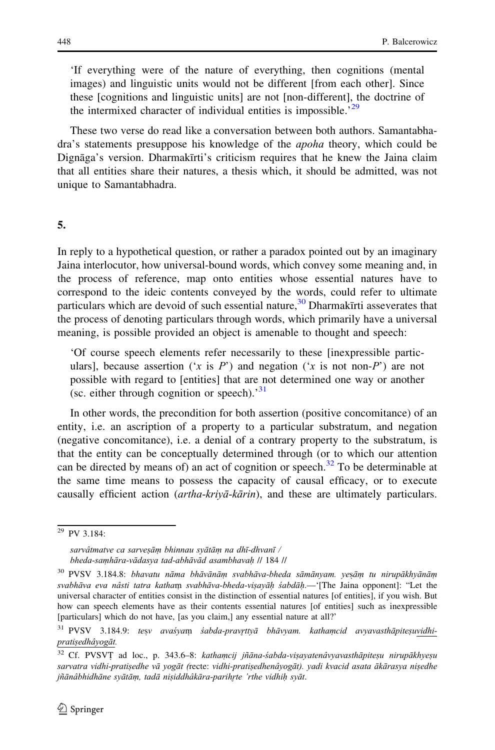'If everything were of the nature of everything, then cognitions (mental images) and linguistic units would not be different [from each other]. Since these [cognitions and linguistic units] are not [non-different], the doctrine of the intermixed character of individual entities is impossible.'[29]

These two verse do read like a conversation between both authors. Samantabhadra's statements presuppose his knowledge of the *apoha* theory, which could be Dignāga's version. Dharmakīrti's criticism requires that he knew the Jaina claim that all entities share their natures, a thesis which, it should be admitted, was not unique to Samantabhadra.

## 5.

In reply to a hypothetical question, or rather a paradox pointed out by an imaginary Jaina interlocutor, how universal-bound words, which convey some meaning and, in the process of reference, map onto entities whose essential natures have to correspond to the ideic contents conveyed by the words, could refer to ultimate particulars which are devoid of such essential nature,[30] Dharmakīrti asseverates that the process of denoting particulars through words, which primarily have a universal meaning, is possible provided an object is amenable to thought and speech:

> 'Of course speech elements refer necessarily to these [inexpressible particulars], because assertion ('*x* is *P*') and negation ('*x* is not non-*P*') are not possible with regard to [entities] that are not determined one way or another (sc. either through cognition or speech).'[31]

In other words, the precondition for both assertion (positive concomitance) of an entity, i.e. an ascription of a property to a particular substratum, and negation (negative concomitance), i.e. a denial of a contrary property to the substratum, is that the entity can be conceptually determined through (or to which our attention can be directed by means of) an act of cognition or speech.[32] To be determinable at the same time means to possess the capacity of causal efficacy, or to execute causally efficient action (*artha-kriyā-kārin*), and these are ultimately particulars.

---

[29] PV 3.184:

*sarvâtmatve ca sarveṣāṃ bhinnau syātāṃ na dhī-dhvanī /*
*bheda-saṃhāra-vādasya tad-abhāvād asambhavaḥ // 184 //*

[30] PVSV 3.184.8: *bhavatu nāma bhāvānāṃ svabhāva-bheda sāmānyam. yeṣāṃ tu nirupākhyānāṃ svabhāva eva nâsti tatra kathaṃ svabhāva-bheda-viṣayāḥ śabdāḥ.*—'[The Jaina opponent]: "Let the universal character of entities consist in the distinction of essential natures [of entities], if you wish. But how can speech elements have as their contents essential natures [of entities] such as inexpressible [particulars] which do not have, [as you claim,] any essential nature at all?'

[31] PVSV 3.184.9: *teṣv avaśyaṃ śabda-pravṛttyā bhāvyam. kathaṃcid avyavasthāpiteṣu<u>vidhi-pratiṣedhâyogāt</u>.*

[32] Cf. PVSVṬ ad loc., p. 343.6–8: *kathaṃcij jñāna-śabda-viṣayatenâvyavasthāpiteṣu nirupākhyeṣu sarvatra vidhi-pratiṣedhe vā yogāt (*recte: *vidhi-pratiṣedhenâyogāt). yadi kvacid asata ākārasya niṣedhe jñānâbhidhāne syātāṃ, tadā niṣiddhâkāra-parihṛte 'rthe vidhiḥ syāt.*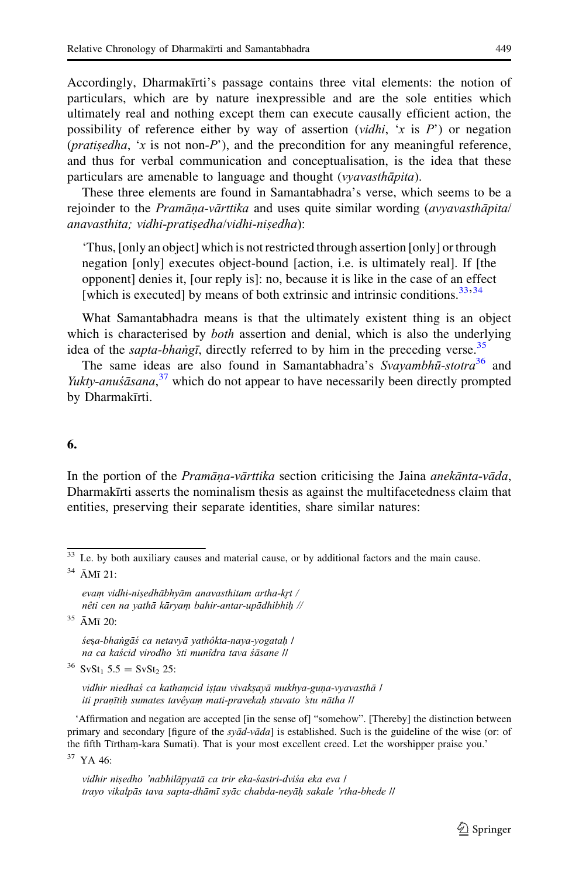Accordingly, Dharmakīrti's passage contains three vital elements: the notion of particulars, which are by nature inexpressible and are the sole entities which ultimately real and nothing except them can execute causally efficient action, the possibility of reference either by way of assertion (*vidhi*, '*x* is *P*') or negation (*pratiṣedha*, '*x* is not non-*P*'), and the precondition for any meaningful reference, and thus for verbal communication and conceptualisation, is the idea that these particulars are amenable to language and thought (*vyavasthāpita*).

These three elements are found in Samantabhadra's verse, which seems to be a rejoinder to the *Pramāṇa-vārttika* and uses quite similar wording (*avyavasthāpita*/ *anavasthita; vidhi-pratiṣedha*/*vidhi-niṣedha*):

> 'Thus, [only an object] which is not restricted through assertion [only] or through negation [only] executes object-bound [action, i.e. is ultimately real]. If [the opponent] denies it, [our reply is]: no, because it is like in the case of an effect [which is executed] by means of both extrinsic and intrinsic conditions.'[33,34]

What Samantabhadra means is that the ultimately existent thing is an object which is characterised by *both* assertion and denial, which is also the underlying idea of the *sapta-bhaṅgī*, directly referred to by him in the preceding verse.[35]

The same ideas are also found in Samantabhadra's *Svayambhū-stotra*[36] and *Yukty-anuśāsana*,[37] which do not appear to have necessarily been directly prompted by Dharmakīrti.

## 6.

In the portion of the *Pramāṇa-vārttika* section criticising the Jaina *anekānta-vāda*, Dharmakīrti asserts the nominalism thesis as against the multifacetedness claim that entities, preserving their separate identities, share similar natures:

---

[33] I.e. by both auxiliary causes and material cause, or by additional factors and the main cause.

[34] ĀMī 21:

*evaṃ vidhi-niṣedhābhyām anavasthitam artha-kṛt /*
*nêti cen na yathā kāryaṃ bahir-antar-upādhibhiḥ //*

[35] ĀMī 20:

*śeṣa-bhaṅgāś ca netavyā yathôkta-naya-yogataḥ /*
*na ca kaścid virodho 'sti munîndra tava śāsane //*

[36] $SvSt_1$ 5.5 = $SvSt_2$ 25:

*vidhir niedhaś ca kathaṃcid iṣṭau vivakṣayā mukhya-guṇa-vyavasthā /*
*iti praṇītiḥ sumates tavêyaṃ mati-pravekaḥ stuvato 'stu nātha //*

'Affirmation and negation are accepted [in the sense of] "somehow". [Thereby] the distinction between primary and secondary [figure of the *syād-vāda*] is established. Such is the guideline of the wise (or: of the fifth Tīrthaṃ-kara Sumati). That is your most excellent creed. Let the worshipper praise you.'

[37] YA 46:

*vidhir niṣedho 'nabhilāpyatā ca trir eka-śastri-dviśa eka eva /*
*trayo vikalpās tava sapta-dhāmī syāc chabda-neyāḥ sakale 'rtha-bhede //*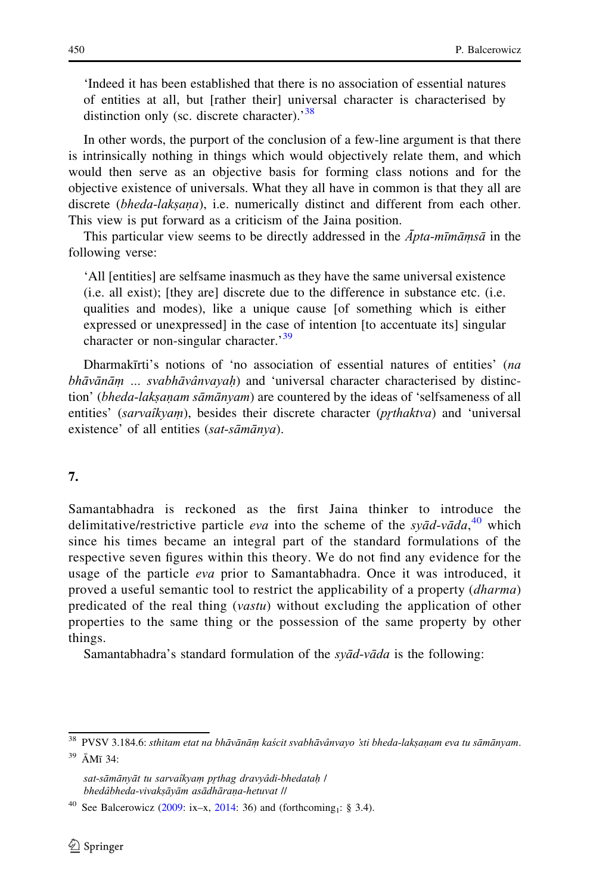'Indeed it has been established that there is no association of essential natures of entities at all, but [rather their] universal character is characterised by distinction only (sc. discrete character).'[38]

In other words, the purport of the conclusion of a few-line argument is that there is intrinsically nothing in things which would objectively relate them, and which would then serve as an objective basis for forming class notions and for the objective existence of universals. What they all have in common is that they all are discrete (*bheda-lakṣaṇa*), i.e. numerically distinct and different from each other. This view is put forward as a criticism of the Jaina position.

This particular view seems to be directly addressed in the *Āpta-mīmāṃsā* in the following verse:

'All [entities] are selfsame inasmuch as they have the same universal existence (i.e. all exist); [they are] discrete due to the difference in substance etc. (i.e. qualities and modes), like a unique cause [of something which is either expressed or unexpressed] in the case of intention [to accentuate its] singular character or non-singular character.'[39]

Dharmakīrti's notions of 'no association of essential natures of entities' (*na bhāvānāṃ ... svabhāvânvayaḥ*) and 'universal character characterised by distinction' (*bheda-lakṣaṇam sāmānyam*) are countered by the ideas of 'selfsameness of all entities' (*sarvaîkyaṃ*), besides their discrete character (*pṛthaktva*) and 'universal existence' of all entities (*sat-sāmānya*).

## 7.

Samantabhadra is reckoned as the first Jaina thinker to introduce the delimitative/restrictive particle *eva* into the scheme of the *syād-vāda*,[40] which since his times became an integral part of the standard formulations of the respective seven figures within this theory. We do not find any evidence for the usage of the particle *eva* prior to Samantabhadra. Once it was introduced, it proved a useful semantic tool to restrict the applicability of a property (*dharma*) predicated of the real thing (*vastu*) without excluding the application of other properties to the same thing or the possession of the same property by other things.

Samantabhadra's standard formulation of the *syād-vāda* is the following:

---

[38] PVSV 3.184.6: *sthitam etat na bhāvānāṃ kaścit svabhāvânvayo 'sti bheda-lakṣaṇam eva tu sāmānyam*.

[39] ĀMī 34:

*sat-sāmānyāt tu sarvaîkyaṃ pṛthag dravyâdi-bhedataḥ /*
*bhedâbheda-vivakṣāyām asādhāraṇa-hetuvat //*

[40] See Balcerowicz (2009: ix–x, 2014: 36) and (forthcoming$_1$: § 3.4).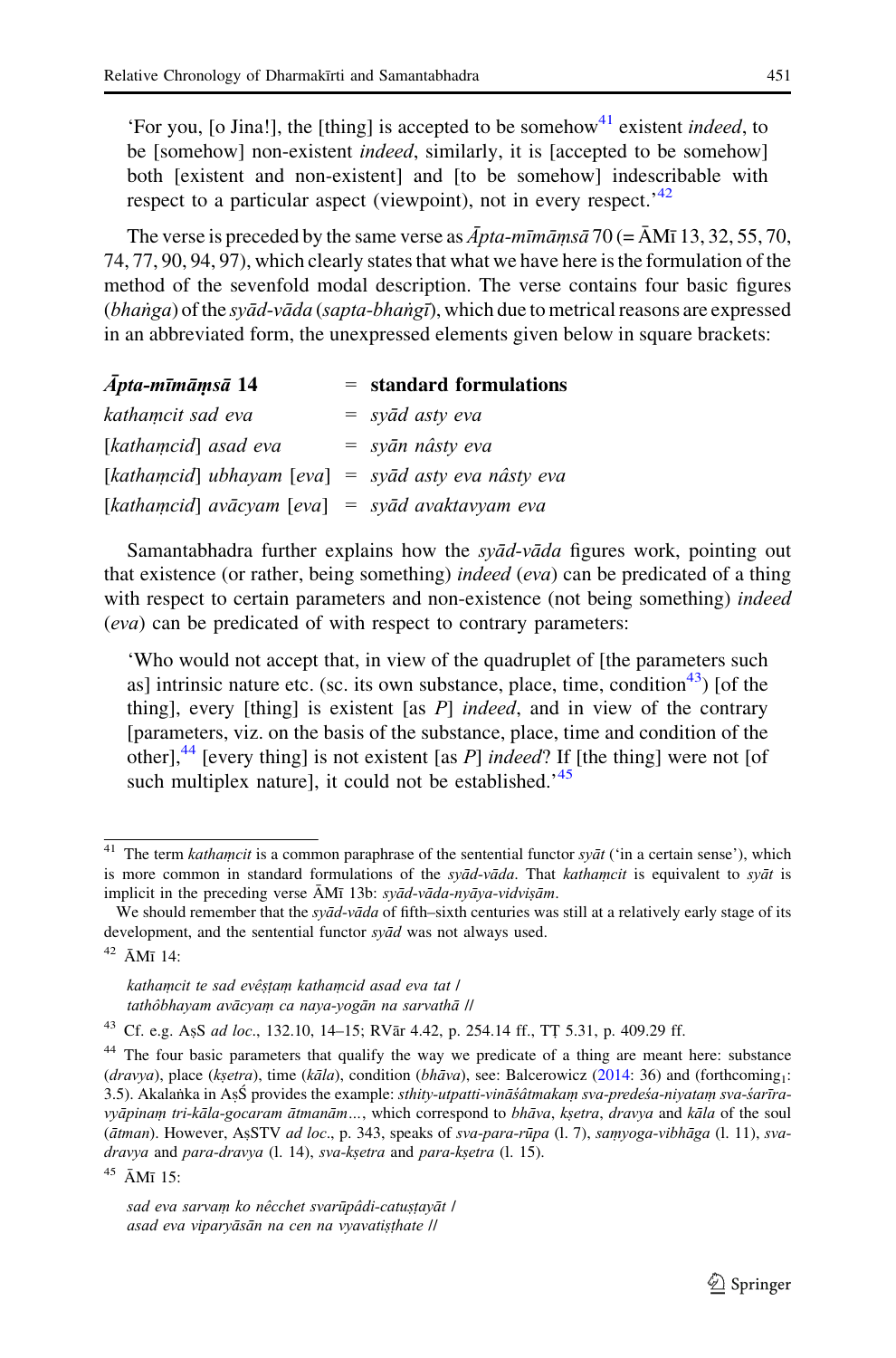'For you, [o Jina!], the [thing] is accepted to be somehow[41] existent *indeed*, to be [somehow] non-existent *indeed*, similarly, it is [accepted to be somehow] both [existent and non-existent] and [to be somehow] indescribable with respect to a particular aspect (viewpoint), not in every respect.'[42]

The verse is preceded by the same verse as *Āpta-mīmāṃsā* 70 (= ĀMī 13, 32, 55, 70, 74, 77, 90, 94, 97), which clearly states that what we have here is the formulation of the method of the sevenfold modal description. The verse contains four basic figures (*bhaṅga*) of the *syād-vāda* (*sapta-bhaṅgī*), which due to metrical reasons are expressed in an abbreviated form, the unexpressed elements given below in square brackets:

| ***Āpta-mīmāṃsā* 14** | = | **standard formulations** |
|---|---|---|
| *kathaṃcit sad eva* | = | *syād asty eva* |
| [*kathaṃcid*] *asad eva* | = | *syān nâsty eva* |
| [*kathaṃcid*] *ubhayam* [*eva*] | = | *syād asty eva nâsty eva* |
| [*kathaṃcid*] *avācyam* [*eva*] | = | *syād avaktavyam eva* |

Samantabhadra further explains how the *syād-vāda* figures work, pointing out that existence (or rather, being something) *indeed* (*eva*) can be predicated of a thing with respect to certain parameters and non-existence (not being something) *indeed* (*eva*) can be predicated of with respect to contrary parameters:

> 'Who would not accept that, in view of the quadruplet of [the parameters such as] intrinsic nature etc. (sc. its own substance, place, time, condition[43]) [of the thing], every [thing] is existent [as *P*] *indeed*, and in view of the contrary [parameters, viz. on the basis of the substance, place, time and condition of the other],[44] [every thing] is not existent [as *P*] *indeed*? If [the thing] were not [of such multiplex nature], it could not be established.'[45]

---

[41] The term *kathaṃcit* is a common paraphrase of the sentential functor *syāt* ('in a certain sense'), which is more common in standard formulations of the *syād-vāda*. That *kathaṃcit* is equivalent to *syāt* is implicit in the preceding verse ĀMī 13b: *syād-vāda-nyāya-vidviṣām*.

We should remember that the *syād-vāda* of fifth–sixth centuries was still at a relatively early stage of its development, and the sentential functor *syād* was not always used.

[42] ĀMī 14:

*kathaṃcit te sad evêṣṭaṃ kathaṃcid asad eva tat |*
*tathôbhayam avācyaṃ ca naya-yogān na sarvathā ||*

[43] Cf. e.g. AṣS *ad loc*., 132.10, 14–15; RVār 4.42, p. 254.14 ff., TṬ 5.31, p. 409.29 ff.

[44] The four basic parameters that qualify the way we predicate of a thing are meant here: substance (*dravya*), place (*kṣetra*), time (*kāla*), condition (*bhāva*), see: Balcerowicz (2014: 36) and (forthcoming$_1$: 3.5). Akalaṅka in AṣŚ provides the example: *sthity-utpatti-vināśâtmakaṃ sva-predeśa-niyataṃ sva-śarīra-vyāpinaṃ tri-kāla-gocaram ātmanām…*, which correspond to *bhāva*, *kṣetra*, *dravya* and *kāla* of the soul (*ātman*). However, AṣSTV *ad loc*., p. 343, speaks of *sva-para-rūpa* (l. 7), *saṃyoga-vibhāga* (l. 11), *sva-dravya* and *para-dravya* (l. 14), *sva-kṣetra* and *para-kṣetra* (l. 15).

[45] ĀMī 15:

*sad eva sarvaṃ ko nêcchet svarūpâdi-catuṣṭayāt |*
*asad eva viparyāsān na cen na vyavatiṣṭhate ||*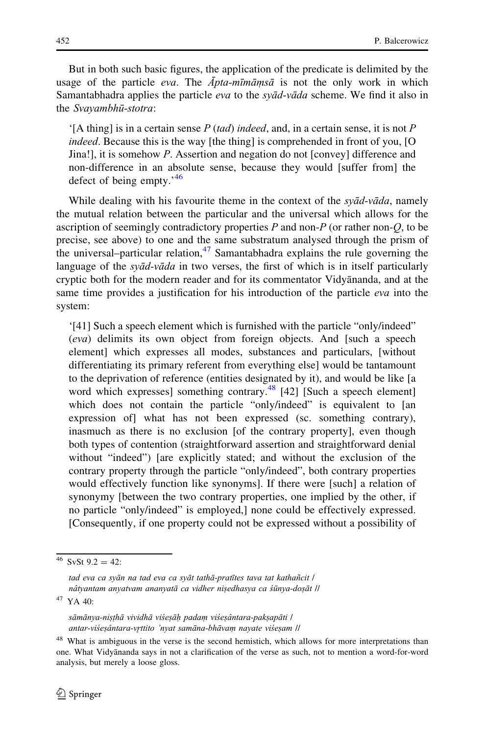But in both such basic figures, the application of the predicate is delimited by the usage of the particle *eva*. The *Āpta-mīmāṃsā* is not the only work in which Samantabhadra applies the particle *eva* to the *syād-vāda* scheme. We find it also in the *Svayambhū-stotra*:

> '[A thing] is in a certain sense *P* (*tad*) *indeed*, and, in a certain sense, it is not *P* *indeed*. Because this is the way [the thing] is comprehended in front of you, [O Jina!], it is somehow *P*. Assertion and negation do not [convey] difference and non-difference in an absolute sense, because they would [suffer from] the defect of being empty.'[46]

While dealing with his favourite theme in the context of the *syād-vāda*, namely the mutual relation between the particular and the universal which allows for the ascription of seemingly contradictory properties *P* and non-*P* (or rather non-*Q*, to be precise, see above) to one and the same substratum analysed through the prism of the universal–particular relation,[47] Samantabhadra explains the rule governing the language of the *syād-vāda* in two verses, the first of which is in itself particularly cryptic both for the modern reader and for its commentator Vidyānanda, and at the same time provides a justification for his introduction of the particle *eva* into the system:

> '[41] Such a speech element which is furnished with the particle "only/indeed" (*eva*) delimits its own object from foreign objects. And [such a speech element] which expresses all modes, substances and particulars, [without differentiating its primary referent from everything else] would be tantamount to the deprivation of reference (entities designated by it), and would be like [a word which expresses] something contrary.[48] [42] [Such a speech element] which does not contain the particle "only/indeed" is equivalent to [an expression of] what has not been expressed (sc. something contrary), inasmuch as there is no exclusion [of the contrary property], even though both types of contention (straightforward assertion and straightforward denial without "indeed") [are explicitly stated; and without the exclusion of the contrary property through the particle "only/indeed", both contrary properties would effectively function like synonyms]. If there were [such] a relation of synonymy [between the two contrary properties, one implied by the other, if no particle "only/indeed" is employed,] none could be effectively expressed. [Consequently, if one property could not be expressed without a possibility of

---

[46] SvSt 9.2 = 42:

*tad eva ca syān na tad eva ca syāt tathā-pratītes tava tat kathañcit* /
*nâtyantam anyatvam ananyatā ca vidher niṣedhasya ca śūnya-doṣāt* //

[47] YA 40:

*sāmānya-niṣṭhā vividhā viśeṣāḥ padaṃ viśeṣântara-pakṣapāti* /
*antar-viśeṣântara-vṛttito 'nyat samāna-bhāvaṃ nayate viśeṣam* //

[48] What is ambiguous in the verse is the second hemistich, which allows for more interpretations than one. What Vidyānanda says in not a clarification of the verse as such, not to mention a word-for-word analysis, but merely a loose gloss.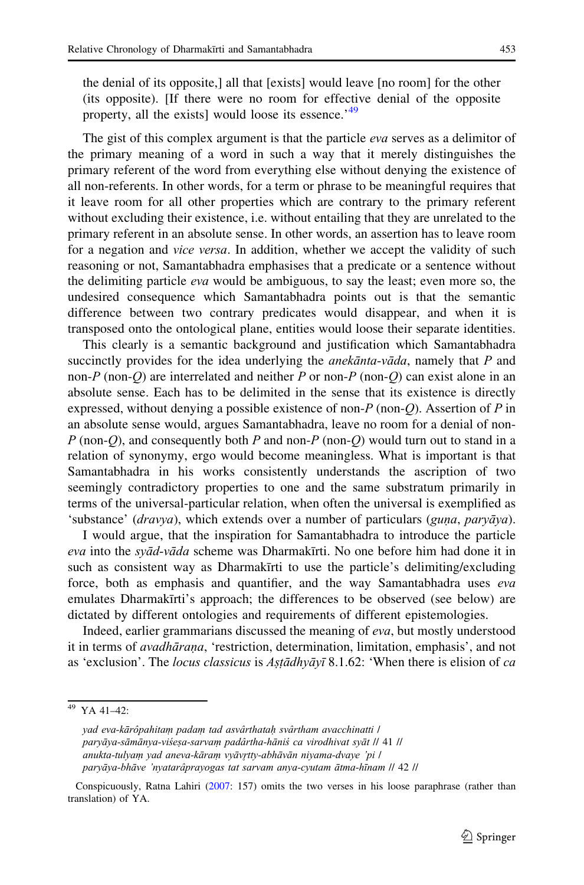the denial of its opposite,] all that [exists] would leave [no room] for the other (its opposite). [If there were no room for effective denial of the opposite property, all the exists] would loose its essence.'[49]

The gist of this complex argument is that the particle *eva* serves as a delimitor of the primary meaning of a word in such a way that it merely distinguishes the primary referent of the word from everything else without denying the existence of all non-referents. In other words, for a term or phrase to be meaningful requires that it leave room for all other properties which are contrary to the primary referent without excluding their existence, i.e. without entailing that they are unrelated to the primary referent in an absolute sense. In other words, an assertion has to leave room for a negation and *vice versa*. In addition, whether we accept the validity of such reasoning or not, Samantabhadra emphasises that a predicate or a sentence without the delimiting particle *eva* would be ambiguous, to say the least; even more so, the undesired consequence which Samantabhadra points out is that the semantic difference between two contrary predicates would disappear, and when it is transposed onto the ontological plane, entities would loose their separate identities.

This clearly is a semantic background and justification which Samantabhadra succinctly provides for the idea underlying the *anekānta-vāda*, namely that *P* and non-*P* (non-*Q*) are interrelated and neither *P* or non-*P* (non-*Q*) can exist alone in an absolute sense. Each has to be delimited in the sense that its existence is directly expressed, without denying a possible existence of non-*P* (non-*Q*). Assertion of *P* in an absolute sense would, argues Samantabhadra, leave no room for a denial of non-*P* (non-*Q*), and consequently both *P* and non-*P* (non-*Q*) would turn out to stand in a relation of synonymy, ergo would become meaningless. What is important is that Samantabhadra in his works consistently understands the ascription of two seemingly contradictory properties to one and the same substratum primarily in terms of the universal-particular relation, when often the universal is exemplified as 'substance' (*dravya*), which extends over a number of particulars (*guṇa*, *paryāya*).

I would argue, that the inspiration for Samantabhadra to introduce the particle *eva* into the *syād-vāda* scheme was Dharmakīrti. No one before him had done it in such as consistent way as Dharmakīrti to use the particle's delimiting/excluding force, both as emphasis and quantifier, and the way Samantabhadra uses *eva* emulates Dharmakīrti's approach; the differences to be observed (see below) are dictated by different ontologies and requirements of different epistemologies.

Indeed, earlier grammarians discussed the meaning of *eva*, but mostly understood it in terms of *avadhāraṇa*, 'restriction, determination, limitation, emphasis', and not as 'exclusion'. The *locus classicus* is *Aṣṭādhyāyī* 8.1.62: 'When there is elision of *ca*

---

[49] YA 41–42:

> *yad eva-kārôpahitaṃ padaṃ tad asvârthataḥ svârtham avacchinatti /*
> *paryāya-sāmānya-viśeṣa-sarvaṃ padârtha-hāniś ca virodhivat syāt // 41 //*
> *anukta-tulyaṃ yad aneva-kāraṃ vyāvṛtty-abhāvān niyama-dvaye 'pi /*
> *paryāya-bhāve 'nyatarâprayogas tat sarvam anya-cyutam ātma-hīnam // 42 //*

Conspicuously, Ratna Lahiri (2007: 157) omits the two verses in his loose paraphrase (rather than translation) of YA.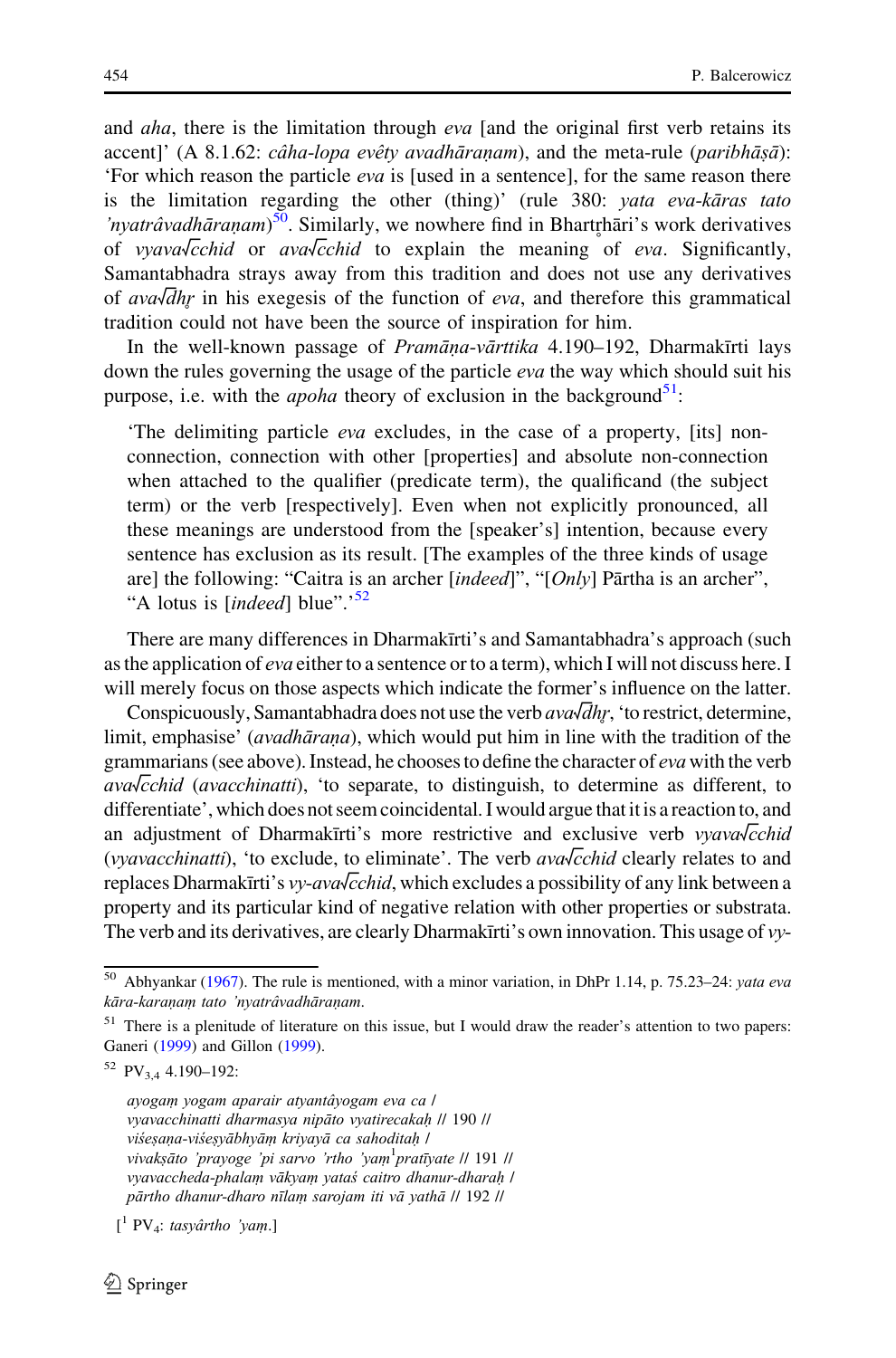and *aha*, there is the limitation through *eva* [and the original first verb retains its accent]' (A 8.1.62: *câha-lopa evêty avadhāraṇam*), and the meta-rule (*paribhāṣā*): 'For which reason the particle *eva* is [used in a sentence], for the same reason there is the limitation regarding the other (thing)' (rule 380: *yata eva-kāras tato 'nyatrâvadhāraṇam*)[50]. Similarly, we nowhere find in Bhartṛhāri's work derivatives of *vyava√cchid* or *ava√cchid* to explain the meaning of *eva*. Significantly, Samantabhadra strays away from this tradition and does not use any derivatives of *ava√dhṛ* in his exegesis of the function of *eva*, and therefore this grammatical tradition could not have been the source of inspiration for him.

In the well-known passage of *Pramāṇa-vārttika* 4.190–192, Dharmakīrti lays down the rules governing the usage of the particle *eva* the way which should suit his purpose, i.e. with the *apoha* theory of exclusion in the background[51]:

> 'The delimiting particle *eva* excludes, in the case of a property, [its] non-connection, connection with other [properties] and absolute non-connection when attached to the qualifier (predicate term), the qualificand (the subject term) or the verb [respectively]. Even when not explicitly pronounced, all these meanings are understood from the [speaker's] intention, because every sentence has exclusion as its result. [The examples of the three kinds of usage are] the following: "Caitra is an archer [*indeed*]", "[*Only*] Pārtha is an archer", "A lotus is [*indeed*] blue".'[52]

There are many differences in Dharmakīrti's and Samantabhadra's approach (such as the application of *eva* either to a sentence or to a term), which I will not discuss here. I will merely focus on those aspects which indicate the former's influence on the latter.

Conspicuously, Samantabhadra does not use the verb *ava√dhṛ*, 'to restrict, determine, limit, emphasise' (*avadhāraṇa*), which would put him in line with the tradition of the grammarians (see above). Instead, he chooses to define the character of *eva* with the verb *ava√cchid* (*avacchinatti*), 'to separate, to distinguish, to determine as different, to differentiate', which does not seem coincidental. I would argue that it is a reaction to, and an adjustment of Dharmakīrti's more restrictive and exclusive verb *vyava√cchid* (*vyavacchinatti*), 'to exclude, to eliminate'. The verb *ava√cchid* clearly relates to and replaces Dharmakīrti's *vy-ava√cchid*, which excludes a possibility of any link between a property and its particular kind of negative relation with other properties or substrata. The verb and its derivatives, are clearly Dharmakīrti's own innovation. This usage of *vy-*

---

[50] Abhyankar (1967). The rule is mentioned, with a minor variation, in DhPr 1.14, p. 75.23–24: *yata eva kāra-karaṇaṃ tato 'nyatrâvadhāraṇam*.

[51] There is a plenitude of literature on this issue, but I would draw the reader's attention to two papers: Ganeri (1999) and Gillon (1999).

[52] $PV_{3,4}$ 4.190–192:

*ayogaṃ yogam aparair atyantâyogam eva ca /*
*vyavacchinatti dharmasya nipāto vyatirecakaḥ // 190 //*
*viśeṣaṇa-viśeṣyābhyāṃ kriyayā ca sahoditaḥ /*
*vivakṣāto 'prayoge 'pi sarvo 'rtho 'yaṃ[1]pratīyate // 191 //*
*vyavaccheda-phalaṃ vākyaṃ yataś caitro dhanur-dharaḥ /*
*pārtho dhanur-dharo nīlaṃ sarojam iti vā yathā // 192 //*

[[1] $PV_4$: *tasyârtho 'yaṃ*.]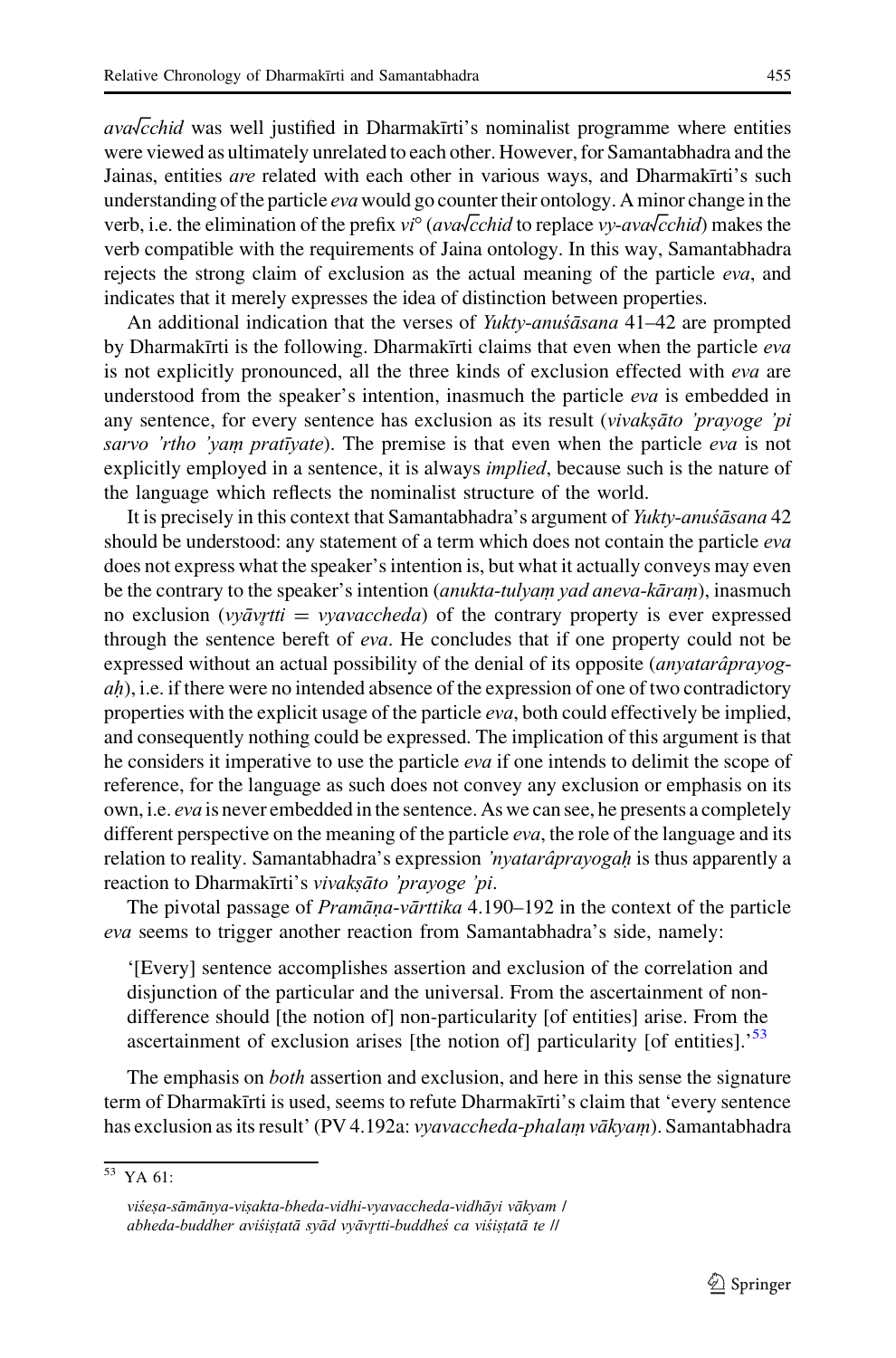*ava√cchid* was well justified in Dharmakīrti's nominalist programme where entities were viewed as ultimately unrelated to each other. However, for Samantabhadra and the Jainas, entities *are* related with each other in various ways, and Dharmakīrti's such understanding of the particle *eva* would go counter their ontology. A minor change in the verb, i.e. the elimination of the prefix *vi°* (*ava√cchid* to replace *vy-ava√cchid*) makes the verb compatible with the requirements of Jaina ontology. In this way, Samantabhadra rejects the strong claim of exclusion as the actual meaning of the particle *eva*, and indicates that it merely expresses the idea of distinction between properties.

An additional indication that the verses of *Yukty-anuśāsana* 41–42 are prompted by Dharmakīrti is the following. Dharmakīrti claims that even when the particle *eva* is not explicitly pronounced, all the three kinds of exclusion effected with *eva* are understood from the speaker's intention, inasmuch the particle *eva* is embedded in any sentence, for every sentence has exclusion as its result (*vivakṣāto 'prayoge 'pi sarvo 'rtho 'yaṃ pratīyate*). The premise is that even when the particle *eva* is not explicitly employed in a sentence, it is always *implied*, because such is the nature of the language which reflects the nominalist structure of the world.

It is precisely in this context that Samantabhadra's argument of *Yukty-anuśāsana* 42 should be understood: any statement of a term which does not contain the particle *eva* does not express what the speaker's intention is, but what it actually conveys may even be the contrary to the speaker's intention (*anukta-tulyaṃ yad aneva-kāraṃ*), inasmuch no exclusion (*vyāvṛtti* = *vyavaccheda*) of the contrary property is ever expressed through the sentence bereft of *eva*. He concludes that if one property could not be expressed without an actual possibility of the denial of its opposite (*anyatarâprayogaḥ*), i.e. if there were no intended absence of the expression of one of two contradictory properties with the explicit usage of the particle *eva*, both could effectively be implied, and consequently nothing could be expressed. The implication of this argument is that he considers it imperative to use the particle *eva* if one intends to delimit the scope of reference, for the language as such does not convey any exclusion or emphasis on its own, i.e. *eva* is never embedded in the sentence. As we can see, he presents a completely different perspective on the meaning of the particle *eva*, the role of the language and its relation to reality. Samantabhadra's expression *'nyatarâprayogaḥ* is thus apparently a reaction to Dharmakīrti's *vivakṣāto 'prayoge 'pi*.

The pivotal passage of *Pramāṇa-vārttika* 4.190–192 in the context of the particle *eva* seems to trigger another reaction from Samantabhadra's side, namely:

> '[Every] sentence accomplishes assertion and exclusion of the correlation and disjunction of the particular and the universal. From the ascertainment of non-difference should [the notion of] non-particularity [of entities] arise. From the ascertainment of exclusion arises [the notion of] particularity [of entities].'[53]

The emphasis on *both* assertion and exclusion, and here in this sense the signature term of Dharmakīrti is used, seems to refute Dharmakīrti's claim that 'every sentence has exclusion as its result' (PV 4.192a: *vyavaccheda-phalaṃ vākyaṃ*). Samantabhadra

---

[53] YA 61:

*viśeṣa-sāmānya-viṣakta-bheda-vidhi-vyavaccheda-vidhāyi vākyam /*
*abheda-buddher aviśiṣṭatā syād vyāvṛtti-buddheś ca viśiṣṭatā te //*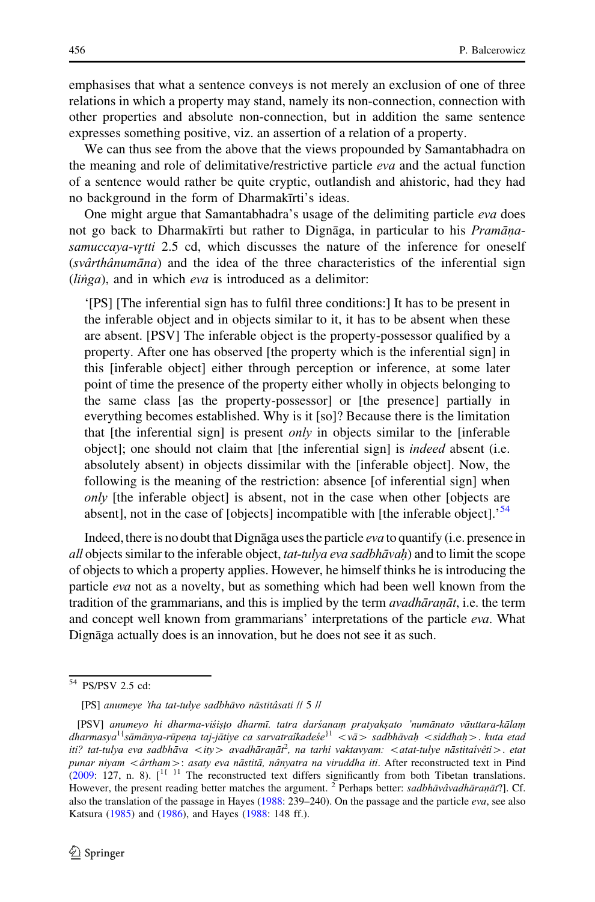emphasises that what a sentence conveys is not merely an exclusion of one of three relations in which a property may stand, namely its non-connection, connection with other properties and absolute non-connection, but in addition the same sentence expresses something positive, viz. an assertion of a relation of a property.

We can thus see from the above that the views propounded by Samantabhadra on the meaning and role of delimitative/restrictive particle *eva* and the actual function of a sentence would rather be quite cryptic, outlandish and ahistoric, had they had no background in the form of Dharmakīrti's ideas.

One might argue that Samantabhadra's usage of the delimiting particle *eva* does not go back to Dharmakīrti but rather to Dignāga, in particular to his *Pramāṇa-samuccaya-vṛtti* 2.5 cd, which discusses the nature of the inference for oneself (*svârthânumāna*) and the idea of the three characteristics of the inferential sign (*liṅga*), and in which *eva* is introduced as a delimitor:

> '[PS] [The inferential sign has to fulfil three conditions:] It has to be present in the inferable object and in objects similar to it, it has to be absent when these are absent. [PSV] The inferable object is the property-possessor qualified by a property. After one has observed [the property which is the inferential sign] in this [inferable object] either through perception or inference, at some later point of time the presence of the property either wholly in objects belonging to the same class [as the property-possessor] or [the presence] partially in everything becomes established. Why is it [so]? Because there is the limitation that [the inferential sign] is present *only* in objects similar to the [inferable object]; one should not claim that [the inferential sign] is *indeed* absent (i.e. absolutely absent) in objects dissimilar with the [inferable object]. Now, the following is the meaning of the restriction: absence [of inferential sign] when *only* [the inferable object] is absent, not in the case when other [objects are absent], not in the case of [objects] incompatible with [the inferable object].'[54]

Indeed, there is no doubt that Dignāga uses the particle *eva* to quantify (i.e. presence in *all* objects similar to the inferable object, *tat-tulya eva sadbhāvaḥ*) and to limit the scope of objects to which a property applies. However, he himself thinks he is introducing the particle *eva* not as a novelty, but as something which had been well known from the tradition of the grammarians, and this is implied by the term *avadhāraṇāt*, i.e. the term and concept well known from grammarians' interpretations of the particle *eva*. What Dignāga actually does is an innovation, but he does not see it as such.

---

[54] PS/PSV 2.5 cd:

[PS] *anumeye 'tha tat-tulye sadbhāvo nāstitâsati* // 5 //

[PSV] *anumeyo hi dharma-viśiṣṭo dharmī. tatra darśanaṃ pratyakṣato 'numānato vāuttara-kālaṃ dharmasya*[1{]*sāmānya-rūpeṇa taj-jātiye ca sarvatraîkadeśe*[}1] <*vā*> *sadbhāvaḥ* <*siddhaḥ*>. *kuta etad iti? tat-tulya eva sadbhāva* <*ity*> *avadhāraṇāt*[2], *na tarhi vaktavyam:* <*atat-tulye nāstitaîvêti*>. *etat punar niyam* <*ârtham*>: *asaty eva nāstitā, nânyatra na viruddha iti*. After reconstructed text in Pind (2009: 127, n. 8). [[1{ }1] The reconstructed text differs significantly from both Tibetan translations. However, the present reading better matches the argument. [2] Perhaps better: *sadbhāvâvadhāraṇāt*?]. Cf. also the translation of the passage in Hayes (1988: 239–240). On the passage and the particle *eva*, see also Katsura (1985) and (1986), and Hayes (1988: 148 ff.).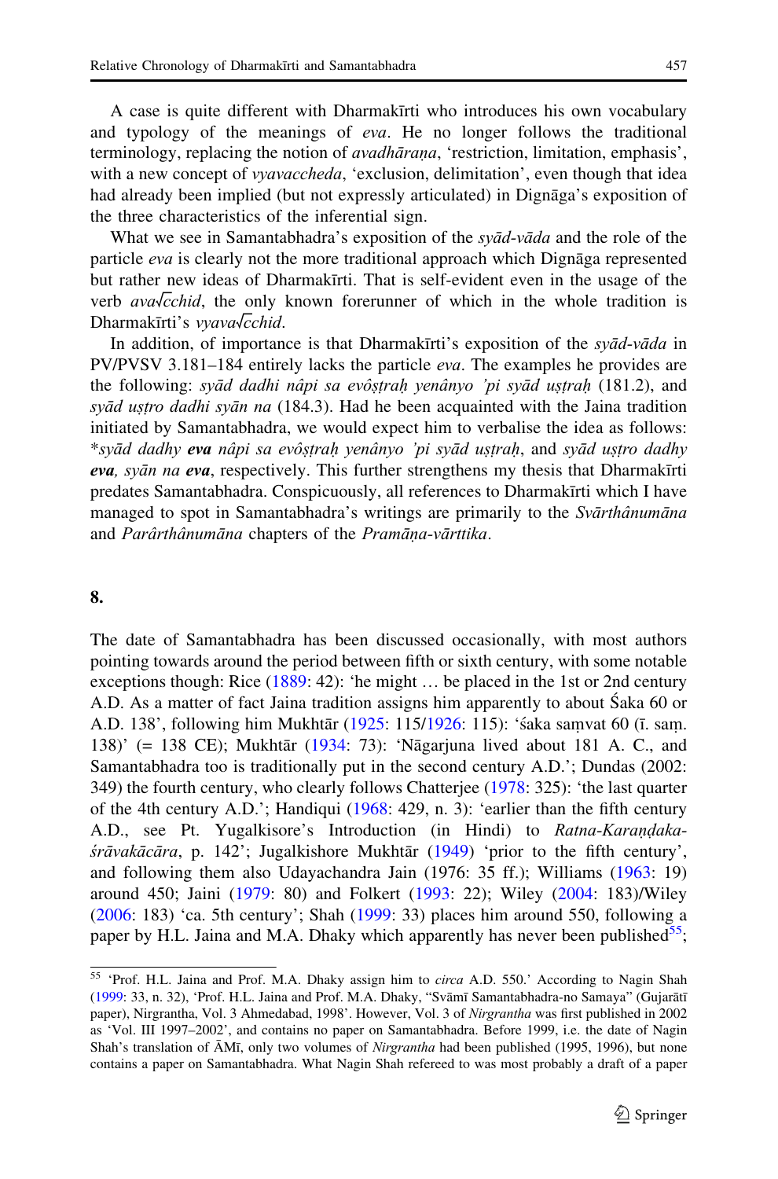A case is quite different with Dharmakīrti who introduces his own vocabulary and typology of the meanings of *eva*. He no longer follows the traditional terminology, replacing the notion of *avadhāraṇa*, 'restriction, limitation, emphasis', with a new concept of *vyavaccheda*, 'exclusion, delimitation', even though that idea had already been implied (but not expressly articulated) in Dignāga's exposition of the three characteristics of the inferential sign.

What we see in Samantabhadra's exposition of the *syād-vāda* and the role of the particle *eva* is clearly not the more traditional approach which Dignāga represented but rather new ideas of Dharmakīrti. That is self-evident even in the usage of the verb *ava√cchid*, the only known forerunner of which in the whole tradition is Dharmakīrti's *vyava√cchid*.

In addition, of importance is that Dharmakīrti's exposition of the *syād-vāda* in PV/PVSV 3.181–184 entirely lacks the particle *eva*. The examples he provides are the following: *syād dadhi nâpi sa evôṣṭraḥ yenânyo 'pi syād uṣṭraḥ* (181.2), and *syād uṣṭro dadhi syān na* (184.3). Had he been acquainted with the Jaina tradition initiated by Samantabhadra, we would expect him to verbalise the idea as follows: *\*syād dadhy* ***eva*** *nâpi sa evôṣṭraḥ yenânyo 'pi syād uṣṭraḥ*, and *syād uṣṭro dadhy* ***eva****, syān na* ***eva***, respectively. This further strengthens my thesis that Dharmakīrti predates Samantabhadra. Conspicuously, all references to Dharmakīrti which I have managed to spot in Samantabhadra's writings are primarily to the *Svārthânumāna* and *Parârthânumāna* chapters of the *Pramāṇa-vārttika*.

## 8.

The date of Samantabhadra has been discussed occasionally, with most authors pointing towards around the period between fifth or sixth century, with some notable exceptions though: Rice (1889: 42): 'he might … be placed in the 1st or 2nd century A.D. As a matter of fact Jaina tradition assigns him apparently to about Śaka 60 or A.D. 138', following him Mukhtār (1925: 115/1926: 115): 'śaka saṃvat 60 (ī. saṃ. 138)' (= 138 CE); Mukhtār (1934: 73): 'Nāgarjuna lived about 181 A. C., and Samantabhadra too is traditionally put in the second century A.D.'; Dundas (2002: 349) the fourth century, who clearly follows Chatterjee (1978: 325): 'the last quarter of the 4th century A.D.'; Handiqui (1968: 429, n. 3): 'earlier than the fifth century A.D., see Pt. Yugalkisore's Introduction (in Hindi) to *Ratna-Karaṇḍaka-śrāvakācāra*, p. 142'; Jugalkishore Mukhtār (1949) 'prior to the fifth century', and following them also Udayachandra Jain (1976: 35 ff.); Williams (1963: 19) around 450; Jaini (1979: 80) and Folkert (1993: 22); Wiley (2004: 183)/Wiley (2006: 183) 'ca. 5th century'; Shah (1999: 33) places him around 550, following a paper by H.L. Jaina and M.A. Dhaky which apparently has never been published[55];

---

[55] 'Prof. H.L. Jaina and Prof. M.A. Dhaky assign him to *circa* A.D. 550.' According to Nagin Shah (1999: 33, n. 32), 'Prof. H.L. Jaina and Prof. M.A. Dhaky, "Svāmī Samantabhadra-no Samaya" (Gujarātī paper), Nirgrantha, Vol. 3 Ahmedabad, 1998'. However, Vol. 3 of *Nirgrantha* was first published in 2002 as 'Vol. III 1997–2002', and contains no paper on Samantabhadra. Before 1999, i.e. the date of Nagin Shah's translation of ĀMī, only two volumes of *Nirgrantha* had been published (1995, 1996), but none contains a paper on Samantabhadra. What Nagin Shah refereed to was most probably a draft of a paper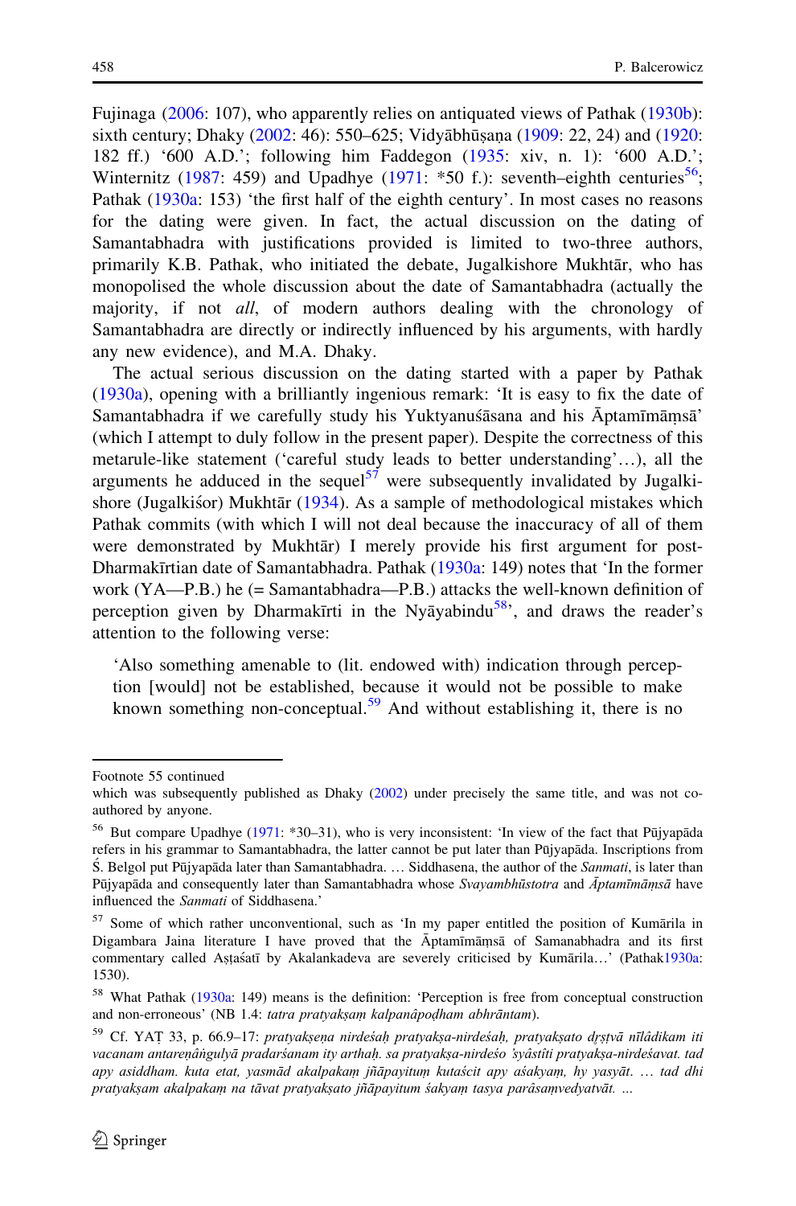Fujinaga (2006: 107), who apparently relies on antiquated views of Pathak (1930b): sixth century; Dhaky (2002: 46): 550–625; Vidyābhūṣaṇa (1909: 22, 24) and (1920: 182 ff.) '600 A.D.'; following him Faddegon (1935: xiv, n. 1): '600 A.D.'; Winternitz (1987: 459) and Upadhye (1971: *50 f.): seventh–eighth centuries[56]; Pathak (1930a: 153) 'the first half of the eighth century'. In most cases no reasons for the dating were given. In fact, the actual discussion on the dating of Samantabhadra with justifications provided is limited to two-three authors, primarily K.B. Pathak, who initiated the debate, Jugalkishore Mukhtār, who has monopolised the whole discussion about the date of Samantabhadra (actually the majority, if not *all*, of modern authors dealing with the chronology of Samantabhadra are directly or indirectly influenced by his arguments, with hardly any new evidence), and M.A. Dhaky.

The actual serious discussion on the dating started with a paper by Pathak (1930a), opening with a brilliantly ingenious remark: 'It is easy to fix the date of Samantabhadra if we carefully study his Yuktyanuśāsana and his Āptamīmāṃsā' (which I attempt to duly follow in the present paper). Despite the correctness of this metarule-like statement ('careful study leads to better understanding'…), all the arguments he adduced in the sequel[57] were subsequently invalidated by Jugalkishore (Jugalkiśor) Mukhtār (1934). As a sample of methodological mistakes which Pathak commits (with which I will not deal because the inaccuracy of all of them were demonstrated by Mukhtār) I merely provide his first argument for post-Dharmakīrtian date of Samantabhadra. Pathak (1930a: 149) notes that 'In the former work (YA—P.B.) he (= Samantabhadra—P.B.) attacks the well-known definition of perception given by Dharmakīrti in the Nyāyabindu[58]', and draws the reader's attention to the following verse:

> 'Also something amenable to (lit. endowed with) indication through perception [would] not be established, because it would not be possible to make known something non-conceptual.[59] And without establishing it, there is no

---

Footnote 55 continued

which was subsequently published as Dhaky (2002) under precisely the same title, and was not co-authored by anyone.

[56] But compare Upadhye (1971: *30–31), who is very inconsistent: 'In view of the fact that Pūjyapāda refers in his grammar to Samantabhadra, the latter cannot be put later than Pūjyapāda. Inscriptions from Ś. Belgol put Pūjyapāda later than Samantabhadra. … Siddhasena, the author of the *Sanmati*, is later than Pūjyapāda and consequently later than Samantabhadra whose *Svayambhūstotra* and *Āptamīmāṃsā* have influenced the *Sanmati* of Siddhasena.'

[57] Some of which rather unconventional, such as 'In my paper entitled the position of Kumārila in Digambara Jaina literature I have proved that the Āptamīmāṃsā of Samanabhadra and its first commentary called Aṣṭaśatī by Akalankadeva are severely criticised by Kumārila…' (Pathak1930a: 1530).

[58] What Pathak (1930a: 149) means is the definition: 'Perception is free from conceptual construction and non-erroneous' (NB 1.4: *tatra pratyakṣaṃ kalpanâpoḍham abhrāntam*).

[59] Cf. YAṬ 33, p. 66.9–17: *pratyakṣeṇa nirdeśaḥ pratyakṣa-nirdeśaḥ, pratyakṣato dṛṣṭvā nīlâdikam iti vacanam antareṇâṅgulyā pradarśanam ity arthaḥ. sa pratyakṣa-nirdeśo 'syâstîti pratyakṣa-nirdeśavat. tad apy asiddham. kuta etat, yasmād akalpakaṃ jñāpayituṃ kutaścit apy aśakyaṃ, hy yasyāt. … tad dhi pratyakṣam akalpakaṃ na tāvat pratyakṣato jñāpayitum śakyaṃ tasya parâsaṃvedyatvāt. …*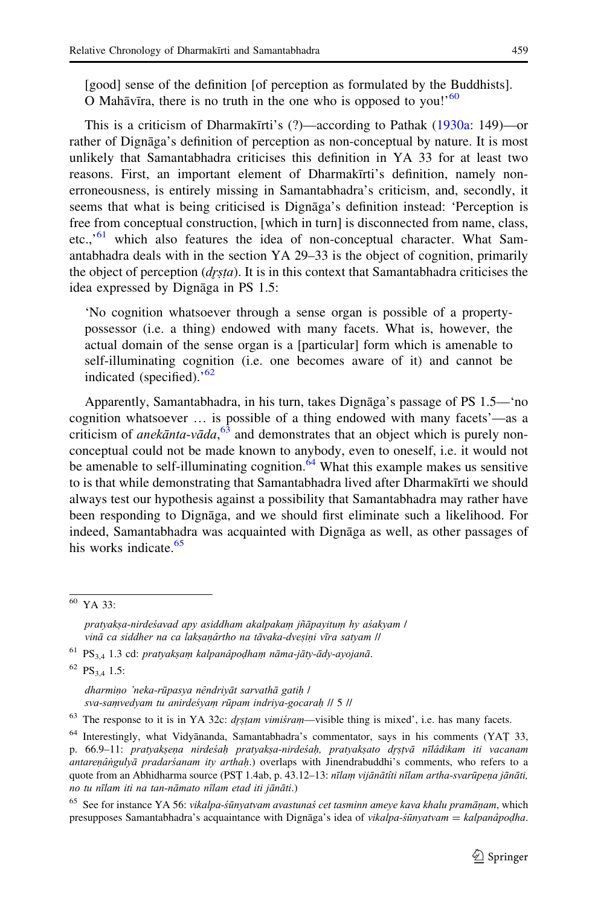[good] sense of the definition [of perception as formulated by the Buddhists]. O Mahāvīra, there is no truth in the one who is opposed to you!'[60]

This is a criticism of Dharmakīrti's (?)—according to Pathak (1930a: 149)—or rather of Dignāga's definition of perception as non-conceptual by nature. It is most unlikely that Samantabhadra criticises this definition in YA 33 for at least two reasons. First, an important element of Dharmakīrti's definition, namely non-erroneousness, is entirely missing in Samantabhadra's criticism, and, secondly, it seems that what is being criticised is Dignāga's definition instead: 'Perception is free from conceptual construction, [which in turn] is disconnected from name, class, etc.,'[61] which also features the idea of non-conceptual character. What Samantabhadra deals with in the section YA 29–33 is the object of cognition, primarily the object of perception (*dṛṣṭa*). It is in this context that Samantabhadra criticises the idea expressed by Dignāga in PS 1.5:

> 'No cognition whatsoever through a sense organ is possible of a property-possessor (i.e. a thing) endowed with many facets. What is, however, the actual domain of the sense organ is a [particular] form which is amenable to self-illuminating cognition (i.e. one becomes aware of it) and cannot be indicated (specified).'[62]

Apparently, Samantabhadra, in his turn, takes Dignāga's passage of PS 1.5—'no cognition whatsoever … is possible of a thing endowed with many facets'—as a criticism of *anekānta-vāda*,[63] and demonstrates that an object which is purely non-conceptual could not be made known to anybody, even to oneself, i.e. it would not be amenable to self-illuminating cognition.[64] What this example makes us sensitive to is that while demonstrating that Samantabhadra lived after Dharmakīrti we should always test our hypothesis against a possibility that Samantabhadra may rather have been responding to Dignāga, and we should first eliminate such a likelihood. For indeed, Samantabhadra was acquainted with Dignāga as well, as other passages of his works indicate.[65]

---

[60] YA 33:

> *pratyakṣa-nirdeśavad apy asiddham akalpakaṃ jñāpayituṃ hy aśakyam |*
> *vinā ca siddher na ca lakṣaṇârtho na tāvaka-dveṣiṇi vīra satyam ||*

[61] $PS_{3,4}$ 1.3 cd: *pratyakṣaṃ kalpanâpoḍhaṃ nāma-jāty-ādy-ayojanā.*

[62] $PS_{3,4}$ 1.5:

> *dharmiṇo 'neka-rūpasya nêndriyāt sarvathā gatiḥ |*
> *sva-saṃvedyam tu anirdeśyaṃ rūpam indriya-gocaraḥ || 5 ||*

[63] The response to it is in YA 32c: *dṛṣṭam vimiśraṃ*—visible thing is mixed', i.e. has many facets.

[64] Interestingly, what Vidyānanda, Samantabhadra's commentator, says in his comments (YAṬ 33, p. 66.9–11: *pratyakṣeṇa nirdeśaḥ pratyakṣa-nirdeśaḥ, pratyakṣato dṛṣṭvā nīlâdikam iti vacanam antareṇâṅgulyā pradarśanam ity arthaḥ.*) overlaps with Jinendrabuddhi's comments, who refers to a quote from an Abhidharma source (PSṬ 1.4ab, p. 43.12–13: *nīlaṃ vijānātîti nīlam artha-svarūpeṇa jānāti, no tu nīlam iti na tan-nāmato nīlam etad iti jānāti.*)

[65] See for instance YA 56: *vikalpa-śūnyatvam avastunaś cet tasminn ameye kava khalu pramāṇam*, which presupposes Samantabhadra's acquaintance with Dignāga's idea of *vikalpa-śūnyatvam* = *kalpanâpoḍha*.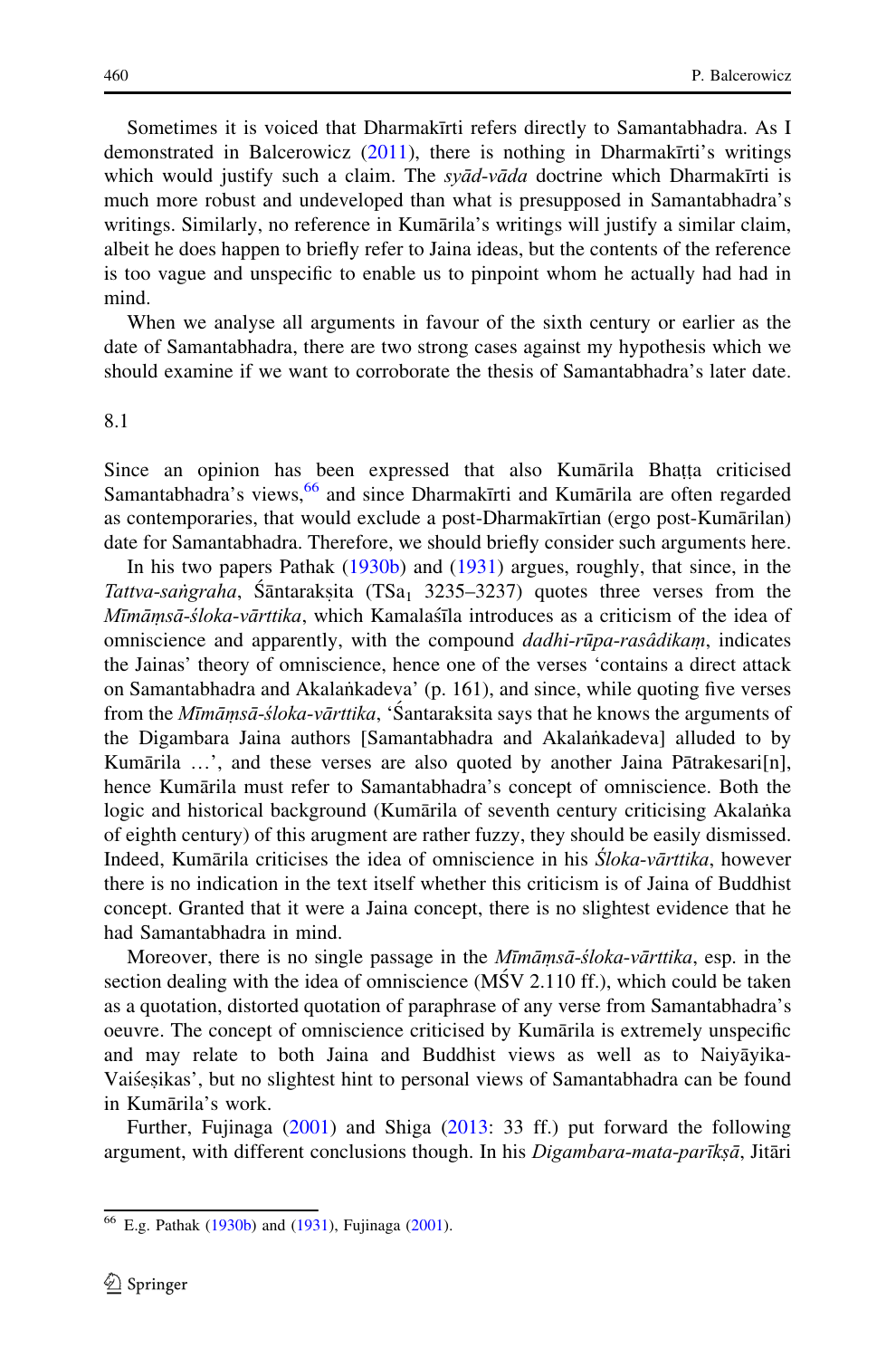Sometimes it is voiced that Dharmakīrti refers directly to Samantabhadra. As I demonstrated in Balcerowicz (2011), there is nothing in Dharmakīrti's writings which would justify such a claim. The *syād-vāda* doctrine which Dharmakīrti is much more robust and undeveloped than what is presupposed in Samantabhadra's writings. Similarly, no reference in Kumārila's writings will justify a similar claim, albeit he does happen to briefly refer to Jaina ideas, but the contents of the reference is too vague and unspecific to enable us to pinpoint whom he actually had had in mind.

When we analyse all arguments in favour of the sixth century or earlier as the date of Samantabhadra, there are two strong cases against my hypothesis which we should examine if we want to corroborate the thesis of Samantabhadra's later date.

8.1

Since an opinion has been expressed that also Kumārila Bhaṭṭa criticised Samantabhadra's views,[66] and since Dharmakīrti and Kumārila are often regarded as contemporaries, that would exclude a post-Dharmakīrtian (ergo post-Kumārilan) date for Samantabhadra. Therefore, we should briefly consider such arguments here.

In his two papers Pathak (1930b) and (1931) argues, roughly, that since, in the *Tattva-saṅgraha*, Śāntarakṣita ($TSa_1$ 3235–3237) quotes three verses from the *Mīmāṃsā-śloka-vārttika*, which Kamalaśīla introduces as a criticism of the idea of omniscience and apparently, with the compound *dadhi-rūpa-rasâdikaṃ*, indicates the Jainas' theory of omniscience, hence one of the verses 'contains a direct attack on Samantabhadra and Akalaṅkadeva' (p. 161), and since, while quoting five verses from the *Mīmāṃsā-śloka-vārttika*, 'Śantaraksita says that he knows the arguments of the Digambara Jaina authors [Samantabhadra and Akalaṅkadeva] alluded to by Kumārila …', and these verses are also quoted by another Jaina Pātrakesari[n], hence Kumārila must refer to Samantabhadra's concept of omniscience. Both the logic and historical background (Kumārila of seventh century criticising Akalaṅka of eighth century) of this arugment are rather fuzzy, they should be easily dismissed. Indeed, Kumārila criticises the idea of omniscience in his *Śloka-vārttika*, however there is no indication in the text itself whether this criticism is of Jaina of Buddhist concept. Granted that it were a Jaina concept, there is no slightest evidence that he had Samantabhadra in mind.

Moreover, there is no single passage in the *Mīmāṃsā-śloka-vārttika*, esp. in the section dealing with the idea of omniscience (MŚV 2.110 ff.), which could be taken as a quotation, distorted quotation of paraphrase of any verse from Samantabhadra's oeuvre. The concept of omniscience criticised by Kumārila is extremely unspecific and may relate to both Jaina and Buddhist views as well as to Naiyāyika-Vaiśeṣikas', but no slightest hint to personal views of Samantabhadra can be found in Kumārila's work.

Further, Fujinaga (2001) and Shiga (2013: 33 ff.) put forward the following argument, with different conclusions though. In his *Digambara-mata-parīkṣā*, Jitāri

[66] E.g. Pathak (1930b) and (1931), Fujinaga (2001).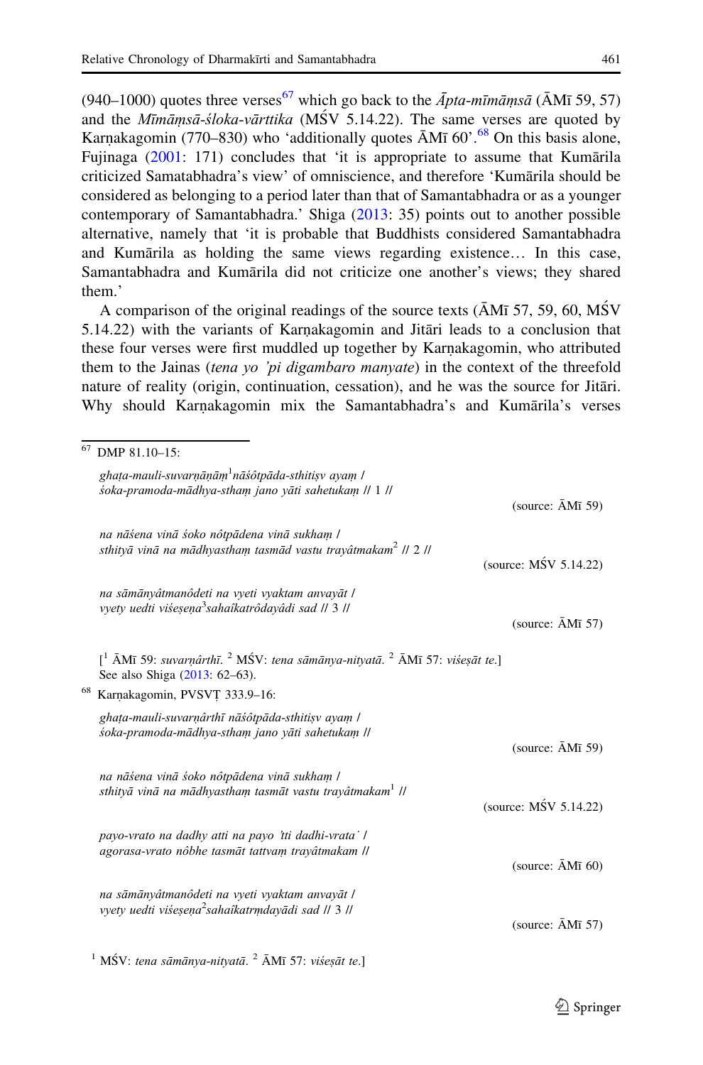(940–1000) quotes three verses[67] which go back to the *Āpta-mīmāṃsā* (ĀMī 59, 57) and the *Mīmāṃsā-śloka-vārttika* (MŚV 5.14.22). The same verses are quoted by Karṇakagomin (770–830) who 'additionally quotes ĀMī 60'.[68] On this basis alone, Fujinaga (2001: 171) concludes that 'it is appropriate to assume that Kumārila criticized Samatabhadra's view' of omniscience, and therefore 'Kumārila should be considered as belonging to a period later than that of Samantabhadra or as a younger contemporary of Samantabhadra.' Shiga (2013: 35) points out to another possible alternative, namely that 'it is probable that Buddhists considered Samantabhadra and Kumārila as holding the same views regarding existence… In this case, Samantabhadra and Kumārila did not criticize one another's views; they shared them.'

A comparison of the original readings of the source texts (ĀMī 57, 59, 60, MŚV 5.14.22) with the variants of Karṇakagomin and Jitāri leads to a conclusion that these four verses were first muddled up together by Karṇakagomin, who attributed them to the Jainas (*tena yo 'pi digambaro manyate*) in the context of the threefold nature of reality (origin, continuation, cessation), and he was the source for Jitāri. Why should Karṇakagomin mix the Samantabhadra's and Kumārila's verses

---

[67] DMP 81.10–15:

*ghaṭa-mauli-suvarṇāṇām*[1]*nāśôtpāda-sthitiṣv ayaṃ* /
*śoka-pramoda-mādhya-sthaṃ jano yāti sahetukaṃ* // 1 //

(source: ĀMī 59)

*na nāśena vinā śoko nôtpādena vinā sukhaṃ* /
*sthityā vinā na mādhyasthaṃ tasmād vastu trayâtmakam*[2] // 2 //

(source: MŚV 5.14.22)

*na sāmānyâtmanôdeti na vyeti vyaktam anvayāt* /
*vyety uedti viśeṣeṇa*[3]*sahaîkatrôdayâdi sad* // 3 //

(source: ĀMī 57)

[[1] ĀMī 59: *suvarṇârthī*. [2] MŚV: *tena sāmānya-nityatā*. [3] ĀMī 57: *viśeṣāt te*.]
See also Shiga (2013: 62–63).

[68] Karṇakagomin, PVSVṬ 333.9–16:

*ghaṭa-mauli-suvarṇârthī nāśôtpāda-sthitiṣv ayaṃ* /
*śoka-pramoda-mādhya-sthaṃ jano yāti sahetukaṃ* //

(source: ĀMī 59)

*na nāśena vinā śoko nôtpādena vinā sukhaṃ* /
*sthityā vinā na mādhyasthaṃ tasmāt vastu trayâtmakam*[1] //

(source: MŚV 5.14.22)

*payo-vrato na dadhy atti na payo 'tti dadhi-vrataḥ* /
*agorasa-vrato nôbhe tasmāt tattvaṃ trayâtmakam* //

(source: ĀMī 60)

*na sāmānyâtmanôdeti na vyeti vyaktam anvayāt* /
*vyety uedti viśeṣeṇa*[2]*sahaîkatrṃdayādi sad* // 3 //

(source: ĀMī 57)

[1] MŚV: *tena sāmānya-nityatā*. [2] ĀMī 57: *viśeṣāt te*.]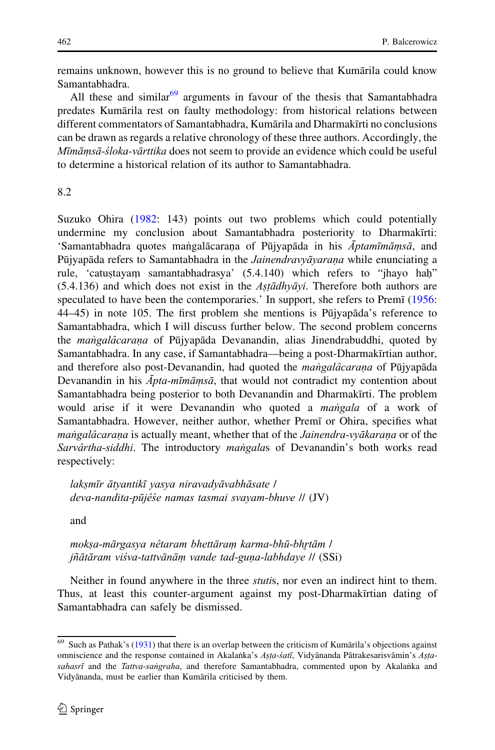remains unknown, however this is no ground to believe that Kumārila could know Samantabhadra.

All these and similar[69] arguments in favour of the thesis that Samantabhadra predates Kumārila rest on faulty methodology: from historical relations between different commentators of Samantabhadra, Kumārila and Dharmakīrti no conclusions can be drawn as regards a relative chronology of these three authors. Accordingly, the *Mīmāṃsā-śloka-vārttika* does not seem to provide an evidence which could be useful to determine a historical relation of its author to Samantabhadra.

8.2

Suzuko Ohira (1982: 143) points out two problems which could potentially undermine my conclusion about Samantabhadra posteriority to Dharmakīrti: 'Samantabhadra quotes maṅgalācaraṇa of Pūjyapāda in his *Āptamīmāṃsā*, and Pūjyapāda refers to Samantabhadra in the *Jainendravyāyaraṇa* while enunciating a rule, 'catuṣṭayaṃ samantabhadrasya' (5.4.140) which refers to "jhayo haḥ" (5.4.136) and which does not exist in the *Aṣṭādhyāyi*. Therefore both authors are speculated to have been the contemporaries.' In support, she refers to Premī (1956: 44–45) in note 105. The first problem she mentions is Pūjyapāda's reference to Samantabhadra, which I will discuss further below. The second problem concerns the *maṅgalâcaraṇa* of Pūjyapāda Devanandin, alias Jinendrabuddhi, quoted by Samantabhadra. In any case, if Samantabhadra—being a post-Dharmakīrtian author, and therefore also post-Devanandin, had quoted the *maṅgalâcaraṇa* of Pūjyapāda Devanandin in his *Āpta-mīmāṃsā*, that would not contradict my contention about Samantabhadra being posterior to both Devanandin and Dharmakīrti. The problem would arise if it were Devanandin who quoted a *maṅgala* of a work of Samantabhadra. However, neither author, whether Premī or Ohira, specifies what *maṅgalâcaraṇa* is actually meant, whether that of the *Jainendra-vyākaraṇa* or of the *Sarvârtha-siddhi*. The introductory *maṅgala*s of Devanandin's both works read respectively:

> *lakṣmīr ātyantikī yasya niravadyāvabhāsate /*
> *deva-nandita-pūjêśe namas tasmai svayam-bhuve //* (JV)

and

> *mokṣa-mārgasya nêtaram bhettāraṃ karma-bhū-bhṛtām /*
> *jñātāram viśva-tattvānāṃ vande tad-guṇa-labhdaye //* (SSi)

Neither in found anywhere in the three *stuti*s, nor even an indirect hint to them. Thus, at least this counter-argument against my post-Dharmakīrtian dating of Samantabhadra can safely be dismissed.

---

[69] Such as Pathak's (1931) that there is an overlap between the criticism of Kumārila's objections against omniscience and the response contained in Akalaṅka's *Aṣṭa-śatī*, Vidyānanda Pātrakesarisvāmin's *Aṣṭa-sahasrī* and the *Tattva-saṅgraha*, and therefore Samantabhadra, commented upon by Akalaṅka and Vidyānanda, must be earlier than Kumārila criticised by them.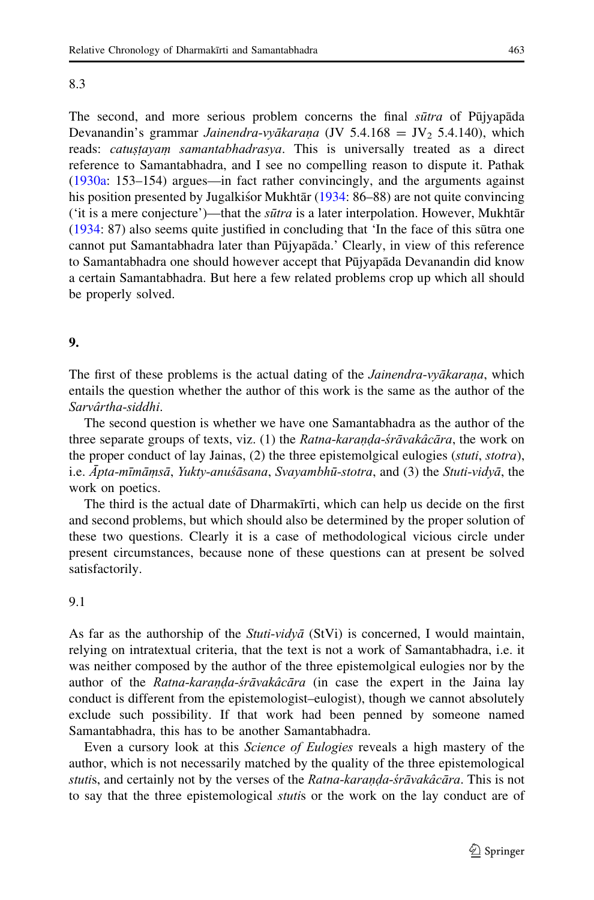8.3

The second, and more serious problem concerns the final *sūtra* of Pūjyapāda Devanandin's grammar *Jainendra-vyākaraṇa* (JV 5.4.168 = $JV_2$ 5.4.140), which reads: *catuṣṭayaṃ samantabhadrasya*. This is universally treated as a direct reference to Samantabhadra, and I see no compelling reason to dispute it. Pathak (1930a: 153–154) argues—in fact rather convincingly, and the arguments against his position presented by Jugalkiśor Mukhtār (1934: 86–88) are not quite convincing ('it is a mere conjecture')—that the *sūtra* is a later interpolation. However, Mukhtār (1934: 87) also seems quite justified in concluding that 'In the face of this sūtra one cannot put Samantabhadra later than Pūjyapāda.' Clearly, in view of this reference to Samantabhadra one should however accept that Pūjyapāda Devanandin did know a certain Samantabhadra. But here a few related problems crop up which all should be properly solved.

**9.**

The first of these problems is the actual dating of the *Jainendra-vyākaraṇa*, which entails the question whether the author of this work is the same as the author of the *Sarvârtha-siddhi*.

The second question is whether we have one Samantabhadra as the author of the three separate groups of texts, viz. (1) the *Ratna-karaṇḍa-śrāvakâcāra*, the work on the proper conduct of lay Jainas, (2) the three epistemolgical eulogies (*stuti*, *stotra*), i.e. *Āpta-mīmāṃsā*, *Yukty-anuśāsana*, *Svayambhū-stotra*, and (3) the *Stuti-vidyā*, the work on poetics.

The third is the actual date of Dharmakīrti, which can help us decide on the first and second problems, but which should also be determined by the proper solution of these two questions. Clearly it is a case of methodological vicious circle under present circumstances, because none of these questions can at present be solved satisfactorily.

9.1

As far as the authorship of the *Stuti-vidyā* (StVi) is concerned, I would maintain, relying on intratextual criteria, that the text is not a work of Samantabhadra, i.e. it was neither composed by the author of the three epistemolgical eulogies nor by the author of the *Ratna-karaṇḍa-śrāvakâcāra* (in case the expert in the Jaina lay conduct is different from the epistemologist–eulogist), though we cannot absolutely exclude such possibility. If that work had been penned by someone named Samantabhadra, this has to be another Samantabhadra.

Even a cursory look at this *Science of Eulogies* reveals a high mastery of the author, which is not necessarily matched by the quality of the three epistemological *stuti*s, and certainly not by the verses of the *Ratna-karaṇḍa-śrāvakâcāra*. This is not to say that the three epistemological *stuti*s or the work on the lay conduct are of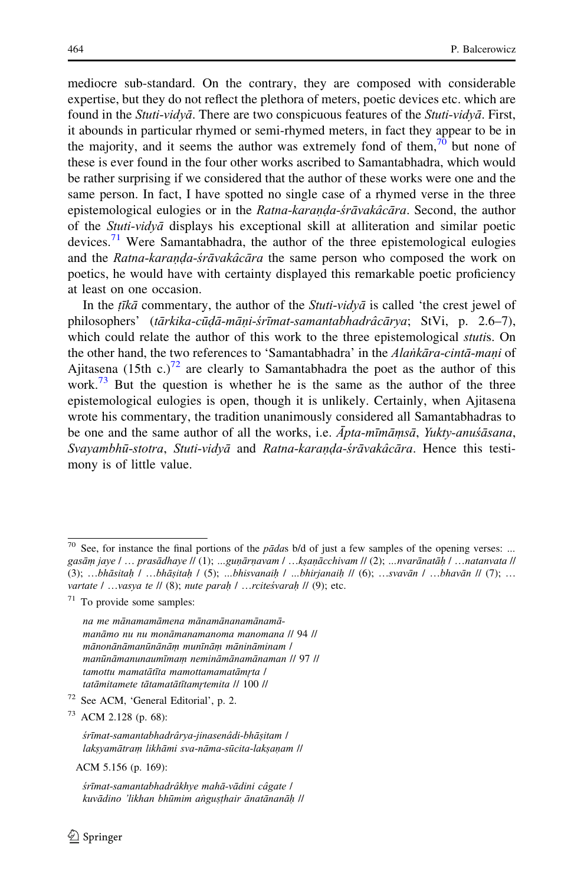mediocre sub-standard. On the contrary, they are composed with considerable expertise, but they do not reflect the plethora of meters, poetic devices etc. which are found in the *Stuti-vidyā*. There are two conspicuous features of the *Stuti-vidyā*. First, it abounds in particular rhymed or semi-rhymed meters, in fact they appear to be in the majority, and it seems the author was extremely fond of them,[70] but none of these is ever found in the four other works ascribed to Samantabhadra, which would be rather surprising if we considered that the author of these works were one and the same person. In fact, I have spotted no single case of a rhymed verse in the three epistemological eulogies or in the *Ratna-karaṇḍa-śrāvakâcāra*. Second, the author of the *Stuti-vidyā* displays his exceptional skill at alliteration and similar poetic devices.[71] Were Samantabhadra, the author of the three epistemological eulogies and the *Ratna-karaṇḍa-śrāvakâcāra* the same person who composed the work on poetics, he would have with certainty displayed this remarkable poetic proficiency at least on one occasion.

In the *ṭīkā* commentary, the author of the *Stuti-vidyā* is called 'the crest jewel of philosophers' (*tārkika-cūḍā-māṇi-śrīmat-samantabhadrâcārya*; StVi, p. 2.6–7), which could relate the author of this work to the three epistemological *stuti*s. On the other hand, the two references to 'Samantabhadra' in the *Alaṅkāra-cintā-maṇi* of Ajitasena (15th c.)[72] are clearly to Samantabhadra the poet as the author of this work.[73] But the question is whether he is the same as the author of the three epistemological eulogies is open, though it is unlikely. Certainly, when Ajitasena wrote his commentary, the tradition unanimously considered all Samantabhadras to be one and the same author of all the works, i.e. *Āpta-mīmāṃsā*, *Yukty-anuśāsana*, *Svayambhū-stotra*, *Stuti-vidyā* and *Ratna-karaṇḍa-śrāvakâcāra*. Hence this testimony is of little value.

---

[70] See, for instance the final portions of the *pāda*s b/d of just a few samples of the opening verses: ...*gasāṃ jaye* / … *prasādhaye* // (1); ...*guṇārṇavam* / …*kṣaṇācchivam* // (2); ...*nvarānatāḥ* / …*natanvata* // (3); …*bhāsitaḥ* / …*bhāṣitaḥ* / (5); ...*bhisvanaiḥ* / ...*bhirjanaiḥ* // (6); …*svavān* / …*bhavān* // (7); … *vartate* / …*vasya te* // (8); *nute paraḥ* / …*rciteśvaraḥ* // (9); etc.

[71] To provide some samples:

*na me mānamamāmena mānamānanamānamā-*
*manāmo nu nu monāmanamanoma manomana* // 94 //
*mānonānāmanūnānāṃ munīnāṃ māninām inam* /
*manūnāmanunaumīmaṃ neminām ānamānaman* // 97 //
*tamottu mamatātīta mamottamamatāmṛta* /
*tatāmitamete tātamatātītamṛtemita* // 100 //

[72] See ACM, 'General Editorial', p. 2.

[73] ACM 2.128 (p. 68):

*śrīmat-samantabhadrârya-jinasenâdi-bhāṣitam* /
*lakṣyamātraṃ likhāmi sva-nāma-sūcita-lakṣaṇam* //

ACM 5.156 (p. 169):

*śrīmat-samantabhadrâkhye mahā-vādini câgate* /
*kuvādino 'likhan bhūmim aṅguṣṭhair ānatānanāḥ* //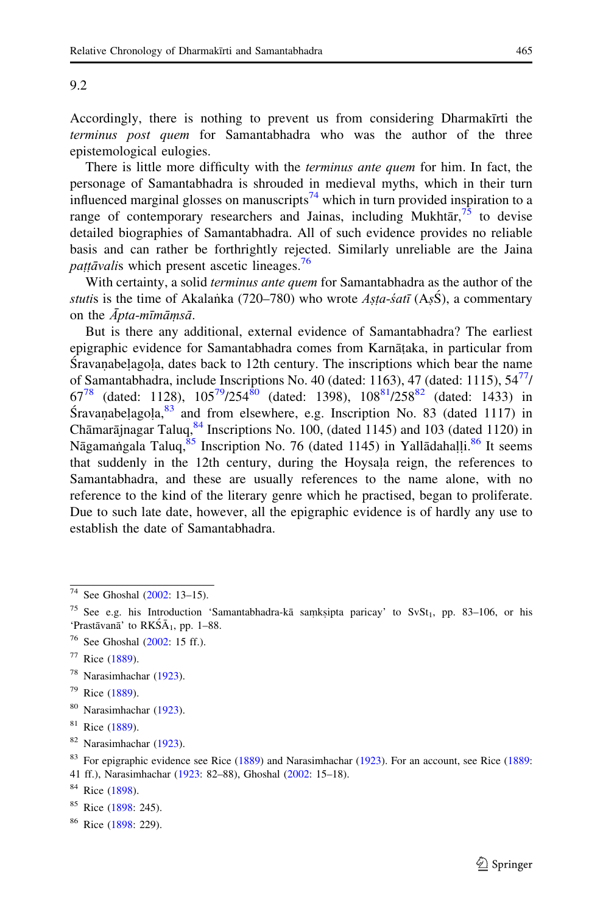9.2

Accordingly, there is nothing to prevent us from considering Dharmakīrti the *terminus post quem* for Samantabhadra who was the author of the three epistemological eulogies.

There is little more difficulty with the *terminus ante quem* for him. In fact, the personage of Samantabhadra is shrouded in medieval myths, which in their turn influenced marginal glosses on manuscripts[74] which in turn provided inspiration to a range of contemporary researchers and Jainas, including Mukhtār,[75] to devise detailed biographies of Samantabhadra. All of such evidence provides no reliable basis and can rather be forthrightly rejected. Similarly unreliable are the Jaina *paṭṭāvali*s which present ascetic lineages.[76]

With certainty, a solid *terminus ante quem* for Samantabhadra as the author of the *stuti*s is the time of Akalaṅka (720–780) who wrote *Aṣṭa-śatī* (AṣŚ), a commentary on the *Āpta-mīmāṃsā*.

But is there any additional, external evidence of Samantabhadra? The earliest epigraphic evidence for Samantabhadra comes from Karnāṭaka, in particular from Śravaṇabeḷagoḷa, dates back to 12th century. The inscriptions which bear the name of Samantabhadra, include Inscriptions No. 40 (dated: 1163), 47 (dated: 1115), 54[77]/67[78] (dated: 1128), 105[79]/254[80] (dated: 1398), 108[81]/258[82] (dated: 1433) in Śravaṇabeḷagoḷa,[83] and from elsewhere, e.g. Inscription No. 83 (dated 1117) in Chāmarājnagar Taluq,[84] Inscriptions No. 100, (dated 1145) and 103 (dated 1120) in Nāgamaṅgala Taluq,[85] Inscription No. 76 (dated 1145) in Yallādahaḷḷi.[86] It seems that suddenly in the 12th century, during the Hoysaḷa reign, the references to Samantabhadra, and these are usually references to the name alone, with no reference to the kind of the literary genre which he practised, began to proliferate. Due to such late date, however, all the epigraphic evidence is of hardly any use to establish the date of Samantabhadra.

---

[74] See Ghoshal (2002: 13–15).

[75] See e.g. his Introduction 'Samantabhadra-kā saṃkṣipta paricay' to SvSt$_1$, pp. 83–106, or his 'Prastāvanā' to RKŚĀ$_1$, pp. 1–88.

[76] See Ghoshal (2002: 15 ff.).

[77] Rice (1889).

[78] Narasimhachar (1923).

[79] Rice (1889).

[80] Narasimhachar (1923).

[81] Rice (1889).

[82] Narasimhachar (1923).

[83] For epigraphic evidence see Rice (1889) and Narasimhachar (1923). For an account, see Rice (1889: 41 ff.), Narasimhachar (1923: 82–88), Ghoshal (2002: 15–18).

[84] Rice (1898).

[85] Rice (1898: 245).

[86] Rice (1898: 229).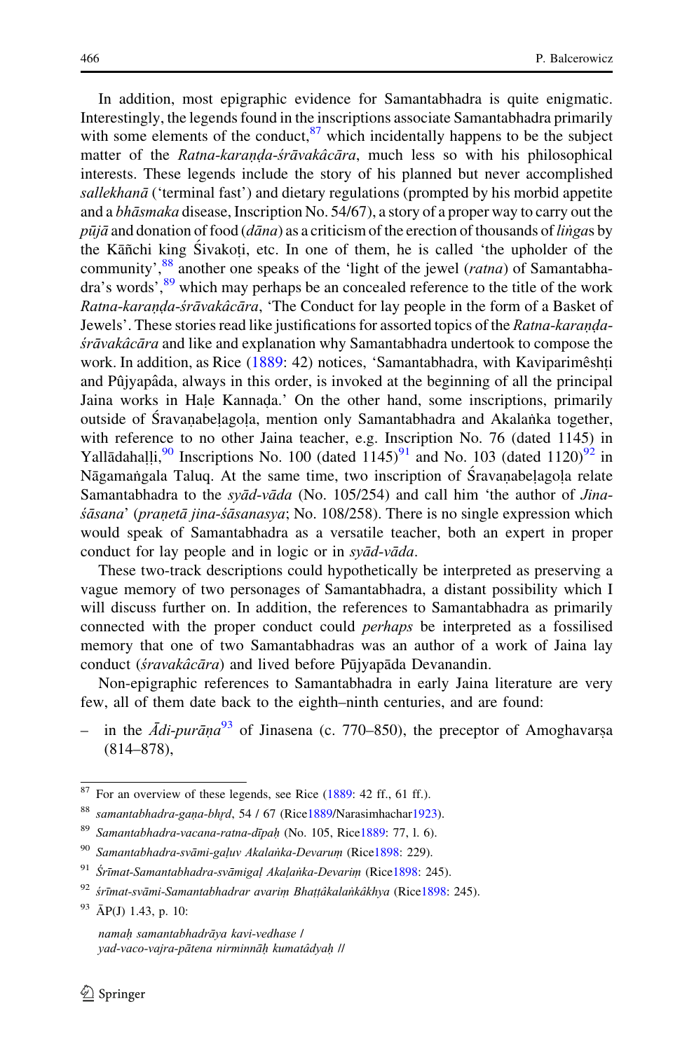In addition, most epigraphic evidence for Samantabhadra is quite enigmatic. Interestingly, the legends found in the inscriptions associate Samantabhadra primarily with some elements of the conduct,[87] which incidentally happens to be the subject matter of the *Ratna-karaṇḍa-śrāvakâcāra*, much less so with his philosophical interests. These legends include the story of his planned but never accomplished *sallekhanā* ('terminal fast') and dietary regulations (prompted by his morbid appetite and a *bhāsmaka* disease, Inscription No. 54/67), a story of a proper way to carry out the *pūjā* and donation of food (*dāna*) as a criticism of the erection of thousands of *liṅga*s by the Kāñchi king Śivakoṭi, etc. In one of them, he is called 'the upholder of the community',[88] another one speaks of the 'light of the jewel (*ratna*) of Samantabhadra's words',[89] which may perhaps be an concealed reference to the title of the work *Ratna-karaṇḍa-śrāvakâcāra*, 'The Conduct for lay people in the form of a Basket of Jewels'. These stories read like justifications for assorted topics of the *Ratna-karaṇḍa-śrāvakâcāra* and like and explanation why Samantabhadra undertook to compose the work. In addition, as Rice (1889: 42) notices, 'Samantabhadra, with Kaviparimêshṭi and Pûjyapâda, always in this order, is invoked at the beginning of all the principal Jaina works in Haḷe Kannaḍa.' On the other hand, some inscriptions, primarily outside of Śravaṇabeḷagoḷa, mention only Samantabhadra and Akalaṅka together, with reference to no other Jaina teacher, e.g. Inscription No. 76 (dated 1145) in Yallādahaḷḷi,[90] Inscriptions No. 100 (dated 1145)[91] and No. 103 (dated 1120)[92] in Nāgamaṅgala Taluq. At the same time, two inscription of Śravaṇabeḷagoḷa relate Samantabhadra to the *syād-vāda* (No. 105/254) and call him 'the author of *Jina-śāsana*' (*praṇetā jina-śāsanasya*; No. 108/258). There is no single expression which would speak of Samantabhadra as a versatile teacher, both an expert in proper conduct for lay people and in logic or in *syād-vāda*.

These two-track descriptions could hypothetically be interpreted as preserving a vague memory of two personages of Samantabhadra, a distant possibility which I will discuss further on. In addition, the references to Samantabhadra as primarily connected with the proper conduct could *perhaps* be interpreted as a fossilised memory that one of two Samantabhadras was an author of a work of Jaina lay conduct (*śravakâcāra*) and lived before Pūjyapāda Devanandin.

Non-epigraphic references to Samantabhadra in early Jaina literature are very few, all of them date back to the eighth–ninth centuries, and are found:

– in the *Ādi-purāṇa*[93] of Jinasena (c. 770–850), the preceptor of Amoghavarṣa (814–878),

---

[87] For an overview of these legends, see Rice (1889: 42 ff., 61 ff.).

[88] *samantabhadra-gaṇa-bhṛd*, 54 / 67 (Rice1889/Narasimhachar1923).

[89] *Samantabhadra-vacana-ratna-dīpaḥ* (No. 105, Rice1889: 77, l. 6).

[90] *Samantabhadra-svāmi-gaḷuv Akalaṅka-Devaruṃ* (Rice1898: 229).

[91] *Śrīmat-Samantabhadra-svāmigaḷ Akaḷaṅka-Devariṃ* (Rice1898: 245).

[92] *śrīmat-svāmi-Samantabhadrar avariṃ Bhaṭṭâkalaṅkâkhya* (Rice1898: 245).

[93] ĀP(J) 1.43, p. 10:

*namaḥ samantabhadrāya kavi-vedhase /*
*yad-vaco-vajra-pātena nirminnāḥ kumatâdyaḥ //*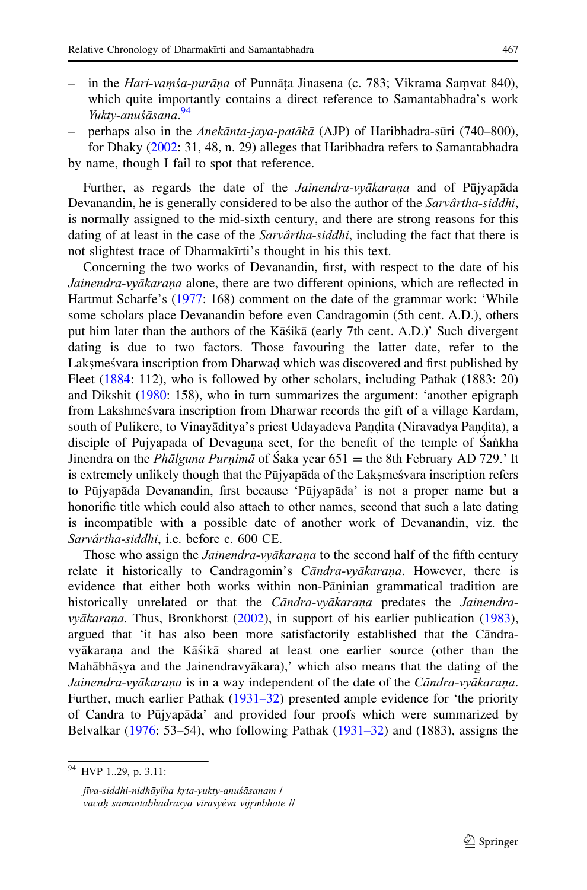– in the *Hari-vaṃśa-purāṇa* of Punnāṭa Jinasena (c. 783; Vikrama Saṃvat 840), which quite importantly contains a direct reference to Samantabhadra's work *Yukty-anuśāsana*.[94]

– perhaps also in the *Anekānta-jaya-patākā* (AJP) of Haribhadra-sūri (740–800), for Dhaky (2002: 31, 48, n. 29) alleges that Haribhadra refers to Samantabhadra by name, though I fail to spot that reference.

Further, as regards the date of the *Jainendra-vyākaraṇa* and of Pūjyapāda Devanandin, he is generally considered to be also the author of the *Sarvârtha-siddhi*, is normally assigned to the mid-sixth century, and there are strong reasons for this dating of at least in the case of the *Sarvârtha-siddhi*, including the fact that there is not slightest trace of Dharmakīrti's thought in his this text.

Concerning the two works of Devanandin, first, with respect to the date of his *Jainendra-vyākaraṇa* alone, there are two different opinions, which are reflected in Hartmut Scharfe's (1977: 168) comment on the date of the grammar work: 'While some scholars place Devanandin before even Candragomin (5th cent. A.D.), others put him later than the authors of the Kāśikā (early 7th cent. A.D.)' Such divergent dating is due to two factors. Those favouring the latter date, refer to the Lakṣmeśvara inscription from Dharwaḍ which was discovered and first published by Fleet (1884: 112), who is followed by other scholars, including Pathak (1883: 20) and Dikshit (1980: 158), who in turn summarizes the argument: 'another epigraph from Lakshmeśvara inscription from Dharwar records the gift of a village Kardam, south of Pulikere, to Vinayāditya's priest Udayadeva Paṇḍita (Niravadya Paṇḍita), a disciple of Pujyapada of Devaguṇa sect, for the benefit of the temple of Śaṅkha Jinendra on the *Phālguna Purṇimā* of Śaka year 651 = the 8th February AD 729.' It is extremely unlikely though that the Pūjyapāda of the Lakṣmeśvara inscription refers to Pūjyapāda Devanandin, first because 'Pūjyapāda' is not a proper name but a honorific title which could also attach to other names, second that such a late dating is incompatible with a possible date of another work of Devanandin, viz. the *Sarvârtha-siddhi*, i.e. before c. 600 CE.

Those who assign the *Jainendra-vyākaraṇa* to the second half of the fifth century relate it historically to Candragomin's *Cāndra-vyākaraṇa*. However, there is evidence that either both works within non-Pāṇinian grammatical tradition are historically unrelated or that the *Cāndra-vyākaraṇa* predates the *Jainendra-vyākaraṇa*. Thus, Bronkhorst (2002), in support of his earlier publication (1983), argued that 'it has also been more satisfactorily established that the Cāndra-vyākaraṇa and the Kāśikā shared at least one earlier source (other than the Mahābhāṣya and the Jainendravyākara),' which also means that the dating of the *Jainendra-vyākaraṇa* is in a way independent of the date of the *Cāndra-vyākaraṇa*. Further, much earlier Pathak (1931–32) presented ample evidence for 'the priority of Candra to Pūjyapāda' and provided four proofs which were summarized by Belvalkar (1976: 53–54), who following Pathak (1931–32) and (1883), assigns the

---

[94] HVP 1..29, p. 3.11:

*jīva-siddhi-nidhāyîha kṛta-yukty-anuśāsanam /*
*vacaḥ samantabhadrasya vīrasyêva vijṛmbhate //*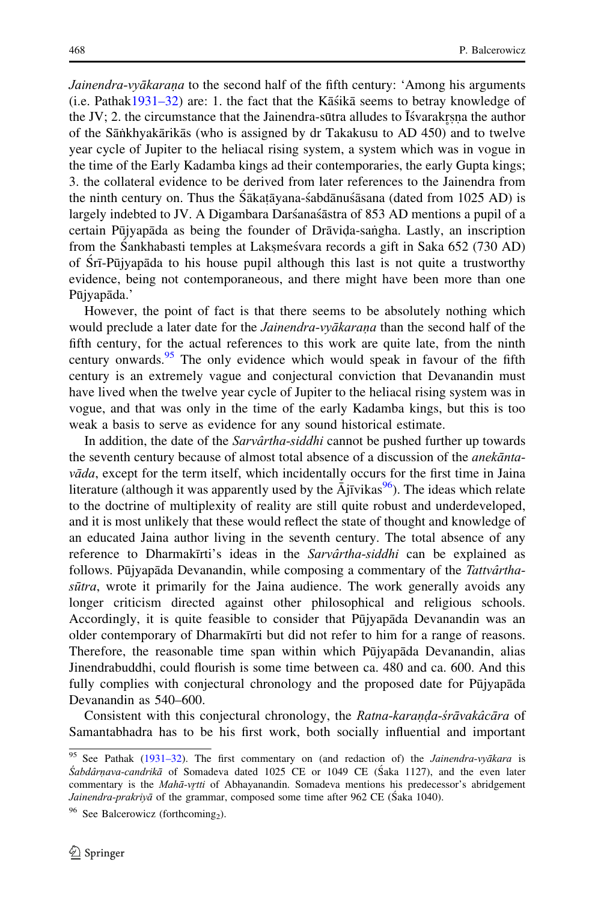*Jainendra-vyākaraṇa* to the second half of the fifth century: 'Among his arguments (i.e. Pathak 1931–32) are: 1. the fact that the Kāśikā seems to betray knowledge of the JV; 2. the circumstance that the Jainendra-sūtra alludes to Īśvarakr̥ṣṇa the author of the Sāṅkhyakārikās (who is assigned by dr Takakusu to AD 450) and to twelve year cycle of Jupiter to the heliacal rising system, a system which was in vogue in the time of the Early Kadamba kings ad their contemporaries, the early Gupta kings; 3. the collateral evidence to be derived from later references to the Jainendra from the ninth century on. Thus the Śākaṭāyana-śabdānuśāsana (dated from 1025 AD) is largely indebted to JV. A Digambara Darśanaśāstra of 853 AD mentions a pupil of a certain Pūjyapāda as being the founder of Drāviḍa-saṅgha. Lastly, an inscription from the Śankhabasti temples at Lakṣmeśvara records a gift in Saka 652 (730 AD) of Śrī-Pūjyapāda to his house pupil although this last is not quite a trustworthy evidence, being not contemporaneous, and there might have been more than one Pūjyapāda.'

However, the point of fact is that there seems to be absolutely nothing which would preclude a later date for the *Jainendra-vyākaraṇa* than the second half of the fifth century, for the actual references to this work are quite late, from the ninth century onwards.[95] The only evidence which would speak in favour of the fifth century is an extremely vague and conjectural conviction that Devanandin must have lived when the twelve year cycle of Jupiter to the heliacal rising system was in vogue, and that was only in the time of the early Kadamba kings, but this is too weak a basis to serve as evidence for any sound historical estimate.

In addition, the date of the *Sarvârtha-siddhi* cannot be pushed further up towards the seventh century because of almost total absence of a discussion of the *anekānta-vāda*, except for the term itself, which incidentally occurs for the first time in Jaina literature (although it was apparently used by the Ājīvikas[96]). The ideas which relate to the doctrine of multiplexity of reality are still quite robust and underdeveloped, and it is most unlikely that these would reflect the state of thought and knowledge of an educated Jaina author living in the seventh century. The total absence of any reference to Dharmakīrti's ideas in the *Sarvârtha-siddhi* can be explained as follows. Pūjyapāda Devanandin, while composing a commentary of the *Tattvârtha-sūtra*, wrote it primarily for the Jaina audience. The work generally avoids any longer criticism directed against other philosophical and religious schools. Accordingly, it is quite feasible to consider that Pūjyapāda Devanandin was an older contemporary of Dharmakīrti but did not refer to him for a range of reasons. Therefore, the reasonable time span within which Pūjyapāda Devanandin, alias Jinendrabuddhi, could flourish is some time between ca. 480 and ca. 600. And this fully complies with conjectural chronology and the proposed date for Pūjyapāda Devanandin as 540–600.

Consistent with this conjectural chronology, the *Ratna-karaṇḍa-śrāvakâcāra* of Samantabhadra has to be his first work, both socially influential and important

---

[95] See Pathak (1931–32). The first commentary on (and redaction of) the *Jainendra-vyākara* is *Śabdârṇava-candrikā* of Somadeva dated 1025 CE or 1049 CE (Śaka 1127), and the even later commentary is the *Mahā-vr̥tti* of Abhayanandin. Somadeva mentions his predecessor's abridgement *Jainendra-prakriyā* of the grammar, composed some time after 962 CE (Śaka 1040).

[96] See Balcerowicz (forthcoming$_2$).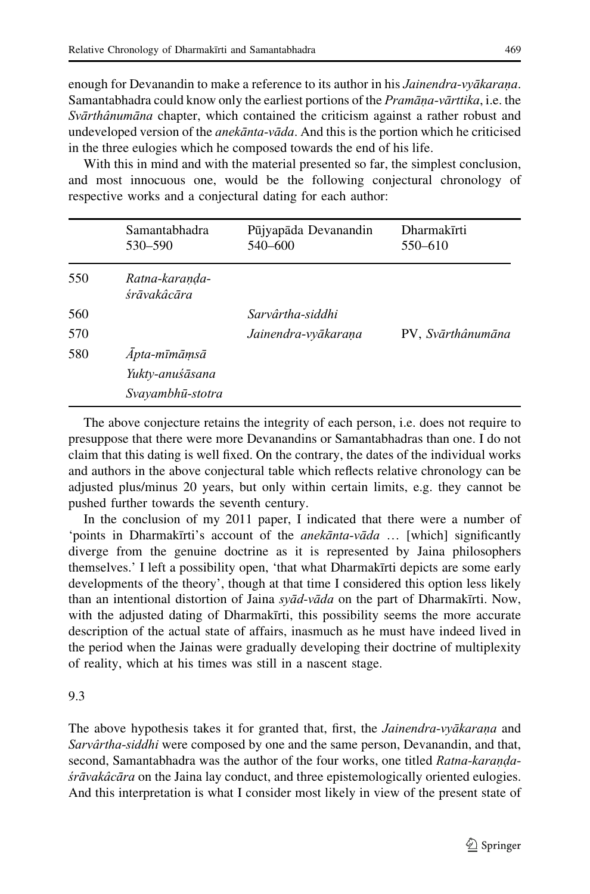enough for Devanandin to make a reference to its author in his *Jainendra-vyākaraṇa*. Samantabhadra could know only the earliest portions of the *Pramāṇa-vārttika*, i.e. the *Svārthânumāna* chapter, which contained the criticism against a rather robust and undeveloped version of the *anekānta-vāda*. And this is the portion which he criticised in the three eulogies which he composed towards the end of his life.

With this in mind and with the material presented so far, the simplest conclusion, and most innocuous one, would be the following conjectural chronology of respective works and a conjectural dating for each author:

| | Samantabhadra 530–590 | Pūjyapāda Devanandin 540–600 | Dharmakīrti 550–610 |
|---|---|---|---|
| 550 | *Ratna-karaṇḍa-śrāvakâcāra* | | |
| 560 | | *Sarvârtha-siddhi* | |
| 570 | | *Jainendra-vyākaraṇa* | PV, *Svārthânumāna* |
| 580 | *Āpta-mīmāṃsā* | | |
| | *Yukty-anuśāsana* | | |
| | *Svayambhū-stotra* | | |

The above conjecture retains the integrity of each person, i.e. does not require to presuppose that there were more Devanandins or Samantabhadras than one. I do not claim that this dating is well fixed. On the contrary, the dates of the individual works and authors in the above conjectural table which reflects relative chronology can be adjusted plus/minus 20 years, but only within certain limits, e.g. they cannot be pushed further towards the seventh century.

In the conclusion of my 2011 paper, I indicated that there were a number of 'points in Dharmakīrti's account of the *anekānta-vāda* … [which] significantly diverge from the genuine doctrine as it is represented by Jaina philosophers themselves.' I left a possibility open, 'that what Dharmakīrti depicts are some early developments of the theory', though at that time I considered this option less likely than an intentional distortion of Jaina *syād-vāda* on the part of Dharmakīrti. Now, with the adjusted dating of Dharmakīrti, this possibility seems the more accurate description of the actual state of affairs, inasmuch as he must have indeed lived in the period when the Jainas were gradually developing their doctrine of multiplexity of reality, which at his times was still in a nascent stage.

9.3

The above hypothesis takes it for granted that, first, the *Jainendra-vyākaraṇa* and *Sarvârtha-siddhi* were composed by one and the same person, Devanandin, and that, second, Samantabhadra was the author of the four works, one titled *Ratna-karaṇḍa-śrāvakâcāra* on the Jaina lay conduct, and three epistemologically oriented eulogies. And this interpretation is what I consider most likely in view of the present state of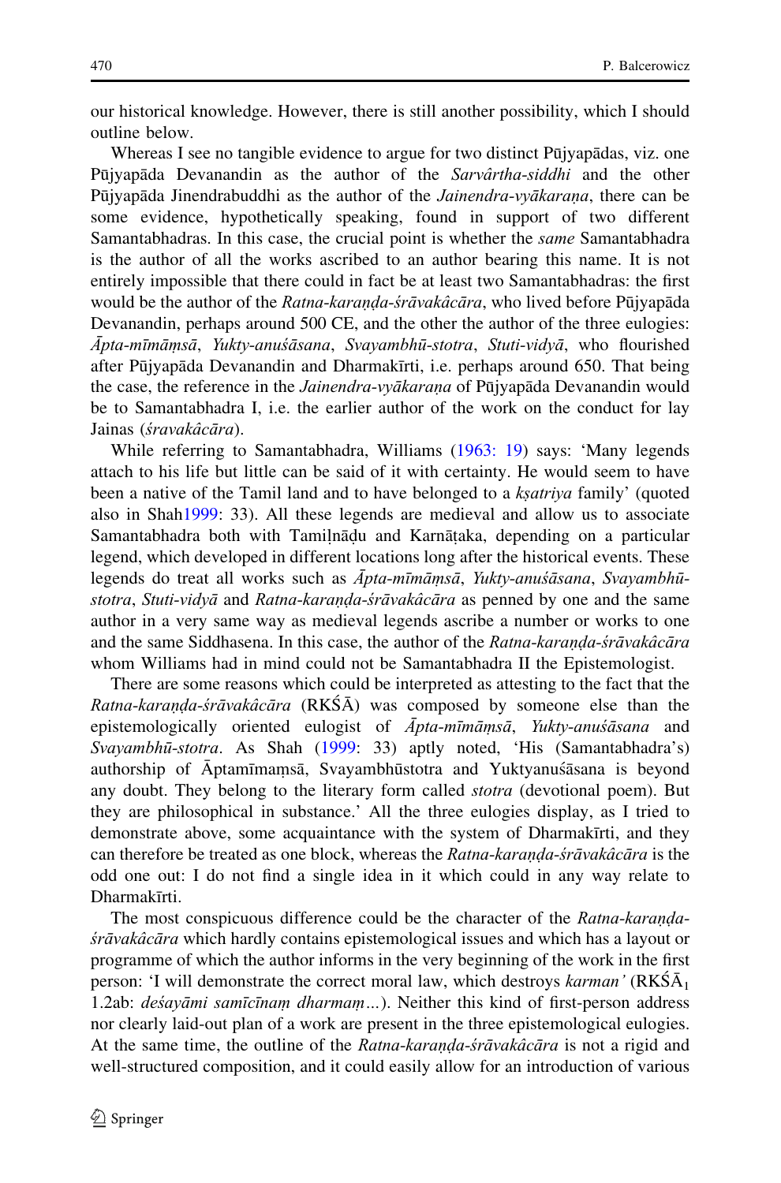our historical knowledge. However, there is still another possibility, which I should outline below.

Whereas I see no tangible evidence to argue for two distinct Pūjyapādas, viz. one Pūjyapāda Devanandin as the author of the *Sarvârtha-siddhi* and the other Pūjyapāda Jinendrabuddhi as the author of the *Jainendra-vyākaraṇa*, there can be some evidence, hypothetically speaking, found in support of two different Samantabhadras. In this case, the crucial point is whether the *same* Samantabhadra is the author of all the works ascribed to an author bearing this name. It is not entirely impossible that there could in fact be at least two Samantabhadras: the first would be the author of the *Ratna-karaṇḍa-śrāvakâcāra*, who lived before Pūjyapāda Devanandin, perhaps around 500 CE, and the other the author of the three eulogies: *Āpta-mīmāṃsā*, *Yukty-anuśāsana*, *Svayambhū-stotra*, *Stuti-vidyā*, who flourished after Pūjyapāda Devanandin and Dharmakīrti, i.e. perhaps around 650. That being the case, the reference in the *Jainendra-vyākaraṇa* of Pūjyapāda Devanandin would be to Samantabhadra I, i.e. the earlier author of the work on the conduct for lay Jainas (*śravakâcāra*).

While referring to Samantabhadra, Williams (1963: 19) says: 'Many legends attach to his life but little can be said of it with certainty. He would seem to have been a native of the Tamil land and to have belonged to a *kṣatriya* family' (quoted also in Shah1999: 33). All these legends are medieval and allow us to associate Samantabhadra both with Tamiḷnāḍu and Karnāṭaka, depending on a particular legend, which developed in different locations long after the historical events. These legends do treat all works such as *Āpta-mīmāṃsā*, *Yukty-anuśāsana*, *Svayambhū-stotra*, *Stuti-vidyā* and *Ratna-karaṇḍa-śrāvakâcāra* as penned by one and the same author in a very same way as medieval legends ascribe a number or works to one and the same Siddhasena. In this case, the author of the *Ratna-karaṇḍa-śrāvakâcāra* whom Williams had in mind could not be Samantabhadra II the Epistemologist.

There are some reasons which could be interpreted as attesting to the fact that the *Ratna-karaṇḍa-śrāvakâcāra* (RKŚĀ) was composed by someone else than the epistemologically oriented eulogist of *Āpta-mīmāṃsā*, *Yukty-anuśāsana* and *Svayambhū-stotra*. As Shah (1999: 33) aptly noted, 'His (Samantabhadra's) authorship of Āptamīmaṃsā, Svayambhūstotra and Yuktyanuśāsana is beyond any doubt. They belong to the literary form called *stotra* (devotional poem). But they are philosophical in substance.' All the three eulogies display, as I tried to demonstrate above, some acquaintance with the system of Dharmakīrti, and they can therefore be treated as one block, whereas the *Ratna-karaṇḍa-śrāvakâcāra* is the odd one out: I do not find a single idea in it which could in any way relate to Dharmakīrti.

The most conspicuous difference could be the character of the *Ratna-karaṇḍa-śrāvakâcāra* which hardly contains epistemological issues and which has a layout or programme of which the author informs in the very beginning of the work in the first person: 'I will demonstrate the correct moral law, which destroys *karman*' ($\text{RKŚĀ}_1$ 1.2ab: *deśayāmi samīcīnaṃ dharmaṃ*...). Neither this kind of first-person address nor clearly laid-out plan of a work are present in the three epistemological eulogies. At the same time, the outline of the *Ratna-karaṇḍa-śrāvakâcāra* is not a rigid and well-structured composition, and it could easily allow for an introduction of various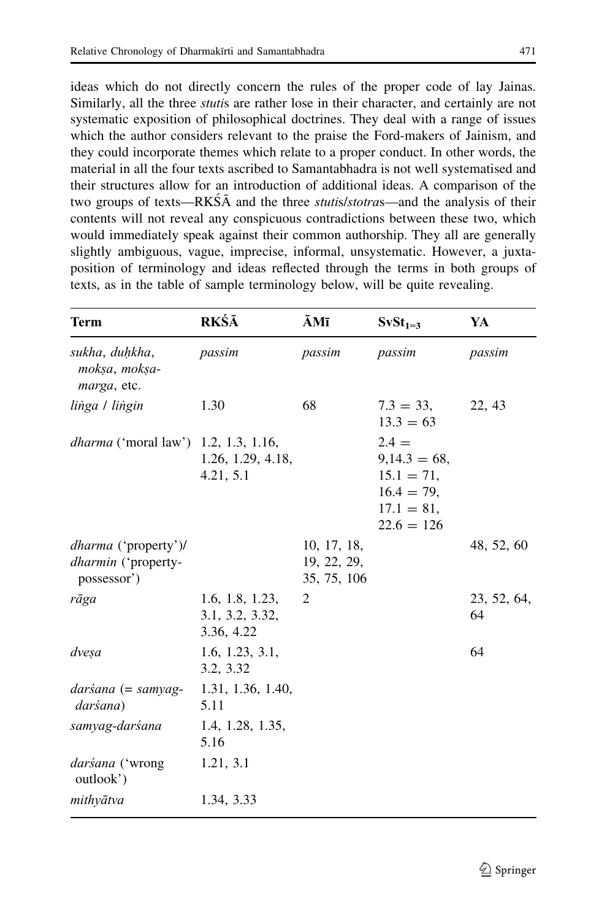ideas which do not directly concern the rules of the proper code of lay Jainas. Similarly, all the three *stuti*s are rather lose in their character, and certainly are not systematic exposition of philosophical doctrines. They deal with a range of issues which the author considers relevant to the praise the Ford-makers of Jainism, and they could incorporate themes which relate to a proper conduct. In other words, the material in all the four texts ascribed to Samantabhadra is not well systematised and their structures allow for an introduction of additional ideas. A comparison of the two groups of texts—RKŚĀ and the three *stuti*s/*stotra*s—and the analysis of their contents will not reveal any conspicuous contradictions between these two, which would immediately speak against their common authorship. They all are generally slightly ambiguous, vague, imprecise, informal, unsystematic. However, a juxtaposition of terminology and ideas reflected through the terms in both groups of texts, as in the table of sample terminology below, will be quite revealing.

| Term | RKŚĀ | ĀMī | $SvSt_{1=3}$ | YA |
|---|---|---|---|---|
| *sukha*, *duḥkha*, *mokṣa*, *mokṣa-marga*, etc. | *passim* | *passim* | *passim* | *passim* |
| *liṅga* / *liṅgin* | 1.30 | 68 | 7.3 = 33, 13.3 = 63 | 22, 43 |
| *dharma* ('moral law') | 1.2, 1.3, 1.16, 1.26, 1.29, 4.18, 4.21, 5.1 | | 2.4 = 9,14.3 = 68, 15.1 = 71, 16.4 = 79, 17.1 = 81, 22.6 = 126 | |
| *dharma* ('property')/ *dharmin* ('property-possessor') | | 10, 17, 18, 19, 22, 29, 35, 75, 106 | | 48, 52, 60 |
| *rāga* | 1.6, 1.8, 1.23, 3.1, 3.2, 3.32, 3.36, 4.22 | 2 | | 23, 52, 64, 64 |
| *dveṣa* | 1.6, 1.23, 3.1, 3.2, 3.32 | | | 64 |
| *darśana* (= *samyag-darśana*) | 1.31, 1.36, 1.40, 5.11 | | | |
| *samyag-darśana* | 1.4, 1.28, 1.35, 5.16 | | | |
| *darśana* ('wrong outlook') | 1.21, 3.1 | | | |
| *mithyātva* | 1.34, 3.33 | | | |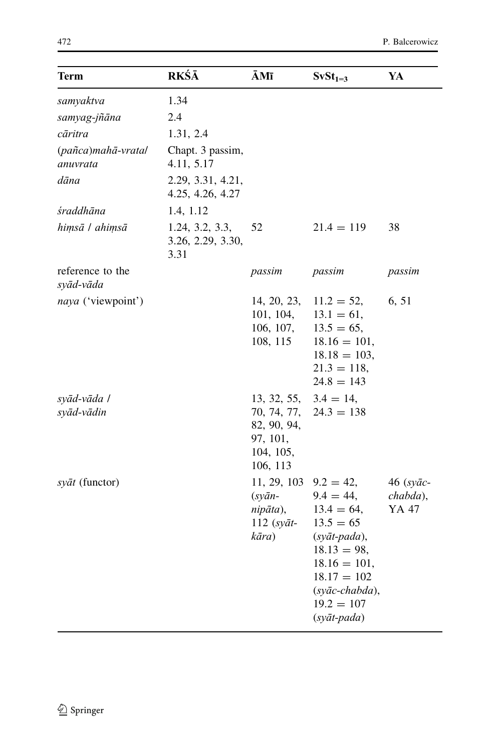| Term | RKŚĀ | ĀMī | $SvSt_{1=3}$ | YA |
|---|---|---|---|---|
| *samyaktva* | 1.34 | | | |
| *samyag-jñāna* | 2.4 | | | |
| *cāritra* | 1.31, 2.4 | | | |
| *(pañca)mahā-vrata/ anuvrata* | Chapt. 3 passim, 4.11, 5.17 | | | |
| *dāna* | 2.29, 3.31, 4.21, 4.25, 4.26, 4.27 | | | |
| *śraddhāna* | 1.4, 1.12 | | | |
| *hiṃsā / ahiṃsā* | 1.24, 3.2, 3.3, 3.26, 2.29, 3.30, 3.31 | 52 | 21.4 = 119 | 38 |
| reference to the *syād-vāda* | | *passim* | *passim* | *passim* |
| *naya* ('viewpoint') | | 14, 20, 23, 101, 104, 106, 107, 108, 115 | 11.2 = 52, 13.1 = 61, 13.5 = 65, 18.16 = 101, 18.18 = 103, 21.3 = 118, 24.8 = 143 | 6, 51 |
| *syād-vāda / syād-vādin* | | 13, 32, 55, 70, 74, 77, 82, 90, 94, 97, 101, 104, 105, 106, 113 | 3.4 = 14, 24.3 = 138 | |
| *syāt* (functor) | | 11, 29, 103 (*syān-nipāta*), 112 (*syāt-kāra*) | 9.2 = 42, 9.4 = 44, 13.4 = 64, 13.5 = 65 (*syāt-pada*), 18.13 = 98, 18.16 = 101, 18.17 = 102 (*syāc-chabda*), 19.2 = 107 (*syāt-pada*) | 46 (*syāc-chabda*), YA 47 |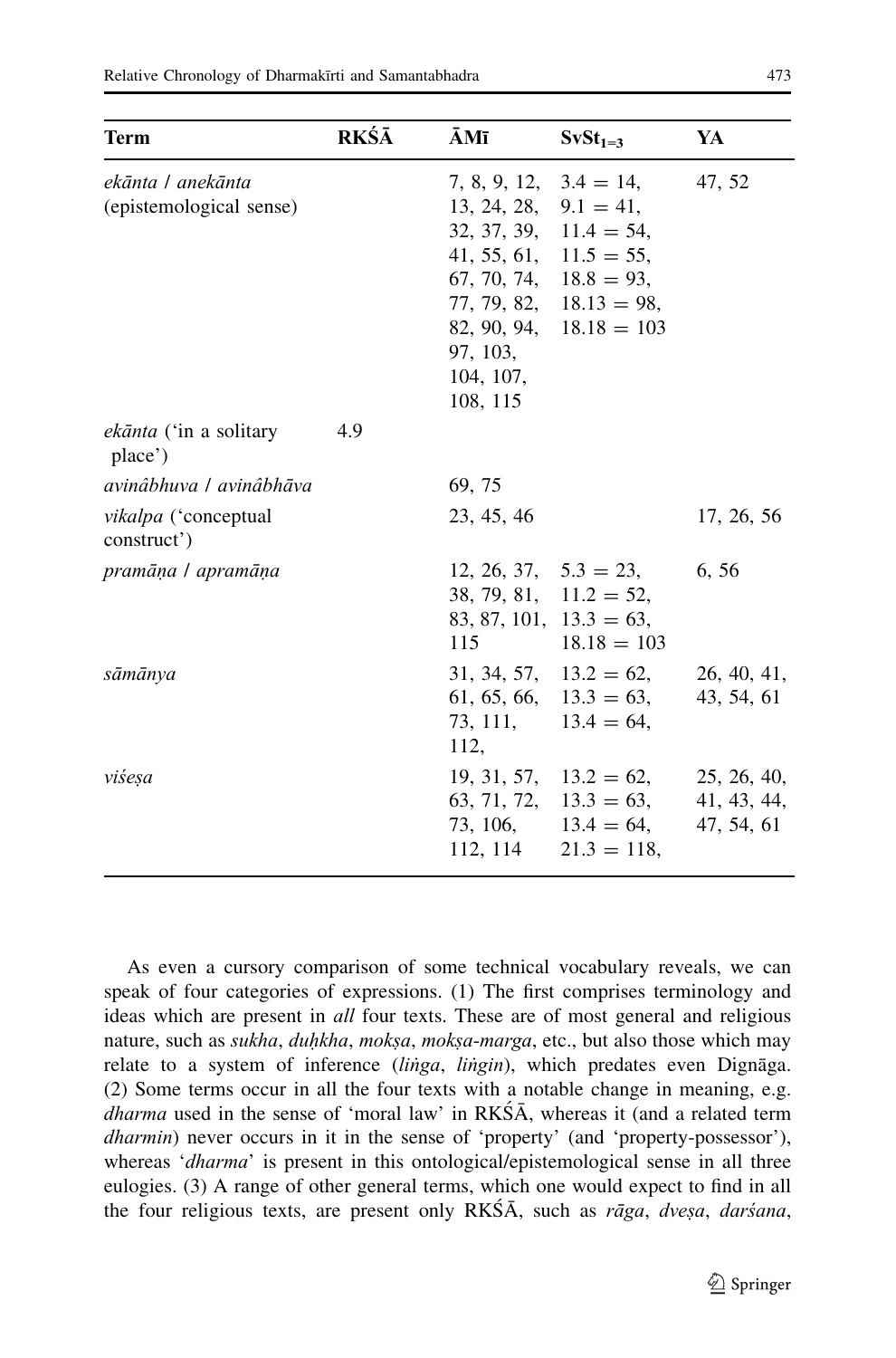| Term | RKŚĀ | ĀMī | $SvSt_{1\text{–}3}$ | YA |
|---|---|---|---|---|
| *ekānta* / *anekānta* (epistemological sense) | | 7, 8, 9, 12, 13, 24, 28, 32, 37, 39, 41, 55, 61, 67, 70, 74, 77, 79, 82, 82, 90, 94, 97, 103, 104, 107, 108, 115 | 3.4 = 14, 9.1 = 41, 11.4 = 54, 11.5 = 55, 18.8 = 93, 18.13 = 98, 18.18 = 103 | 47, 52 |
| *ekānta* ('in a solitary place') | 4.9 | | | |
| *avinâbhuva* / *avinâbhāva* | | 69, 75 | | |
| *vikalpa* ('conceptual construct') | | 23, 45, 46 | | 17, 26, 56 |
| *pramāṇa* / *apramāṇa* | | 12, 26, 37, 38, 79, 81, 83, 87, 101, 115 | 5.3 = 23, 11.2 = 52, 13.3 = 63, 18.18 = 103 | 6, 56 |
| *sāmānya* | | 31, 34, 57, 61, 65, 66, 73, 111, 112, | 13.2 = 62, 13.3 = 63, 13.4 = 64, | 26, 40, 41, 43, 54, 61 |
| *viśeṣa* | | 19, 31, 57, 63, 71, 72, 73, 106, 112, 114 | 13.2 = 62, 13.3 = 63, 13.4 = 64, 21.3 = 118, | 25, 26, 40, 41, 43, 44, 47, 54, 61 |

As even a cursory comparison of some technical vocabulary reveals, we can speak of four categories of expressions. (1) The first comprises terminology and ideas which are present in *all* four texts. These are of most general and religious nature, such as *sukha*, *duḥkha*, *mokṣa*, *mokṣa-marga*, etc., but also those which may relate to a system of inference (*liṅga*, *liṅgin*), which predates even Dignāga. (2) Some terms occur in all the four texts with a notable change in meaning, e.g. *dharma* used in the sense of 'moral law' in RKŚĀ, whereas it (and a related term *dharmin*) never occurs in it in the sense of 'property' (and 'property-possessor'), whereas '*dharma*' is present in this ontological/epistemological sense in all three eulogies. (3) A range of other general terms, which one would expect to find in all the four religious texts, are present only RKŚĀ, such as *rāga*, *dveṣa*, *darśana*,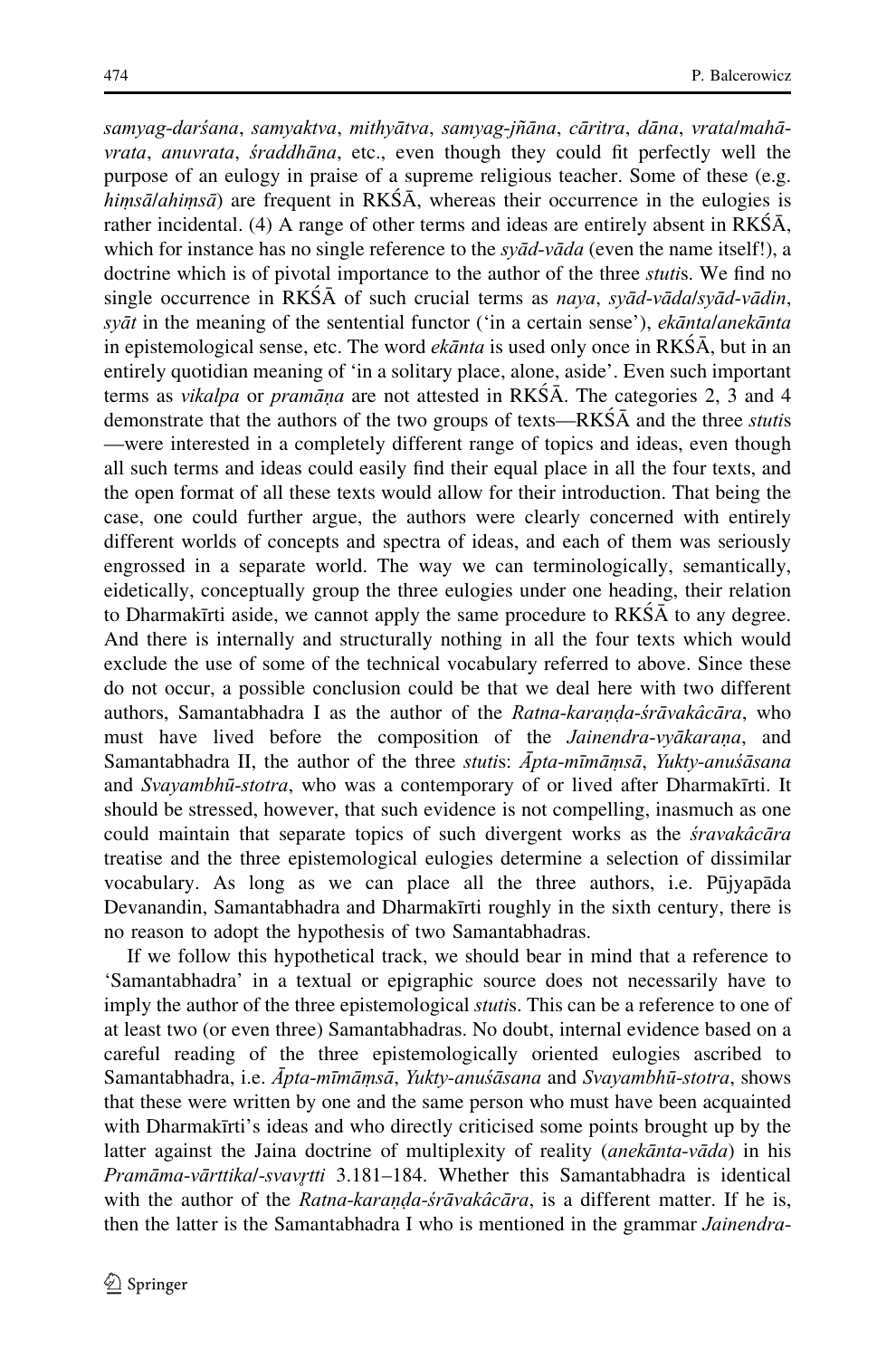*samyag-darśana*, *samyaktva*, *mithyātva*, *samyag-jñāna*, *cāritra*, *dāna*, *vrata*/*mahā-vrata*, *anuvrata*, *śraddhāna*, etc., even though they could fit perfectly well the purpose of an eulogy in praise of a supreme religious teacher. Some of these (e.g. *hiṃsā*/*ahiṃsā*) are frequent in RKŚĀ, whereas their occurrence in the eulogies is rather incidental. (4) A range of other terms and ideas are entirely absent in RKŚĀ, which for instance has no single reference to the *syād-vāda* (even the name itself!), a doctrine which is of pivotal importance to the author of the three *stuti*s. We find no single occurrence in RKŚĀ of such crucial terms as *naya*, *syād-vāda*/*syād-vādin*, *syāt* in the meaning of the sentential functor ('in a certain sense'), *ekānta*/*anekānta* in epistemological sense, etc. The word *ekānta* is used only once in RKŚĀ, but in an entirely quotidian meaning of 'in a solitary place, alone, aside'. Even such important terms as *vikalpa* or *pramāṇa* are not attested in RKŚĀ. The categories 2, 3 and 4 demonstrate that the authors of the two groups of texts—RKŚĀ and the three *stuti*s—were interested in a completely different range of topics and ideas, even though all such terms and ideas could easily find their equal place in all the four texts, and the open format of all these texts would allow for their introduction. That being the case, one could further argue, the authors were clearly concerned with entirely different worlds of concepts and spectra of ideas, and each of them was seriously engrossed in a separate world. The way we can terminologically, semantically, eidetically, conceptually group the three eulogies under one heading, their relation to Dharmakīrti aside, we cannot apply the same procedure to RKŚĀ to any degree. And there is internally and structurally nothing in all the four texts which would exclude the use of some of the technical vocabulary referred to above. Since these do not occur, a possible conclusion could be that we deal here with two different authors, Samantabhadra I as the author of the *Ratna-karaṇḍa-śrāvakâcāra*, who must have lived before the composition of the *Jainendra-vyākaraṇa*, and Samantabhadra II, the author of the three *stuti*s: *Āpta-mīmāṃsā*, *Yukty-anuśāsana* and *Svayambhū-stotra*, who was a contemporary of or lived after Dharmakīrti. It should be stressed, however, that such evidence is not compelling, inasmuch as one could maintain that separate topics of such divergent works as the *śravakâcāra* treatise and the three epistemological eulogies determine a selection of dissimilar vocabulary. As long as we can place all the three authors, i.e. Pūjyapāda Devanandin, Samantabhadra and Dharmakīrti roughly in the sixth century, there is no reason to adopt the hypothesis of two Samantabhadras.

If we follow this hypothetical track, we should bear in mind that a reference to 'Samantabhadra' in a textual or epigraphic source does not necessarily have to imply the author of the three epistemological *stuti*s. This can be a reference to one of at least two (or even three) Samantabhadras. No doubt, internal evidence based on a careful reading of the three epistemologically oriented eulogies ascribed to Samantabhadra, i.e. *Āpta-mīmāṃsā*, *Yukty-anuśāsana* and *Svayambhū-stotra*, shows that these were written by one and the same person who must have been acquainted with Dharmakīrti's ideas and who directly criticised some points brought up by the latter against the Jaina doctrine of multiplexity of reality (*anekānta-vāda*) in his *Pramāma-vārttika*/*-svavṛtti* 3.181–184. Whether this Samantabhadra is identical with the author of the *Ratna-karaṇḍa-śrāvakâcāra*, is a different matter. If he is, then the latter is the Samantabhadra I who is mentioned in the grammar *Jainendra-*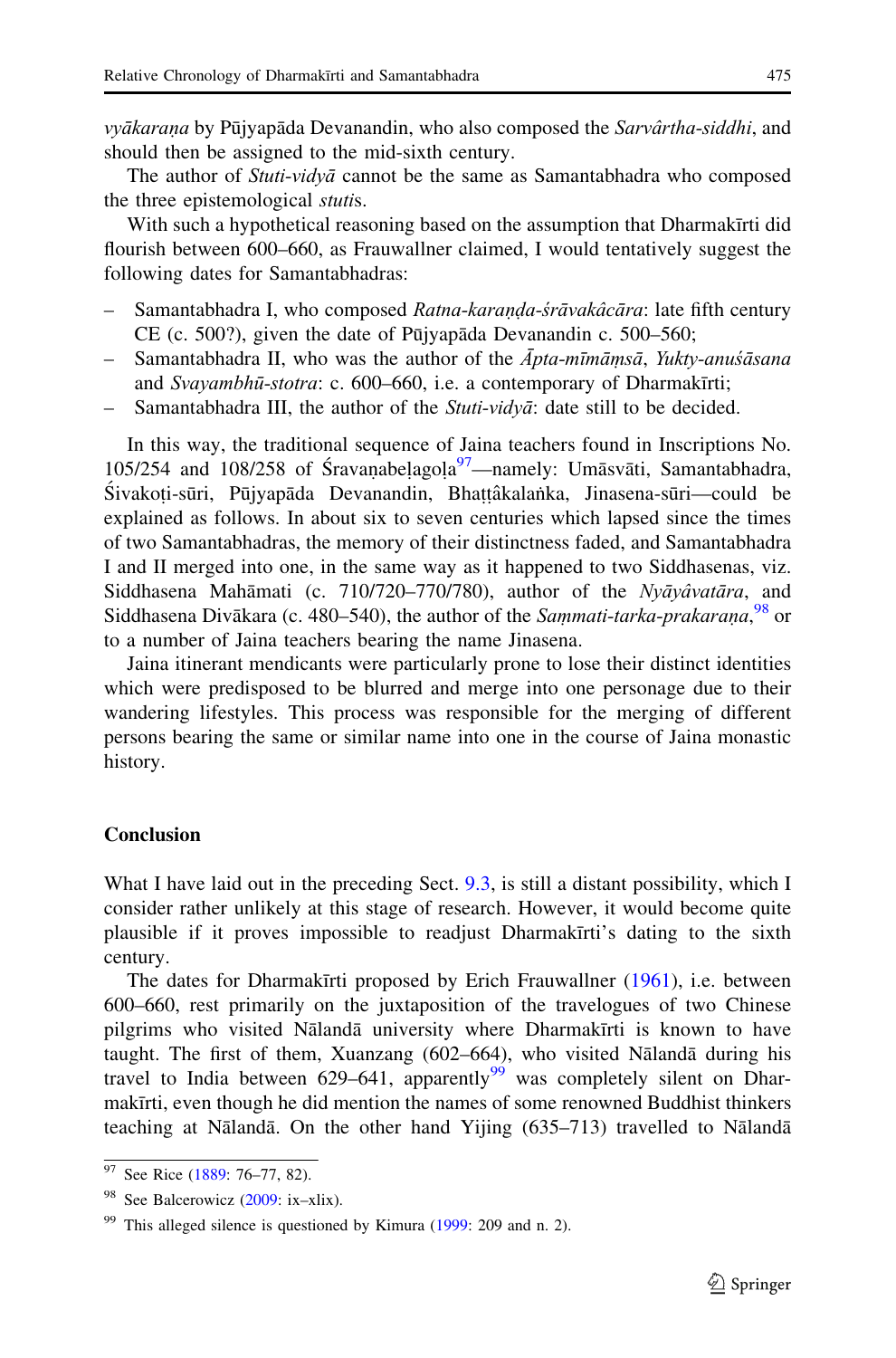*vyākaraṇa* by Pūjyapāda Devanandin, who also composed the *Sarvârtha-siddhi*, and should then be assigned to the mid-sixth century.

The author of *Stuti-vidyā* cannot be the same as Samantabhadra who composed the three epistemological *stuti*s.

With such a hypothetical reasoning based on the assumption that Dharmakīrti did flourish between 600–660, as Frauwallner claimed, I would tentatively suggest the following dates for Samantabhadras:

– Samantabhadra I, who composed *Ratna-karaṇḍa-śrāvakâcāra*: late fifth century CE (c. 500?), given the date of Pūjyapāda Devanandin c. 500–560;
– Samantabhadra II, who was the author of the *Āpta-mīmāṃsā*, *Yukty-anuśāsana* and *Svayambhū-stotra*: c. 600–660, i.e. a contemporary of Dharmakīrti;
– Samantabhadra III, the author of the *Stuti-vidyā*: date still to be decided.

In this way, the traditional sequence of Jaina teachers found in Inscriptions No. 105/254 and 108/258 of Śravaṇabeḷagoḷa[97]—namely: Umāsvāti, Samantabhadra, Śivakoṭi-sūri, Pūjyapāda Devanandin, Bhaṭṭâkalaṅka, Jinasena-sūri—could be explained as follows. In about six to seven centuries which lapsed since the times of two Samantabhadras, the memory of their distinctness faded, and Samantabhadra I and II merged into one, in the same way as it happened to two Siddhasenas, viz. Siddhasena Mahāmati (c. 710/720–770/780), author of the *Nyāyâvatāra*, and Siddhasena Divākara (c. 480–540), the author of the *Saṃmati-tarka-prakaraṇa*,[98] or to a number of Jaina teachers bearing the name Jinasena.

Jaina itinerant mendicants were particularly prone to lose their distinct identities which were predisposed to be blurred and merge into one personage due to their wandering lifestyles. This process was responsible for the merging of different persons bearing the same or similar name into one in the course of Jaina monastic history.

## Conclusion

What I have laid out in the preceding Sect. 9.3, is still a distant possibility, which I consider rather unlikely at this stage of research. However, it would become quite plausible if it proves impossible to readjust Dharmakīrti's dating to the sixth century.

The dates for Dharmakīrti proposed by Erich Frauwallner (1961), i.e. between 600–660, rest primarily on the juxtaposition of the travelogues of two Chinese pilgrims who visited Nālandā university where Dharmakīrti is known to have taught. The first of them, Xuanzang (602–664), who visited Nālandā during his travel to India between 629–641, apparently[99] was completely silent on Dharmakīrti, even though he did mention the names of some renowned Buddhist thinkers teaching at Nālandā. On the other hand Yijing (635–713) travelled to Nālandā

---

[97] See Rice (1889: 76–77, 82).

[98] See Balcerowicz (2009: ix–xlix).

[99] This alleged silence is questioned by Kimura (1999: 209 and n. 2).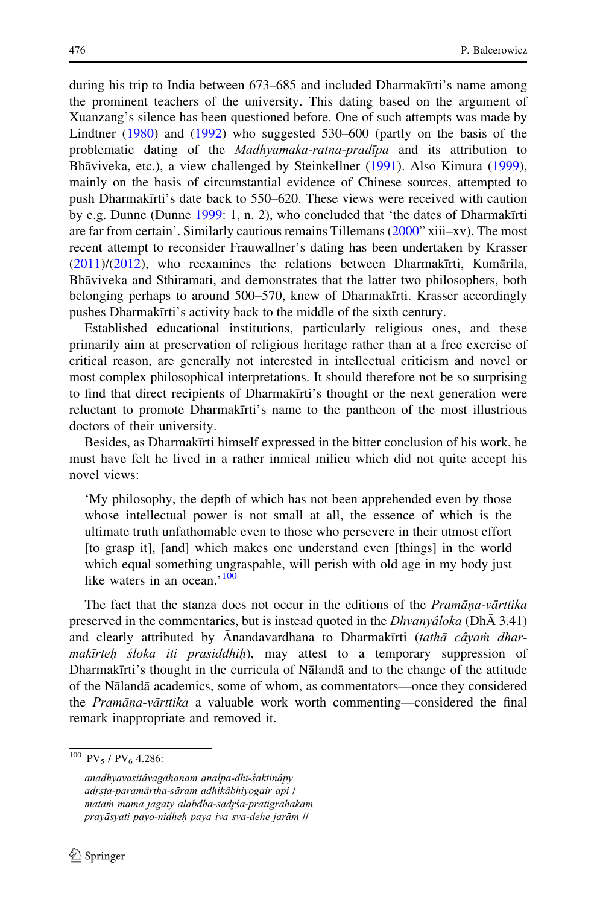during his trip to India between 673–685 and included Dharmakīrti's name among the prominent teachers of the university. This dating based on the argument of Xuanzang's silence has been questioned before. One of such attempts was made by Lindtner (1980) and (1992) who suggested 530–600 (partly on the basis of the problematic dating of the *Madhyamaka-ratna-pradīpa* and its attribution to Bhāviveka, etc.), a view challenged by Steinkellner (1991). Also Kimura (1999), mainly on the basis of circumstantial evidence of Chinese sources, attempted to push Dharmakīrti's date back to 550–620. These views were received with caution by e.g. Dunne (Dunne 1999: 1, n. 2), who concluded that 'the dates of Dharmakīrti are far from certain'. Similarly cautious remains Tillemans (2000" xiii–xv). The most recent attempt to reconsider Frauwallner's dating has been undertaken by Krasser (2011)/(2012), who reexamines the relations between Dharmakīrti, Kumārila, Bhāviveka and Sthiramati, and demonstrates that the latter two philosophers, both belonging perhaps to around 500–570, knew of Dharmakīrti. Krasser accordingly pushes Dharmakīrti's activity back to the middle of the sixth century.

Established educational institutions, particularly religious ones, and these primarily aim at preservation of religious heritage rather than at a free exercise of critical reason, are generally not interested in intellectual criticism and novel or most complex philosophical interpretations. It should therefore not be so surprising to find that direct recipients of Dharmakīrti's thought or the next generation were reluctant to promote Dharmakīrti's name to the pantheon of the most illustrious doctors of their university.

Besides, as Dharmakīrti himself expressed in the bitter conclusion of his work, he must have felt he lived in a rather inmical milieu which did not quite accept his novel views:

> 'My philosophy, the depth of which has not been apprehended even by those whose intellectual power is not small at all, the essence of which is the ultimate truth unfathomable even to those who persevere in their utmost effort [to grasp it], [and] which makes one understand even [things] in the world which equal something ungraspable, will perish with old age in my body just like waters in an ocean.'[100]

The fact that the stanza does not occur in the editions of the *Pramāṇa-vārttika* preserved in the commentaries, but is instead quoted in the *Dhvanyâloka* (DhĀ 3.41) and clearly attributed by Ānandavardhana to Dharmakīrti (*tathā câyaṁ dharmakīrteḥ śloka iti prasiddhiḥ*), may attest to a temporary suppression of Dharmakīrti's thought in the curricula of Nālandā and to the change of the attitude of the Nālandā academics, some of whom, as commentators—once they considered the *Pramāṇa-vārttika* a valuable work worth commenting—considered the final remark inappropriate and removed it.

---

[100] $PV_5$ / $PV_6$ 4.286:

*anadhyavasitâvagāhanam analpa-dhī-śaktinâpy*
*adṛṣṭa-paramârtha-sāram adhikâbhiyogair api* /
*mataṁ mama jagaty alabdha-sadṛśa-pratigrāhakam*
*prayāsyati payo-nidheḥ paya iva sva-dehe jarām* //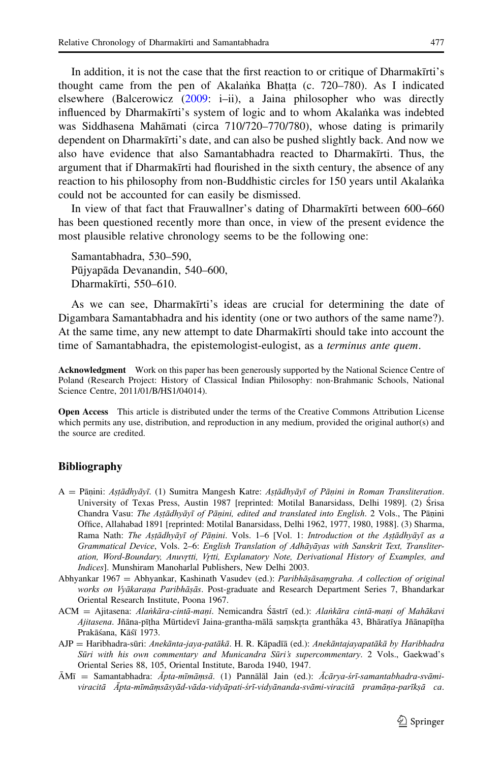In addition, it is not the case that the first reaction to or critique of Dharmakīrti's thought came from the pen of Akalaṅka Bhaṭṭa (c. 720–780). As I indicated elsewhere (Balcerowicz (2009: i–ii), a Jaina philosopher who was directly influenced by Dharmakīrti's system of logic and to whom Akalaṅka was indebted was Siddhasena Mahāmati (circa 710/720–770/780), whose dating is primarily dependent on Dharmakīrti's date, and can also be pushed slightly back. And now we also have evidence that also Samantabhadra reacted to Dharmakīrti. Thus, the argument that if Dharmakīrti had flourished in the sixth century, the absence of any reaction to his philosophy from non-Buddhistic circles for 150 years until Akalaṅka could not be accounted for can easily be dismissed.

In view of that fact that Frauwallner's dating of Dharmakīrti between 600–660 has been questioned recently more than once, in view of the present evidence the most plausible relative chronology seems to be the following one:

Samantabhadra, 530–590,
Pūjyapāda Devanandin, 540–600,
Dharmakīrti, 550–610.

As we can see, Dharmakīrti's ideas are crucial for determining the date of Digambara Samantabhadra and his identity (one or two authors of the same name?). At the same time, any new attempt to date Dharmakīrti should take into account the time of Samantabhadra, the epistemologist-eulogist, as a *terminus ante quem*.

**Acknowledgment** Work on this paper has been generously supported by the National Science Centre of Poland (Research Project: History of Classical Indian Philosophy: non-Brahmanic Schools, National Science Centre, 2011/01/B/HS1/04014).

**Open Access** This article is distributed under the terms of the Creative Commons Attribution License which permits any use, distribution, and reproduction in any medium, provided the original author(s) and the source are credited.

## Bibliography

A = Pāṇini: *Aṣṭādhyāyī*. (1) Sumitra Mangesh Katre: *Aṣṭādhyāyī of Pāṇini in Roman Transliteration*. University of Texas Press, Austin 1987 [reprinted: Motilal Banarsidass, Delhi 1989]. (2) Śrisa Chandra Vasu: *The Aṣṭādhyāyī of Pāṇini, edited and translated into English*. 2 Vols., The Pāṇini Office, Allahabad 1891 [reprinted: Motilal Banarsidass, Delhi 1962, 1977, 1980, 1988]. (3) Sharma, Rama Nath: *The Aṣṭādhyāyī of Pāṇini*. Vols. 1–6 [Vol. 1: *Introduction ot the Aṣṭādhyāyī as a Grammatical Device*, Vols. 2–6: *English Translation of Adhāyāyas with Sanskrit Text, Transliteration, Word-Boundary, Anuvṛtti, Vṛtti, Explanatory Note, Derivational History of Examples, and Indices*]. Munshiram Manoharlal Publishers, New Delhi 2003.

Abhyankar 1967 = Abhyankar, Kashinath Vasudev (ed.): *Paribhāṣāsaṃgraha. A collection of original works on Vyākaraṇa Paribhāṣās*. Post-graduate and Research Department Series 7, Bhandarkar Oriental Research Institute, Poona 1967.

ACM = Ajitasena: *Alaṅkāra-cintā-maṇi*. Nemicandra Śāstrī (ed.): *Alaṅkāra cintā-maṇi of Mahākavi Ajitasena*. Jñāna-pīṭha Mūrtidevī Jaina-grantha-mālā saṃskṛta granthâka 43, Bhāratīya Jñānapīṭha Prakāśana, Kāśī 1973.

AJP = Haribhadra-sūri: *Anekānta-jaya-patākā*. H. R. Kāpadīā (ed.): *Anekāntajayapatākā by Haribhadra Sūri with his own commentary and Municandra Sūri's supercommentary*. 2 Vols., Gaekwad's Oriental Series 88, 105, Oriental Institute, Baroda 1940, 1947.

ĀMī = Samantabhadra: *Āpta-mīmāṃsā*. (1) Pannālāl Jain (ed.): *Ācārya-śrī-samantabhadra-svāmi-viracitā Āpta-mīmāṃsāsyād-vāda-vidyāpati-śrī-vidyānanda-svāmi-viracitā pramāṇa-parīkṣā ca*.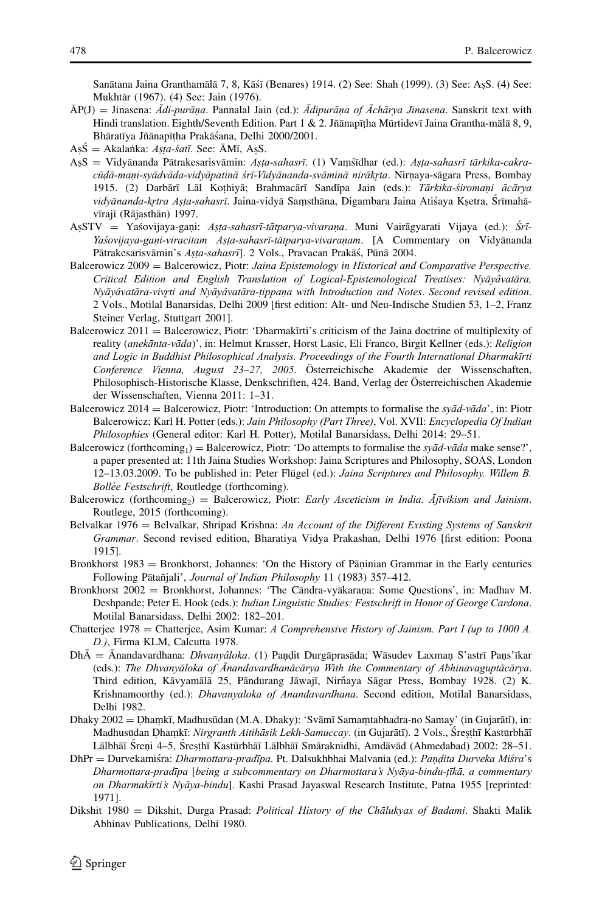Sanātana Jaina Granthamālā 7, 8, Kāśī (Benares) 1914. (2) See: Shah (1999). (3) See: AṣS. (4) See: Mukhtār (1967). (4) See: Jain (1976).

ĀP(J) = Jinasena: *Ādi-purāṇa*. Pannalal Jain (ed.): *Ādipurāṇa of Āchārya Jinasena*. Sanskrit text with Hindi translation. Eighth/Seventh Edition. Part 1 & 2. Jñānapīṭha Mūrtidevī Jaina Grantha-mālā 8, 9, Bhāratīya Jñānapīṭha Prakāśana, Delhi 2000/2001.

AṣŚ = Akalaṅka: *Aṣṭa-śatī*. See: ĀMī, AṣS.

AṣS = Vidyānanda Pātrakesarisvāmin: *Aṣṭa-sahasrī*. (1) Vaṃśīdhar (ed.): *Aṣṭa-sahasrī tārkika-cakra-cūḍā-maṇi-syādvāda-vidyāpatinā śrī-Vidyānanda-svāminā nirākṛta*. Nirṇaya-sāgara Press, Bombay 1915. (2) Darbārī Lāl Koṭhiyā; Brahmacārī Sandīpa Jain (eds.): *Tārkika-śiromaṇi ācārya vidyānanda-kṛtra Aṣṭa-sahasrī*. Jaina-vidyā Saṃsthāna, Digambara Jaina Atiśaya Kṣetra, Śrīmahāvīrajī (Rājasthān) 1997.

AṣSTV = Yaśovijaya-gaṇi: *Aṣṭa-sahasrī-tātparya-vivaraṇa*. Muni Vairāgyarati Vijaya (ed.): *Śrī-Yaśovijaya-gaṇi-viracitam Aṣṭa-sahasrī-tātparya-vivaraṇam*. [A Commentary on Vidyānanda Pātrakesarisvāmin's *Aṣṭa-sahasrī*]. 2 Vols., Pravacan Prakāś, Pūnā 2004.

Balcerowicz 2009 = Balcerowicz, Piotr: *Jaina Epistemology in Historical and Comparative Perspective. Critical Edition and English Translation of Logical-Epistemological Treatises: Nyāyâvatāra, Nyāyâvatāra-vivṛti and Nyāyâvatāra-ṭippaṇa with Introduction and Notes. Second revised edition*. 2 Vols., Motilal Banarsidass, Delhi 2009 [first edition: Alt- und Neu-Indische Studien 53, 1–2, Franz Steiner Verlag, Stuttgart 2001].

Balcerowicz 2011 = Balcerowicz, Piotr: 'Dharmakīrti's criticism of the Jaina doctrine of multiplexity of reality (*anekānta-vāda*)', in: Helmut Krasser, Horst Lasic, Eli Franco, Birgit Kellner (eds.): *Religion and Logic in Buddhist Philosophical Analysis. Proceedings of the Fourth International Dharmakīrti Conference Vienna, August 23–27, 2005*. Österreichische Akademie der Wissenschaften, Philosophisch-Historische Klasse, Denkschriften, 424. Band, Verlag der Österreichischen Akademie der Wissenschaften, Vienna 2011: 1–31.

Balcerowicz 2014 = Balcerowicz, Piotr: 'Introduction: On attempts to formalise the *syād-vāda*', in: Piotr Balcerowicz; Karl H. Potter (eds.): *Jain Philosophy (Part Three)*, Vol. XVII: *Encyclopedia Of Indian Philosophies* (General editor: Karl H. Potter), Motilal Banarsidass, Delhi 2014: 29–51.

Balcerowicz (forthcoming$_1$) = Balcerowicz, Piotr: 'Do attempts to formalise the *syād-vāda* make sense?', a paper presented at: 11th Jaina Studies Workshop: Jaina Scriptures and Philosophy, SOAS, London 12–13.03.2009. To be published in: Peter Flügel (ed.): *Jaina Scriptures and Philosophy. Willem B. Bollée Festschrift*, Routledge (forthcoming).

Balcerowicz (forthcoming$_2$) = Balcerowicz, Piotr: *Early Asceticism in India. Ājīvikism and Jainism*. Routlege, 2015 (forthcoming).

Belvalkar 1976 = Belvalkar, Shripad Krishna: *An Account of the Different Existing Systems of Sanskrit Grammar*. Second revised edition, Bharatiya Vidya Prakashan, Delhi 1976 [first edition: Poona 1915].

Bronkhorst 1983 = Bronkhorst, Johannes: 'On the History of Pāṇinian Grammar in the Early centuries Following Pātañjali', *Journal of Indian Philosophy* 11 (1983) 357–412.

Bronkhorst 2002 = Bronkhorst, Johannes: 'The Cāndra-vyākaraṇa: Some Questions', in: Madhav M. Deshpande; Peter E. Hook (eds.): *Indian Linguistic Studies: Festschrift in Honor of George Cardona*. Motilal Banarsidass, Delhi 2002: 182–201.

Chatterjee 1978 = Chatterjee, Asim Kumar: *A Comprehensive History of Jainism. Part I (up to 1000 A. D.)*, Firma KLM, Calcutta 1978.

DhĀ = Ānandavardhana: *Dhvanyâloka*. (1) Paṇḍit Durgāprasāda; Wāsudev Laxmaṇ S'astrī Paṇs'īkar (eds.): *The Dhvanyāloka of Ānandavardhanācārya With the Commentary of Abhinavaguptācārya*. Third edition, Kāvyamālā 25, Pāndurang Jāwajī, Nirňaya Sāgar Press, Bombay 1928. (2) K. Krishnamoorthy (ed.): *Dhavanyaloka of Anandavardhana*. Second edition, Motilal Banarsidass, Delhi 1982.

Dhaky 2002 = Ḍhaṃkī, Madhusūdan (M.A. Dhaky): 'Svāmī Samaṃtabhadra-no Samay' (in Gujarātī), in: Madhusūdan Ḍhaṃkī: *Nirgranth Aitihāsik Lekh-Samuccay*. (in Gujarātī). 2 Vols., Śreṣṭhī Kastūrbhāī Lālbhāī Śreṇi 4–5, Śreṣṭhī Kastūrbhāī Lālbhāī Smāraknidhi, Amdāvād (Ahmedabad) 2002: 28–51.

DhPr = Durvekamiśra: *Dharmottara-pradīpa*. Pt. Dalsukhbhai Malvania (ed.): *Paṇḍita Durveka Miśra*'s *Dharmottara-pradīpa* [*being a subcommentary on Dharmottara's Nyāya-bindu-ṭīkā, a commentary on Dharmakīrti's Nyāya-bindu*]. Kashi Prasad Jayaswal Research Institute, Patna 1955 [reprinted: 1971].

Dikshit 1980 = Dikshit, Durga Prasad: *Political History of the Chālukyas of Badami*. Shakti Malik Abhinav Publications, Delhi 1980.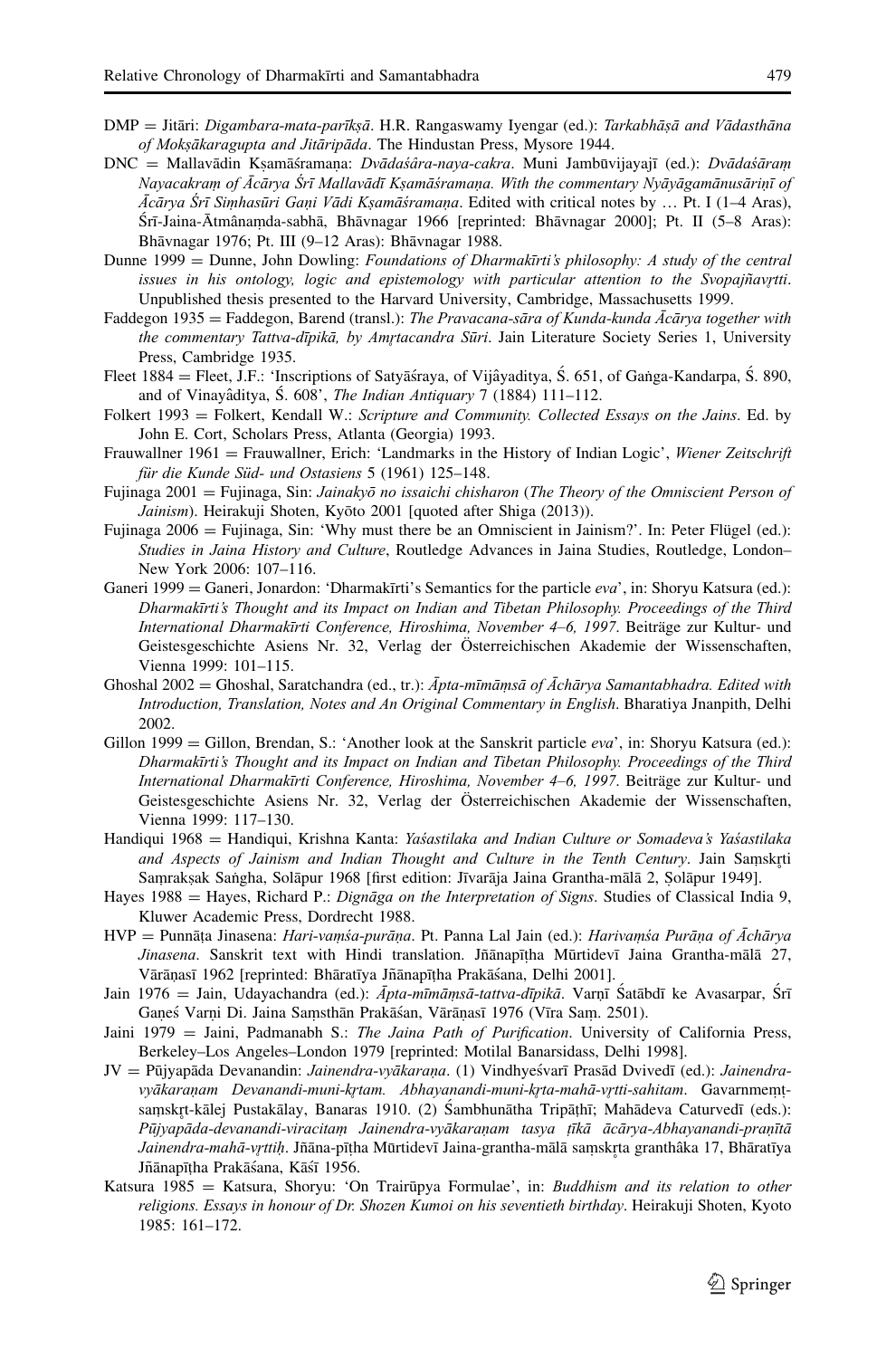DMP = Jitāri: *Digambara-mata-parīkṣā*. H.R. Rangaswamy Iyengar (ed.): *Tarkabhāṣā and Vādasthāna of Mokṣākaragupta and Jitāripāda*. The Hindustan Press, Mysore 1944.

DNC = Mallavādin Kṣamāśramaṇa: *Dvādaśâra-naya-cakra*. Muni Jambūvijayajī (ed.): *Dvādaśāraṃ Nayacakraṃ of Ācārya Śrī Mallavādī Kṣamāśramaṇa. With the commentary Nyāyāgamānusāriṇī of Ācārya Śrī Siṃhasūri Gaṇi Vādi Kṣamāśramaṇa*. Edited with critical notes by … Pt. I (1–4 Aras), Śrī-Jaina-Ātmânaṃda-sabhā, Bhāvnagar 1966 [reprinted: Bhāvnagar 2000]; Pt. II (5–8 Aras): Bhāvnagar 1976; Pt. III (9–12 Aras): Bhāvnagar 1988.

Dunne 1999 = Dunne, John Dowling: *Foundations of Dharmakīrti's philosophy: A study of the central issues in his ontology, logic and epistemology with particular attention to the Svopajñavṛtti*. Unpublished thesis presented to the Harvard University, Cambridge, Massachusetts 1999.

Faddegon 1935 = Faddegon, Barend (transl.): *The Pravacana-sāra of Kunda-kunda Ācārya together with the commentary Tattva-dīpikā, by Amṛtacandra Sūri*. Jain Literature Society Series 1, University Press, Cambridge 1935.

Fleet 1884 = Fleet, J.F.: 'Inscriptions of Satyāśraya, of Vijâyaditya, Ś. 651, of Gaṅga-Kandarpa, Ś. 890, and of Vinayâditya, Ś. 608', *The Indian Antiquary* 7 (1884) 111–112.

Folkert 1993 = Folkert, Kendall W.: *Scripture and Community. Collected Essays on the Jains*. Ed. by John E. Cort, Scholars Press, Atlanta (Georgia) 1993.

Frauwallner 1961 = Frauwallner, Erich: 'Landmarks in the History of Indian Logic', *Wiener Zeitschrift für die Kunde Süd- und Ostasiens* 5 (1961) 125–148.

Fujinaga 2001 = Fujinaga, Sin: *Jainakyō no issaichi chisharon* (*The Theory of the Omniscient Person of Jainism*). Heirakuji Shoten, Kyōto 2001 [quoted after Shiga (2013)].

Fujinaga 2006 = Fujinaga, Sin: 'Why must there be an Omniscient in Jainism?'. In: Peter Flügel (ed.): *Studies in Jaina History and Culture*, Routledge Advances in Jaina Studies, Routledge, London–New York 2006: 107–116.

Ganeri 1999 = Ganeri, Jonardon: 'Dharmakīrti's Semantics for the particle *eva*', in: Shoryu Katsura (ed.): *Dharmakīrti's Thought and its Impact on Indian and Tibetan Philosophy. Proceedings of the Third International Dharmakīrti Conference, Hiroshima, November 4–6, 1997*. Beiträge zur Kultur- und Geistesgeschichte Asiens Nr. 32, Verlag der Österreichischen Akademie der Wissenschaften, Vienna 1999: 101–115.

Ghoshal 2002 = Ghoshal, Saratchandra (ed., tr.): *Āpta-mīmāṃsā of Āchārya Samantabhadra. Edited with Introduction, Translation, Notes and An Original Commentary in English*. Bharatiya Jnanpith, Delhi 2002.

Gillon 1999 = Gillon, Brendan, S.: 'Another look at the Sanskrit particle *eva*', in: Shoryu Katsura (ed.): *Dharmakīrti's Thought and its Impact on Indian and Tibetan Philosophy. Proceedings of the Third International Dharmakīrti Conference, Hiroshima, November 4–6, 1997*. Beiträge zur Kultur- und Geistesgeschichte Asiens Nr. 32, Verlag der Österreichischen Akademie der Wissenschaften, Vienna 1999: 117–130.

Handiqui 1968 = Handiqui, Krishna Kanta: *Yaśastilaka and Indian Culture or Somadeva's Yaśastilaka and Aspects of Jainism and Indian Thought and Culture in the Tenth Century*. Jain Saṃskṛti Saṃrakṣak Saṅgha, Solāpur 1968 [first edition: Jīvarāja Jaina Grantha-mālā 2, Ṣolāpur 1949].

Hayes 1988 = Hayes, Richard P.: *Dignāga on the Interpretation of Signs*. Studies of Classical India 9, Kluwer Academic Press, Dordrecht 1988.

HVP = Punnāṭa Jinasena: *Hari-vaṃśa-purāṇa*. Pt. Panna Lal Jain (ed.): *Harivaṃśa Purāṇa of Āchārya Jinasena*. Sanskrit text with Hindi translation. Jñānapīṭha Mūrtidevī Jaina Grantha-mālā 27, Vārāṇasī 1962 [reprinted: Bhāratīya Jñānapīṭha Prakāśana, Delhi 2001].

Jain 1976 = Jain, Udayachandra (ed.): *Āpta-mīmāṃsā-tattva-dīpikā*. Varṇī Śatābdī ke Avasarpar, Śrī Gaṇeś Varṇi Di. Jaina Saṃsthān Prakāśan, Vārāṇasī 1976 (Vīra Saṃ. 2501).

Jaini 1979 = Jaini, Padmanabh S.: *The Jaina Path of Purification*. University of California Press, Berkeley–Los Angeles–London 1979 [reprinted: Motilal Banarsidass, Delhi 1998].

JV = Pūjyapāda Devanandin: *Jainendra-vyākaraṇa*. (1) Vindhyeśvarī Prasād Dvivedī (ed.): *Jainendra-vyākaraṇam Devanandi-muni-kṛtam. Abhayanandi-muni-kṛta-mahā-vṛtti-sahitam*. Gavarnmeṃt-saṃskṛt-kālej Pustakālay, Banaras 1910. (2) Śambhunātha Tripāṭhī; Mahādeva Caturvedī (eds.): *Pūjyapāda-devanandi-viracitaṃ Jainendra-vyākaraṇam tasya ṭīkā ācārya-Abhayanandi-praṇītā Jainendra-mahā-vṛttiḥ*. Jñāna-pīṭha Mūrtidevī Jaina-grantha-mālā saṃskṛta granthâka 17, Bhāratīya Jñānapīṭha Prakāśana, Kāśī 1956.

Katsura 1985 = Katsura, Shoryu: 'On Trairūpya Formulae', in: *Buddhism and its relation to other religions. Essays in honour of Dr. Shozen Kumoi on his seventieth birthday*. Heirakuji Shoten, Kyoto 1985: 161–172.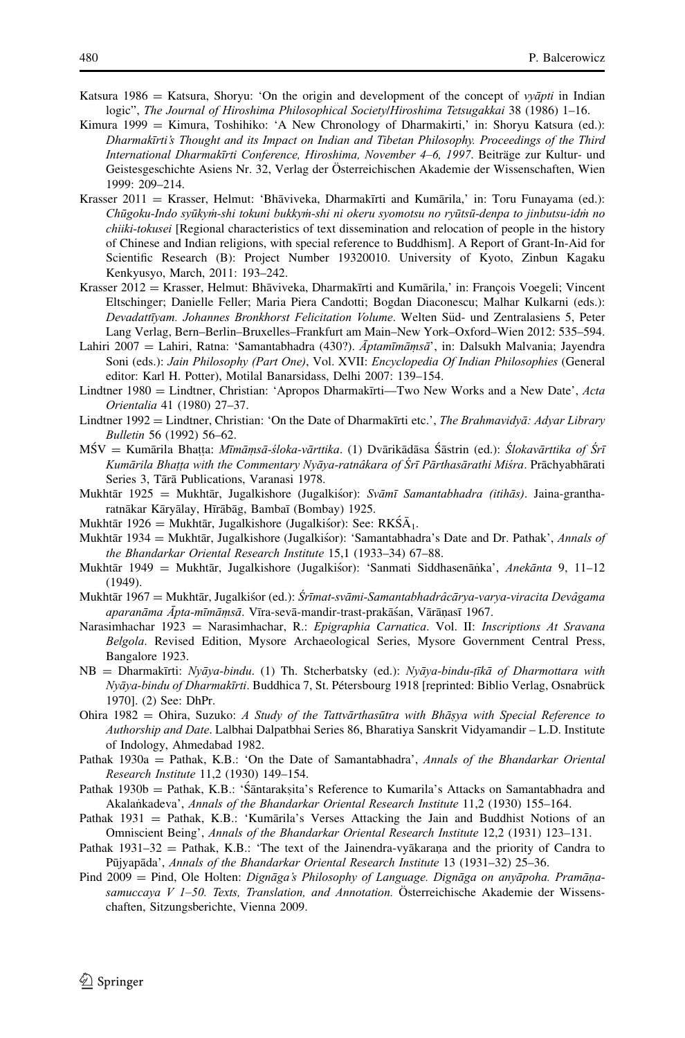Katsura 1986 = Katsura, Shoryu: 'On the origin and development of the concept of *vyāpti* in Indian logic'', *The Journal of Hiroshima Philosophical Society/Hiroshima Tetsugakkai* 38 (1986) 1–16.

Kimura 1999 = Kimura, Toshihiko: 'A New Chronology of Dharmakirti,' in: Shoryu Katsura (ed.): *Dharmakīrti's Thought and its Impact on Indian and Tibetan Philosophy. Proceedings of the Third International Dharmakīrti Conference, Hiroshima, November 4–6, 1997*. Beiträge zur Kultur- und Geistesgeschichte Asiens Nr. 32, Verlag der Österreichischen Akademie der Wissenschaften, Wien 1999: 209–214.

Krasser 2011 = Krasser, Helmut: 'Bhāviveka, Dharmakīrti and Kumārila,' in: Toru Funayama (ed.): *Chūgoku-Indo syūkyṁ-shi tokuni bukkyṁ-shi ni okeru syomotsu no ryūtsū-denpa to jinbutsu-idṁ no chiiki-tokusei* [Regional characteristics of text dissemination and relocation of people in the history of Chinese and Indian religions, with special reference to Buddhism]. A Report of Grant-In-Aid for Scientific Research (B): Project Number 19320010. University of Kyoto, Zinbun Kagaku Kenkyusyo, March, 2011: 193–242.

Krasser 2012 = Krasser, Helmut: Bhāviveka, Dharmakīrti and Kumārila,' in: François Voegeli; Vincent Eltschinger; Danielle Feller; Maria Piera Candotti; Bogdan Diaconescu; Malhar Kulkarni (eds.): *Devadattīyam. Johannes Bronkhorst Felicitation Volume*. Welten Süd- und Zentralasiens 5, Peter Lang Verlag, Bern–Berlin–Bruxelles–Frankfurt am Main–New York–Oxford–Wien 2012: 535–594.

Lahiri 2007 = Lahiri, Ratna: 'Samantabhadra (430?). *Āptamīmāṃsā*', in: Dalsukh Malvania; Jayendra Soni (eds.): *Jain Philosophy (Part One)*, Vol. XVII: *Encyclopedia Of Indian Philosophies* (General editor: Karl H. Potter), Motilal Banarsidass, Delhi 2007: 139–154.

Lindtner 1980 = Lindtner, Christian: 'Apropos Dharmakīrti—Two New Works and a New Date', *Acta Orientalia* 41 (1980) 27–37.

Lindtner 1992 = Lindtner, Christian: 'On the Date of Dharmakīrti etc.', *The Brahmavidyā: Adyar Library Bulletin* 56 (1992) 56–62.

MŚV = Kumārila Bhaṭṭa: *Mīmāṃsā-śloka-vārttika*. (1) Dvārikādāsa Śāstrin (ed.): *Ślokavārttika of Śrī Kumārila Bhaṭṭa with the Commentary Nyāya-ratnâkara of Śrī Pārthasārathi Miśra*. Prāchyabhārati Series 3, Tārā Publications, Varanasi 1978.

Mukhtār 1925 = Mukhtār, Jugalkishore (Jugalkiśor): *Svāmī Samantabhadra (itihās)*. Jaina-grantharatnākar Kāryālay, Hīrābāg, Bambaī (Bombay) 1925.

Mukhtār 1926 = Mukhtār, Jugalkishore (Jugalkiśor): See: RKŚĀ$_1$.

Mukhtār 1934 = Mukhtār, Jugalkishore (Jugalkiśor): 'Samantabhadra's Date and Dr. Pathak', *Annals of the Bhandarkar Oriental Research Institute* 15,1 (1933–34) 67–88.

Mukhtār 1949 = Mukhtār, Jugalkishore (Jugalkiśor): 'Sanmati Siddhasenāṅka', *Anekānta* 9, 11–12 (1949).

Mukhtār 1967 = Mukhtār, Jugalkiśor (ed.): *Śrīmat-svāmi-Samantabhadrâcārya-varya-viracita Devâgama aparanāma Āpta-mīmāṃsā*. Vīra-sevā-mandir-trast-prakāśan, Vārāṇasī 1967.

Narasimhachar 1923 = Narasimhachar, R.: *Epigraphia Carnatica*. Vol. II: *Inscriptions At Sravana Belgola*. Revised Edition, Mysore Archaeological Series, Mysore Government Central Press, Bangalore 1923.

NB = Dharmakīrti: *Nyāya-bindu*. (1) Th. Stcherbatsky (ed.): *Nyāya-bindu-ṭīkā of Dharmottara with Nyāya-bindu of Dharmakīrti*. Buddhica 7, St. Pétersbourg 1918 [reprinted: Biblio Verlag, Osnabrück 1970]. (2) See: DhPr.

Ohira 1982 = Ohira, Suzuko: *A Study of the Tattvārthasūtra with Bhāṣya with Special Reference to Authorship and Date*. Lalbhai Dalpatbhai Series 86, Bharatiya Sanskrit Vidyamandir – L.D. Institute of Indology, Ahmedabad 1982.

Pathak 1930a = Pathak, K.B.: 'On the Date of Samantabhadra', *Annals of the Bhandarkar Oriental Research Institute* 11,2 (1930) 149–154.

Pathak 1930b = Pathak, K.B.: 'Śāntarakṣita's Reference to Kumarila's Attacks on Samantabhadra and Akalaṅkadeva', *Annals of the Bhandarkar Oriental Research Institute* 11,2 (1930) 155–164.

Pathak 1931 = Pathak, K.B.: 'Kumārila's Verses Attacking the Jain and Buddhist Notions of an Omniscient Being', *Annals of the Bhandarkar Oriental Research Institute* 12,2 (1931) 123–131.

Pathak 1931–32 = Pathak, K.B.: 'The text of the Jainendra-vyākaraṇa and the priority of Candra to Pūjyapāda', *Annals of the Bhandarkar Oriental Research Institute* 13 (1931–32) 25–36.

Pind 2009 = Pind, Ole Holten: *Dignāga's Philosophy of Language. Dignāga on anyāpoha. Pramāṇasamuccaya V 1–50. Texts, Translation, and Annotation.* Österreichische Akademie der Wissenschaften, Sitzungsberichte, Vienna 2009.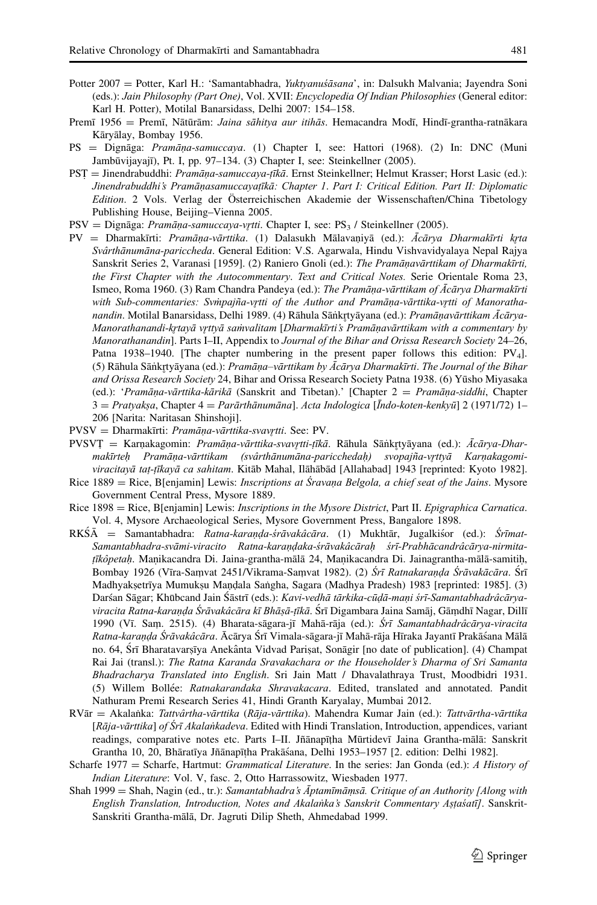Potter 2007 = Potter, Karl H.: 'Samantabhadra, *Yuktyanuśāsana*', in: Dalsukh Malvania; Jayendra Soni (eds.): *Jain Philosophy (Part One)*, Vol. XVII: *Encyclopedia Of Indian Philosophies* (General editor: Karl H. Potter), Motilal Banarsidass, Delhi 2007: 154–158.

Premī 1956 = Premī, Nātūrām: *Jaina sāhitya aur itihās*. Hemacandra Modī, Hindī-grantha-ratnākara Kāryālay, Bombay 1956.

PS = Dignāga: *Pramāṇa-samuccaya*. (1) Chapter I, see: Hattori (1968). (2) In: DNC (Muni Jambūvijayajī), Pt. I, pp. 97–134. (3) Chapter I, see: Steinkellner (2005).

PSṬ = Jinendrabuddhi: *Pramāṇa-samuccaya-ṭīkā*. Ernst Steinkellner; Helmut Krasser; Horst Lasic (ed.): *Jinendrabuddhi's Pramāṇasamuccayaṭīkā: Chapter 1. Part I: Critical Edition. Part II: Diplomatic Edition*. 2 Vols. Verlag der Österreichischen Akademie der Wissenschaften/China Tibetology Publishing House, Beijing–Vienna 2005.

PSV = Dignāga: *Pramāṇa-samuccaya-vṛtti*. Chapter I, see: $PS_3$ / Steinkellner (2005).

PV = Dharmakīrti: *Pramāṇa-vārttika*. (1) Dalasukh Mālavaṇiyā (ed.): *Ācārya Dharmakīrti kṛta Svârthānumāna-pariccheda*. General Edition: V.S. Agarwala, Hindu Vishvavidyalaya Nepal Rajya Sanskrit Series 2, Varanasi [1959]. (2) Raniero Gnoli (ed.): *The Pramāṇavārttikam of Dharmakīrti, the First Chapter with the Autocommentary. Text and Critical Notes.* Serie Orientale Roma 23, Ismeo, Roma 1960. (3) Ram Chandra Pandeya (ed.): *The Pramāṇa-vārttikam of Ācārya Dharmakīrti with Sub-commentaries: Svṁpajña-vṛtti of the Author and Pramāṇa-vārttika-vṛtti of Manorathanandin*. Motilal Banarsidass, Delhi 1989. (4) Rāhula Sāṅkṛtyāyana (ed.): *Pramāṇavārttikam Ācārya-Manorathanandi-kṛtayā vṛttyā saṁvalitam* [*Dharmakīrti's Pramāṇavārttikam with a commentary by Manorathanandin*]. Parts I–II, Appendix to *Journal of the Bihar and Orissa Research Society* 24–26, Patna 1938–1940. [The chapter numbering in the present paper follows this edition: $PV_4$]. (5) Rāhula Sāṅkṛtyāyana (ed.): *Pramāṇa–vārttikam by Ācārya Dharmakīrti. The Journal of the Bihar and Orissa Research Society* 24, Bihar and Orissa Research Society Patna 1938. (6) Yūsho Miyasaka (ed.): '*Pramāṇa-vārttika-kārikā* (Sanskrit and Tibetan).' [Chapter 2 = *Pramāṇa-siddhi*, Chapter 3 = *Pratyakṣa*, Chapter 4 = *Parārthānumāna*]. *Acta Indologica* [*Īndo-koten-kenkyū*] 2 (1971/72) 1–206 [Narita: Naritasan Shinshoji].

PVSV = Dharmakīrti: *Pramāṇa-vārttika-svavṛtti*. See: PV.

PVSVṬ = Karṇakagomin: *Pramāṇa-vārttika-svavṛtti-ṭīkā*. Rāhula Sāṅkṛtyāyana (ed.): *Ācārya-Dharmakīrteḥ Pramāṇa-vārttikam (svârthānumāna-paricchedaḥ) svopajña-vṛttyā Karṇakagomi-viracitayā taṭ-ṭīkayā ca sahitam*. Kitāb Mahal, Ilāhābād [Allahabad] 1943 [reprinted: Kyoto 1982].

Rice 1889 = Rice, B[enjamin] Lewis: *Inscriptions at Śravaṇa Belgola, a chief seat of the Jains*. Mysore Government Central Press, Mysore 1889.

Rice 1898 = Rice, B[enjamin] Lewis: *Inscriptions in the Mysore District*, Part II. *Epigraphica Carnatica*. Vol. 4, Mysore Archaeological Series, Mysore Government Press, Bangalore 1898.

RKŚĀ = Samantabhadra: *Ratna-karaṇḍa-śrāvakâcāra*. (1) Mukhtār, Jugalkiśor (ed.): *Śrīmat-Samantabhadra-svāmi-viracito Ratna-karaṇḍaka-śrāvakâcāraḥ śrī-Prabhācandrâcārya-nirmita-ṭīkôpetaḥ*. Maṇikacandra Di. Jaina-grantha-mālā 24, Maṇikacandra Di. Jainagrantha-mālā-samitiḥ, Bombay 1926 (Vīra-Saṃvat 2451/Vikrama-Saṃvat 1982). (2) *Śrī Ratnakaraṇḍa Śrāvakācāra*. Śrī Madhyakṣetrīya Mumukṣu Maṇḍala Saṅgha, Sagara (Madhya Pradesh) 1983 [reprinted: 1985]. (3) Darśan Sāgar; Khūbcand Jain Śāstrī (eds.): *Kavi-vedhā tārkika-cūḍā-maṇi śrī-Samantabhadrâcārya-viracita Ratna-karaṇḍa Śrāvakâcāra kī Bhāṣā-ṭīkā*. Śrī Digambara Jaina Samāj, Gāṃdhī Nagar, Dillī 1990 (Vī. Saṃ. 2515). (4) Bharata-sāgara-jī Mahā-rāja (ed.): *Śrī Samantabhadrâcārya-viracita Ratna-karaṇḍa Śrāvakâcāra*. Ācārya Śrī Vimala-sāgara-jī Mahā-rāja Hīraka Jayantī Prakāśana Mālā no. 64, Śrī Bharatavarṣīya Anekânta Vidvad Pariṣat, Sonāgir [no date of publication]. (4) Champat Rai Jai (transl.): *The Ratna Karanda Sravakachara or the Householder's Dharma of Sri Samanta Bhadracharya Translated into English*. Sri Jain Matt / Dhavalathraya Trust, Moodbidri 1931. (5) Willem Bollée: *Ratnakarandaka Shravakacara*. Edited, translated and annotated. Pandit Nathuram Premi Research Series 41, Hindi Granth Karyalay, Mumbai 2012.

RVār = Akalaṅka: *Tattvârtha-vārttika* (*Rāja-vārttika*). Mahendra Kumar Jain (ed.): *Tattvārtha-vārttika* [*Rāja-vārttika*] *of Śrī Akalaṅkadeva*. Edited with Hindi Translation, Introduction, appendices, variant readings, comparative notes etc. Parts I–II. Jñānapīṭha Mūrtidevī Jaina Grantha-mālā: Sanskrit Grantha 10, 20, Bhāratīya Jñānapīṭha Prakāśana, Delhi 1953–1957 [2. edition: Delhi 1982].

Scharfe 1977 = Scharfe, Hartmut: *Grammatical Literature*. In the series: Jan Gonda (ed.): *A History of Indian Literature*: Vol. V, fasc. 2, Otto Harrassowitz, Wiesbaden 1977.

Shah 1999 = Shah, Nagin (ed., tr.): *Samantabhadra's Āptamīmāṃsā. Critique of an Authority [Along with English Translation, Introduction, Notes and Akalaṅka's Sanskrit Commentary Aṣṭaśatī]*. Sanskrit-Sanskriti Grantha-mālā, Dr. Jagruti Dilip Sheth, Ahmedabad 1999.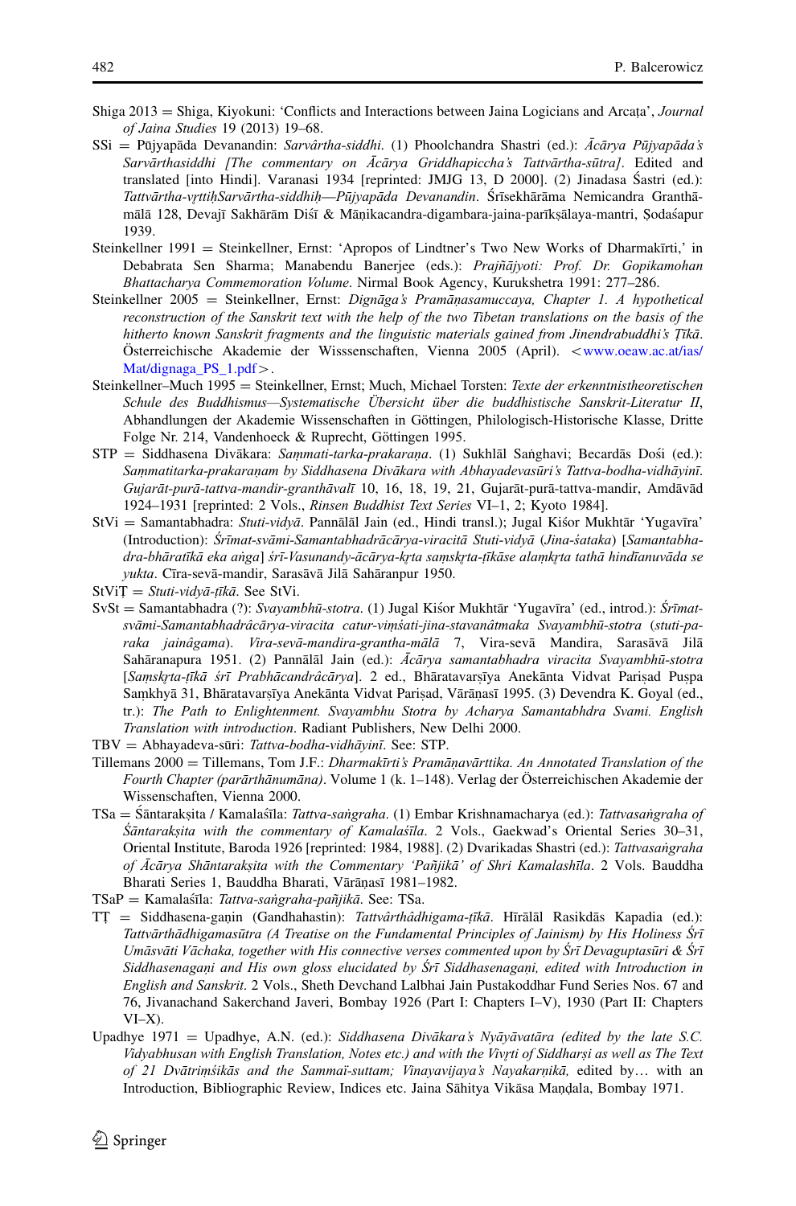Shiga 2013 = Shiga, Kiyokuni: 'Conflicts and Interactions between Jaina Logicians and Arcaṭa', *Journal of Jaina Studies* 19 (2013) 19–68.

SSi = Pūjyapāda Devanandin: *Sarvârtha-siddhi*. (1) Phoolchandra Shastri (ed.): *Ācārya Pūjyapāda's Sarvārthasiddhi [The commentary on Ācārya Griddhapiccha's Tattvārtha-sūtra]*. Edited and translated [into Hindi]. Varanasi 1934 [reprinted: JMJG 13, D 2000]. (2) Jinadasa Śastri (ed.): *Tattvārtha-vṛttiḥSarvārtha-siddhiḥ—Pūjyapāda Devanandin*. Śrīsekhārāma Nemicandra Granthamālā 128, Devajī Sakhārām Diśī & Māṇikacandra-digambara-jaina-parīkṣālaya-mantri, Ṣodaśapur 1939.

Steinkellner 1991 = Steinkellner, Ernst: 'Apropos of Lindtner's Two New Works of Dharmakīrti,' in Debabrata Sen Sharma; Manabendu Banerjee (eds.): *Prajñājyoti: Prof. Dr. Gopikamohan Bhattacharya Commemoration Volume*. Nirmal Book Agency, Kurukshetra 1991: 277–286.

Steinkellner 2005 = Steinkellner, Ernst: *Dignāga's Pramāṇasamuccaya, Chapter 1. A hypothetical reconstruction of the Sanskrit text with the help of the two Tibetan translations on the basis of the hitherto known Sanskrit fragments and the linguistic materials gained from Jinendrabuddhi's Ṭīkā*. Österreichische Akademie der Wisssenschaften, Vienna 2005 (April). <www.oeaw.ac.at/ias/Mat/dignaga_PS_1.pdf>.

Steinkellner–Much 1995 = Steinkellner, Ernst; Much, Michael Torsten: *Texte der erkenntnistheoretischen Schule des Buddhismus—Systematische Übersicht über die buddhistische Sanskrit-Literatur II*, Abhandlungen der Akademie Wissenschaften in Göttingen, Philologisch-Historische Klasse, Dritte Folge Nr. 214, Vandenhoeck & Ruprecht, Göttingen 1995.

STP = Siddhasena Divākara: *Saṃmati-tarka-prakaraṇa*. (1) Sukhlāl Saṅghavi; Becardās Dośi (ed.): *Saṃmatitarka-prakaraṇam by Siddhasena Divākara with Abhayadevasūri's Tattva-bodha-vidhāyinī*. *Gujarāt-purā-tattva-mandir-granthāvalī* 10, 16, 18, 19, 21, Gujarāt-purā-tattva-mandir, Amdāvād 1924–1931 [reprinted: 2 Vols., *Rinsen Buddhist Text Series* VI–1, 2; Kyoto 1984].

StVi = Samantabhadra: *Stuti-vidyā*. Pannālāl Jain (ed., Hindi transl.); Jugal Kiśor Mukhtār 'Yugavīra' (Introduction): *Śrīmat-svāmi-Samantabhadrācārya-viracitā Stuti-vidyā* (*Jina-śataka*) [*Samantabhadra-bhāratīkā eka aṅga*] *śrī-Vasunandy-ācārya-kṛta saṃskṛta-ṭīkāse alaṃkṛta tathā hindīanuvāda se yukta*. Cīra-sevā-mandir, Sarasāvā Jilā Sahāranpur 1950.

StViṬ = *Stuti-vidyā-ṭīkā*. See StVi.

SvSt = Samantabhadra (?): *Svayambhū-stotra*. (1) Jugal Kiśor Mukhtār 'Yugavīra' (ed., introd.): *Śrīmat-svāmi-Samantabhadrâcārya-viracita catur-viṃśati-jina-stavanâtmaka Svayambhū-stotra* (*stuti-paraka jainâgama*). *Vīra-sevā-mandira-grantha-mālā* 7, Vīra-sevā Mandira, Sarasāvā Jilā Sahāranapura 1951. (2) Pannālāl Jain (ed.): *Ācārya samantabhadra viracita Svayambhū-stotra* [*Saṃskṛta-ṭīkā śrī Prabhācandrâcārya*]. 2 ed., Bhāratavarṣīya Anekānta Vidvat Pariṣad Puṣpa Saṃkhyā 31, Bhāratavarṣīya Anekānta Vidvat Pariṣad, Vārāṇasī 1995. (3) Devendra K. Goyal (ed., tr.): *The Path to Enlightenment. Svayambhu Stotra by Acharya Samantabhdra Svami. English Translation with introduction*. Radiant Publishers, New Delhi 2000.

TBV = Abhayadeva-sūri: *Tattva-bodha-vidhāyinī*. See: STP.

Tillemans 2000 = Tillemans, Tom J.F.: *Dharmakīrti's Pramāṇavārttika. An Annotated Translation of the Fourth Chapter (parārthānumāna)*. Volume 1 (k. 1–148). Verlag der Österreichischen Akademie der Wissenschaften, Vienna 2000.

TSa = Śāntarakṣita / Kamalaśīla: *Tattva-saṅgraha*. (1) Embar Krishnamacharya (ed.): *Tattvasaṅgraha of Śāntarakṣita with the commentary of Kamalaśīla*. 2 Vols., Gaekwad's Oriental Series 30–31, Oriental Institute, Baroda 1926 [reprinted: 1984, 1988]. (2) Dvarikadas Shastri (ed.): *Tattvasaṅgraha of Ācārya Shāntarakṣita with the Commentary 'Pañjikā' of Shri Kamalashīla*. 2 Vols. Bauddha Bharati Series 1, Bauddha Bharati, Vārāṇasī 1981–1982.

TSaP = Kamalaśīla: *Tattva-saṅgraha-pañjikā*. See: TSa.

TṬ = Siddhasena-gaṇin (Gandhahastin): *Tattvârthâdhigama-ṭīkā*. Hīrālāl Rasikdās Kapadia (ed.): *Tattvārthādhigamasūtra (A Treatise on the Fundamental Principles of Jainism) by His Holiness Śrī Umāsvāti Vāchaka, together with His connective verses commented upon by Śrī Devaguptasūri & Śrī Siddhasenagaṇi and His own gloss elucidated by Śrī Siddhasenagaṇi, edited with Introduction in English and Sanskrit*. 2 Vols., Sheth Devchand Lalbhai Jain Pustakoddhar Fund Series Nos. 67 and 76, Jivanachand Sakerchand Javeri, Bombay 1926 (Part I: Chapters I–V), 1930 (Part II: Chapters VI–X).

Upadhye 1971 = Upadhye, A.N. (ed.): *Siddhasena Divākara's Nyāyāvatāra (edited by the late S.C. Vidyabhusan with English Translation, Notes etc.) and with the Vivṛti of Siddharṣi as well as The Text of 21 Dvātriṃśikās and the Sammaï-suttam; Vinayavijaya's Nayakarṇikā,* edited by… with an Introduction, Bibliographic Review, Indices etc. Jaina Sāhitya Vikāsa Maṇḍala, Bombay 1971.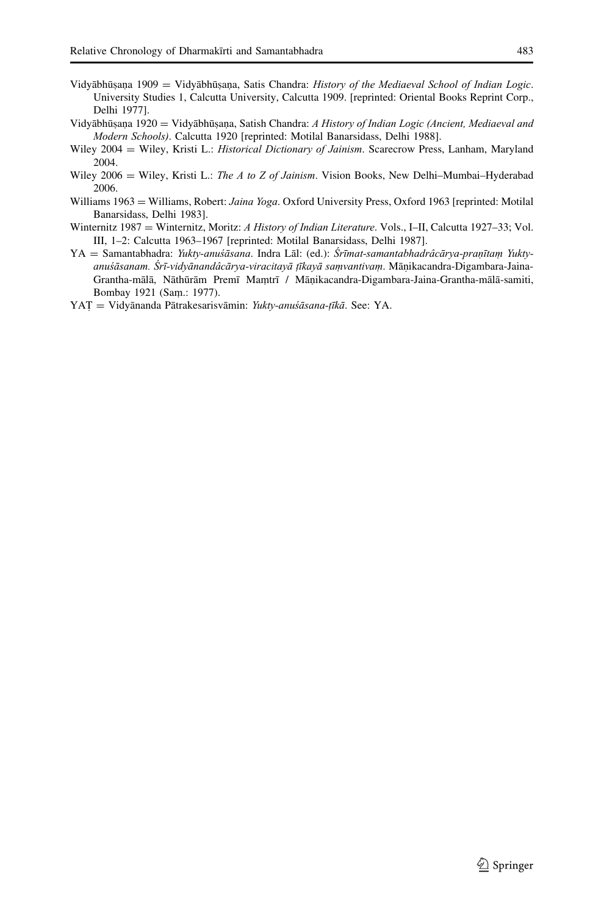Vidyābhūṣaṇa 1909 = Vidyābhūṣaṇa, Satis Chandra: *History of the Mediaeval School of Indian Logic*. University Studies 1, Calcutta University, Calcutta 1909. [reprinted: Oriental Books Reprint Corp., Delhi 1977].

Vidyābhūṣaṇa 1920 = Vidyābhūṣaṇa, Satish Chandra: *A History of Indian Logic (Ancient, Mediaeval and Modern Schools)*. Calcutta 1920 [reprinted: Motilal Banarsidass, Delhi 1988].

Wiley 2004 = Wiley, Kristi L.: *Historical Dictionary of Jainism*. Scarecrow Press, Lanham, Maryland 2004.

Wiley 2006 = Wiley, Kristi L.: *The A to Z of Jainism*. Vision Books, New Delhi–Mumbai–Hyderabad 2006.

Williams 1963 = Williams, Robert: *Jaina Yoga*. Oxford University Press, Oxford 1963 [reprinted: Motilal Banarsidass, Delhi 1983].

Winternitz 1987 = Winternitz, Moritz: *A History of Indian Literature*. Vols., I–II, Calcutta 1927–33; Vol. III, 1–2: Calcutta 1963–1967 [reprinted: Motilal Banarsidass, Delhi 1987].

YA = Samantabhadra: *Yukty-anuśāsana*. Indra Lāl: (ed.): *Śrīmat-samantabhadrâcārya-praṇītaṃ Yukty-anuśāsanam. Śrī-vidyānandâcārya-viracitayā ṭīkayā saṃvantivaṃ*. Māṇikacandra-Digambara-Jaina-Grantha-mālā, Nāthūrām Premī Maṃtrī / Māṇikacandra-Digambara-Jaina-Grantha-mālā-samiti, Bombay 1921 (Saṃ.: 1977).

YAṬ = Vidyānanda Pātrakesarisvāmin: *Yukty-anuśāsana-ṭīkā*. See: YA.